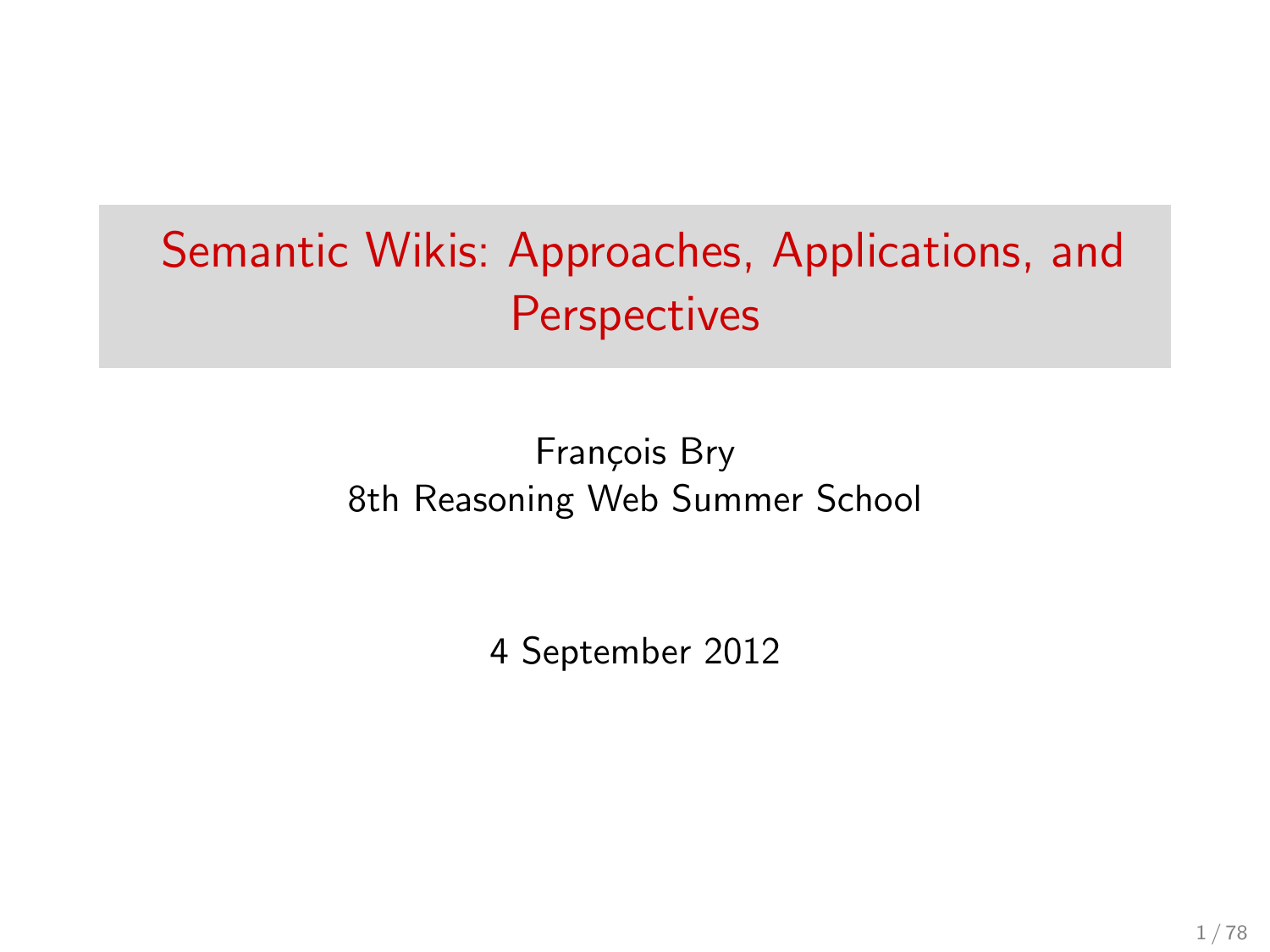# Semantic Wikis: Approaches, Applications, and Perspectives

François Bry
8th Reasoning Web Summer School

4 September 2012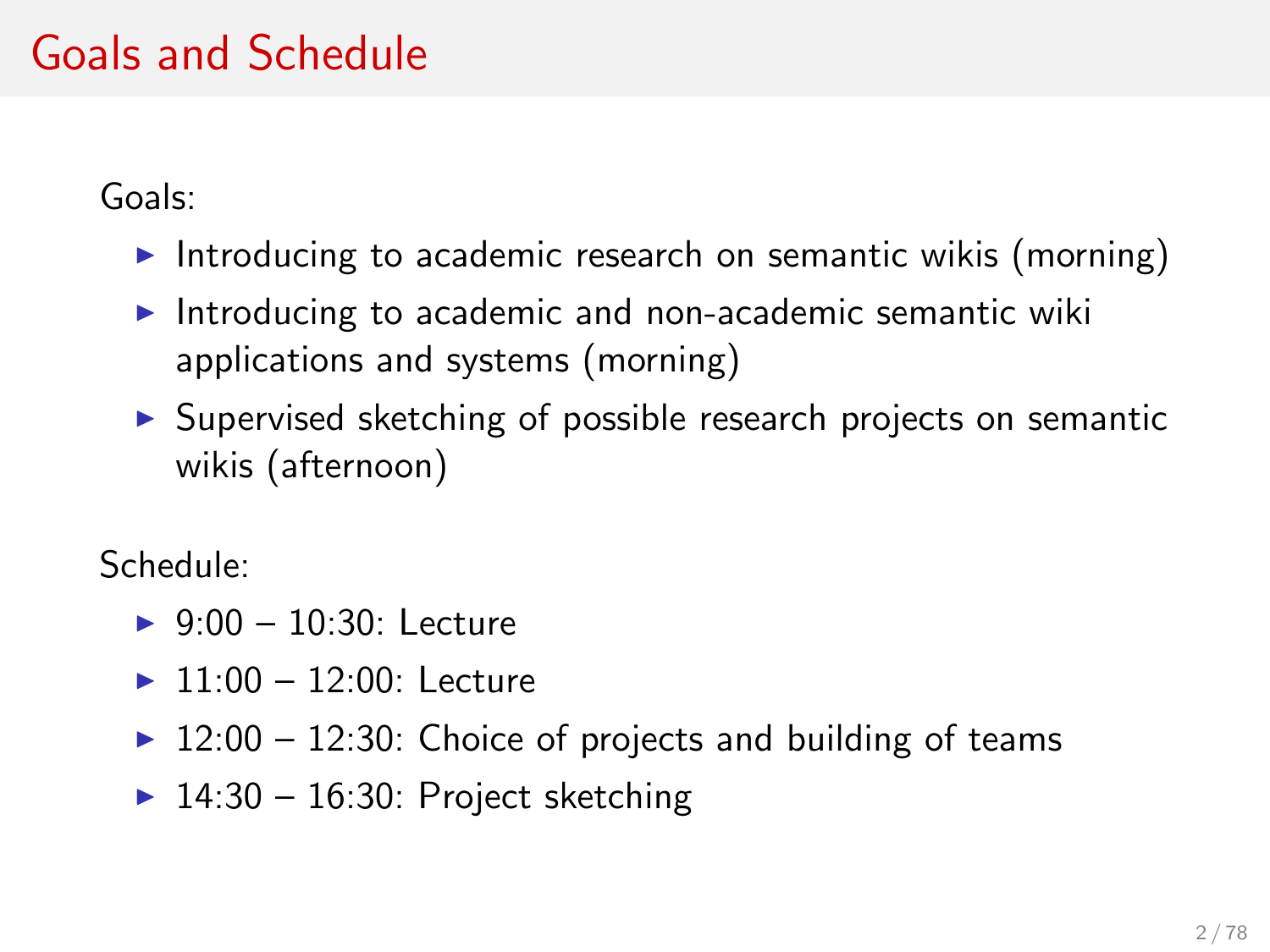# Goals and Schedule

Goals:

- Introducing to academic research on semantic wikis (morning)
- Introducing to academic and non-academic semantic wiki applications and systems (morning)
- Supervised sketching of possible research projects on semantic wikis (afternoon)

Schedule:

- 9:00 – 10:30: Lecture
- 11:00 – 12:00: Lecture
- 12:00 – 12:30: Choice of projects and building of teams
- 14:30 – 16:30: Project sketching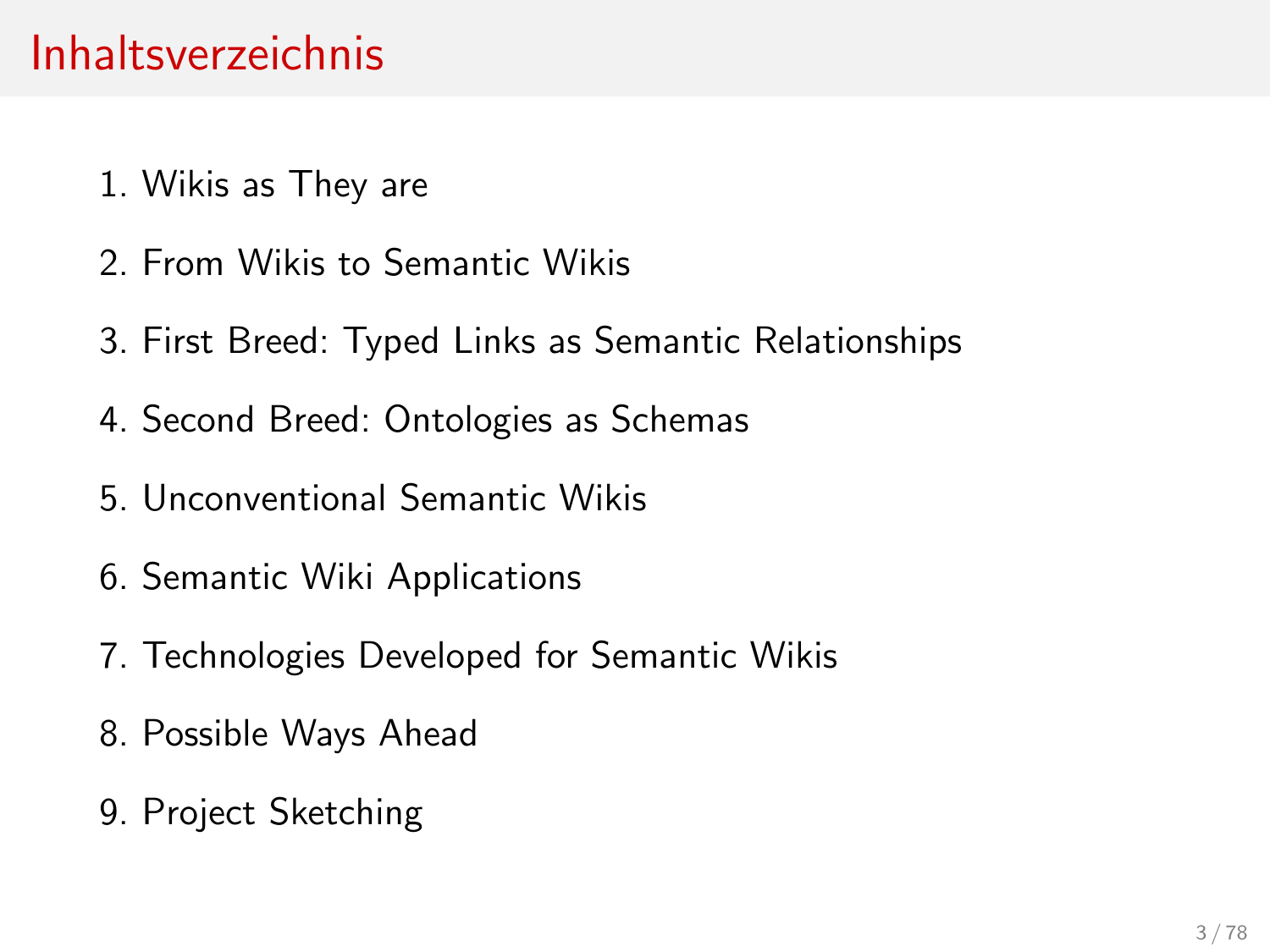# Inhaltsverzeichnis

1. Wikis as They are
2. From Wikis to Semantic Wikis
3. First Breed: Typed Links as Semantic Relationships
4. Second Breed: Ontologies as Schemas
5. Unconventional Semantic Wikis
6. Semantic Wiki Applications
7. Technologies Developed for Semantic Wikis
8. Possible Ways Ahead
9. Project Sketching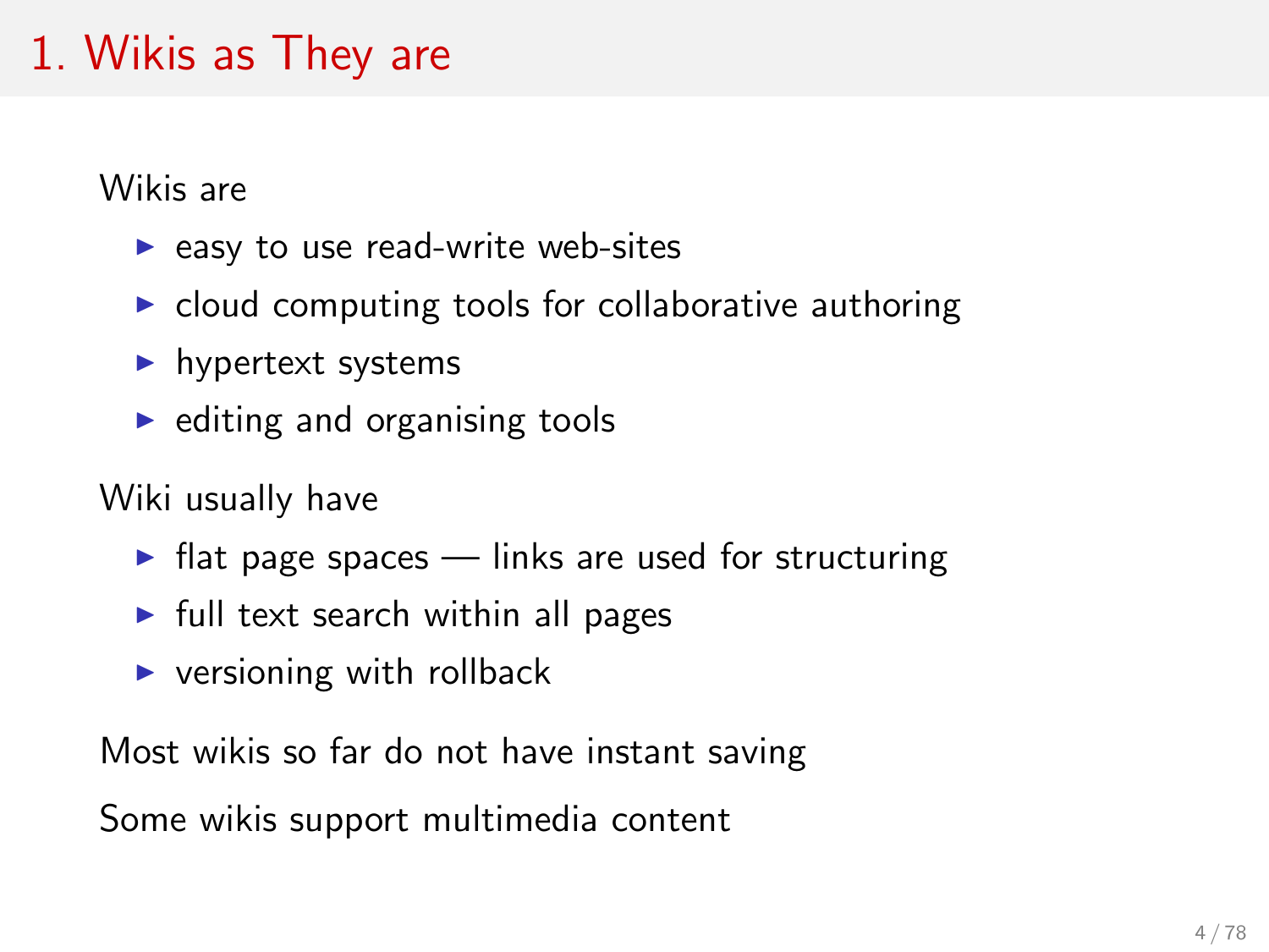# 1. Wikis as They are

Wikis are

- easy to use read-write web-sites
- cloud computing tools for collaborative authoring
- hypertext systems
- editing and organising tools

Wiki usually have

- flat page spaces — links are used for structuring
- full text search within all pages
- versioning with rollback

Most wikis so far do not have instant saving

Some wikis support multimedia content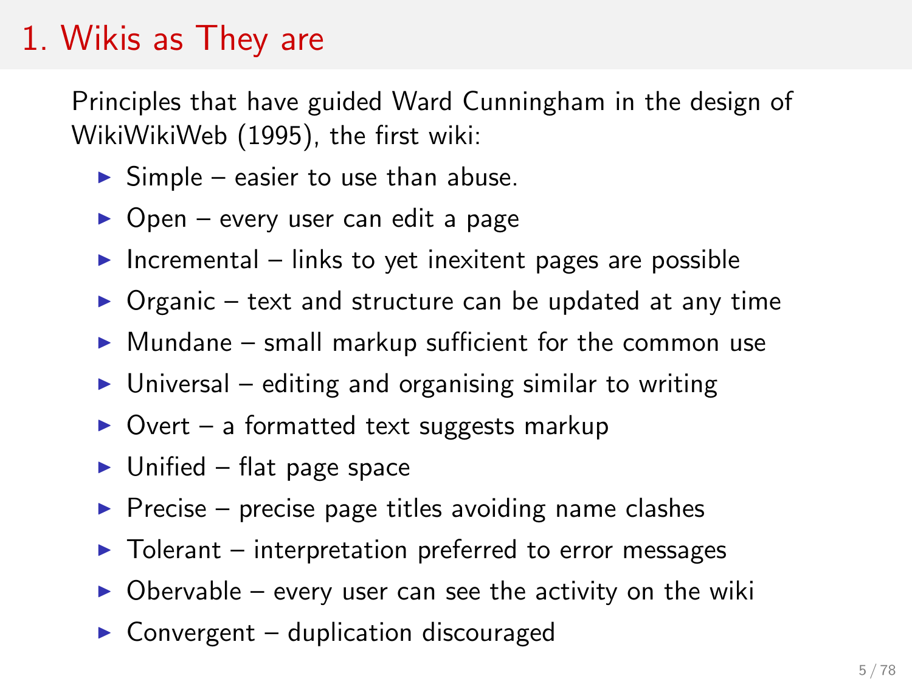# 1. Wikis as They are

Principles that have guided Ward Cunningham in the design of WikiWikiWeb (1995), the first wiki:

- Simple – easier to use than abuse.
- Open – every user can edit a page
- Incremental – links to yet inexitent pages are possible
- Organic – text and structure can be updated at any time
- Mundane – small markup sufficient for the common use
- Universal – editing and organising similar to writing
- Overt – a formatted text suggests markup
- Unified – flat page space
- Precise – precise page titles avoiding name clashes
- Tolerant – interpretation preferred to error messages
- Obervable – every user can see the activity on the wiki
- Convergent – duplication discouraged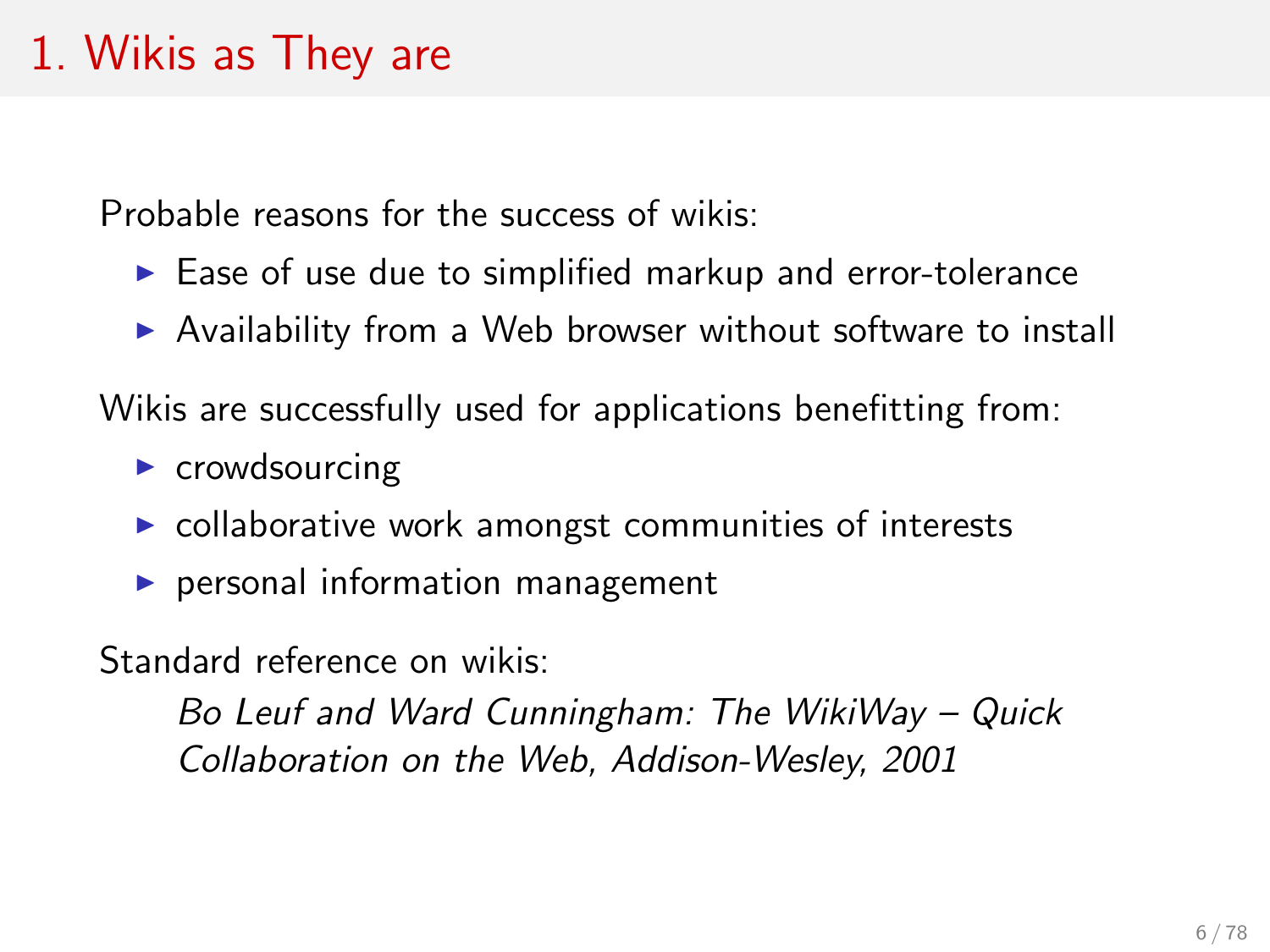# 1. Wikis as They are

Probable reasons for the success of wikis:

- Ease of use due to simplified markup and error-tolerance
- Availability from a Web browser without software to install

Wikis are successfully used for applications benefitting from:

- crowdsourcing
- collaborative work amongst communities of interests
- personal information management

Standard reference on wikis:

> *Bo Leuf and Ward Cunningham: The WikiWay – Quick Collaboration on the Web, Addison-Wesley, 2001*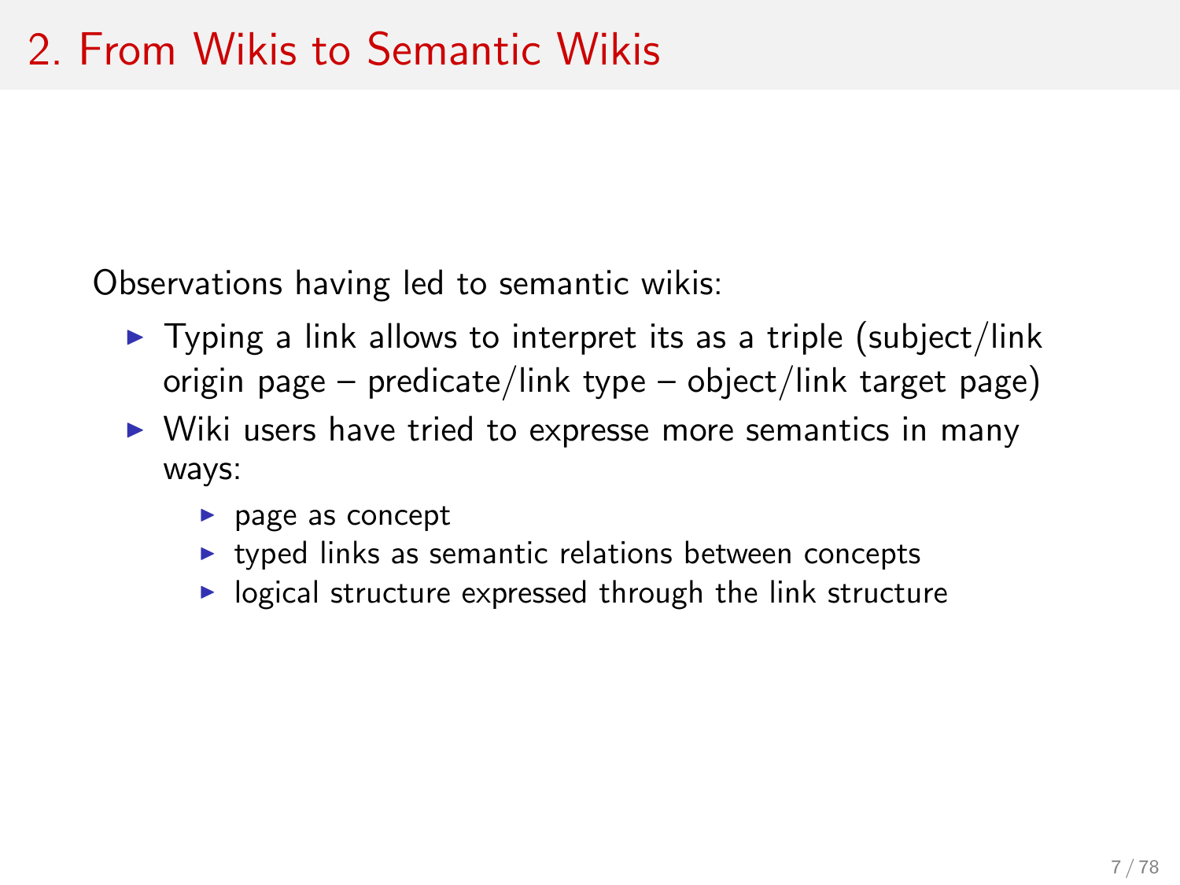# 2. From Wikis to Semantic Wikis

Observations having led to semantic wikis:

- Typing a link allows to interpret its as a triple (subject/link origin page – predicate/link type – object/link target page)
- Wiki users have tried to expresse more semantics in many ways:
  - page as concept
  - typed links as semantic relations between concepts
  - logical structure expressed through the link structure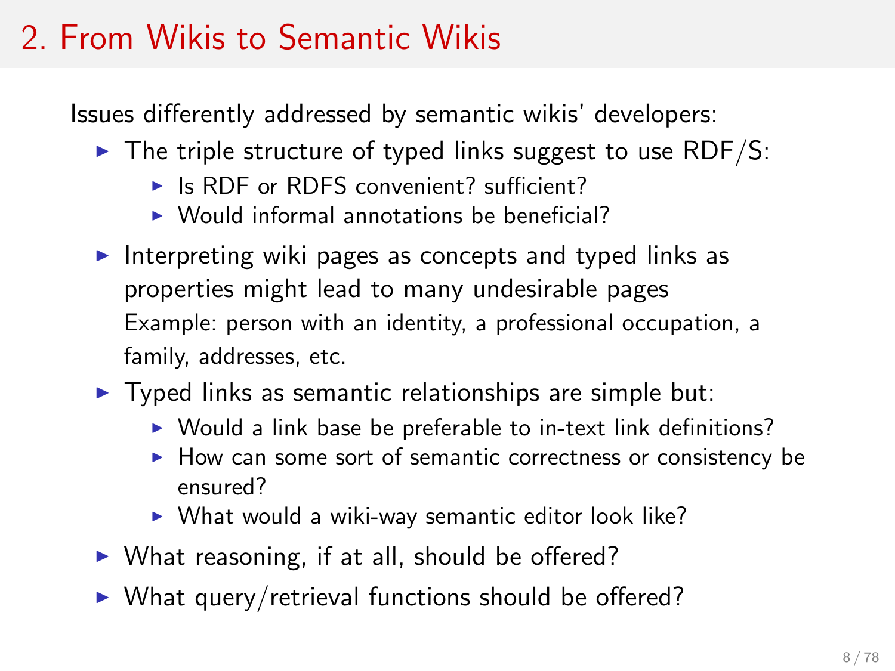# 2. From Wikis to Semantic Wikis

Issues differently addressed by semantic wikis' developers:

- The triple structure of typed links suggest to use RDF/S:
  - Is RDF or RDFS convenient? sufficient?
  - Would informal annotations be beneficial?
- Interpreting wiki pages as concepts and typed links as properties might lead to many undesirable pages
  Example: person with an identity, a professional occupation, a family, addresses, etc.
- Typed links as semantic relationships are simple but:
  - Would a link base be preferable to in-text link definitions?
  - How can some sort of semantic correctness or consistency be ensured?
  - What would a wiki-way semantic editor look like?
- What reasoning, if at all, should be offered?
- What query/retrieval functions should be offered?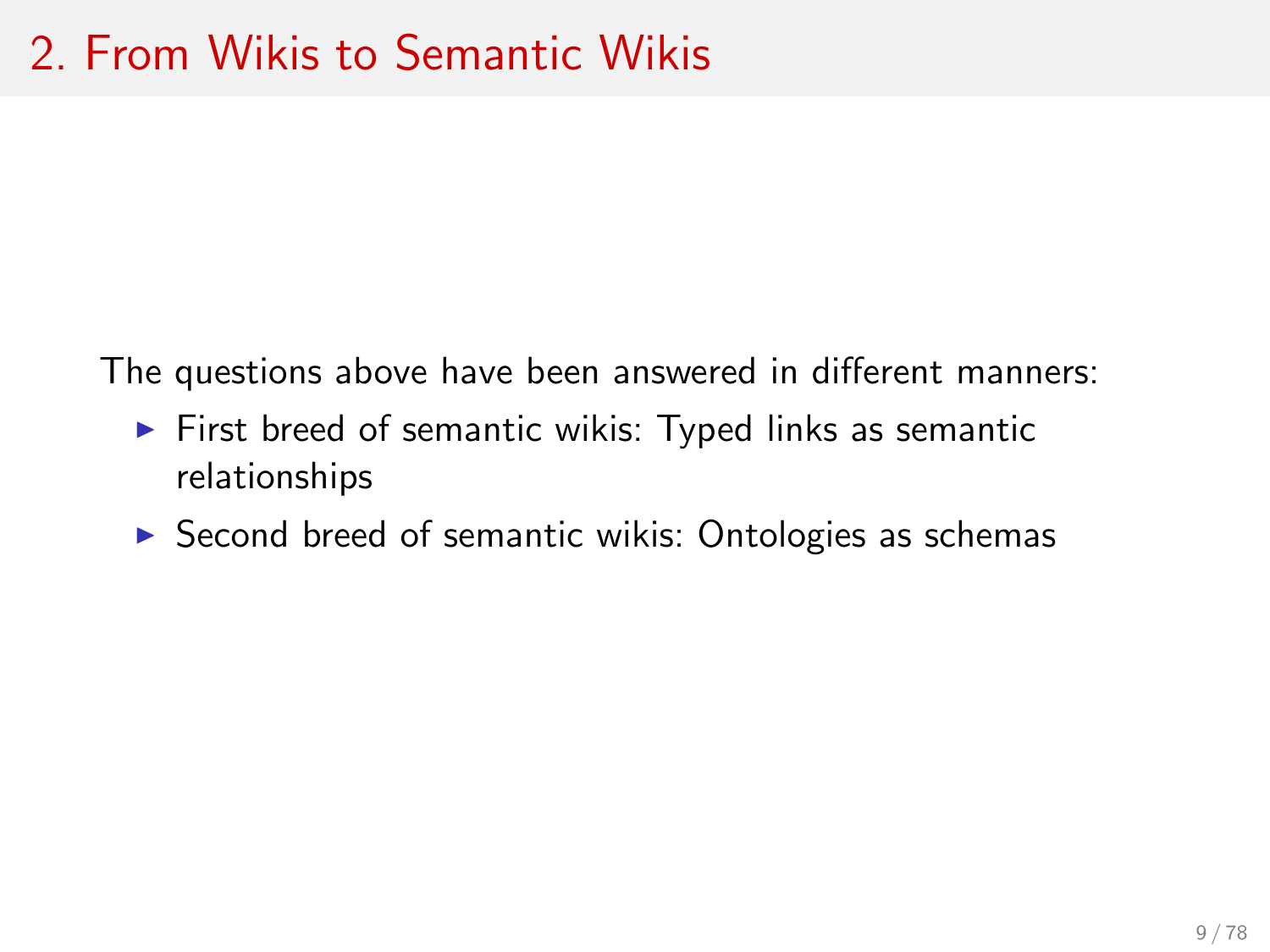# 2. From Wikis to Semantic Wikis

The questions above have been answered in different manners:

- First breed of semantic wikis: Typed links as semantic relationships
- Second breed of semantic wikis: Ontologies as schemas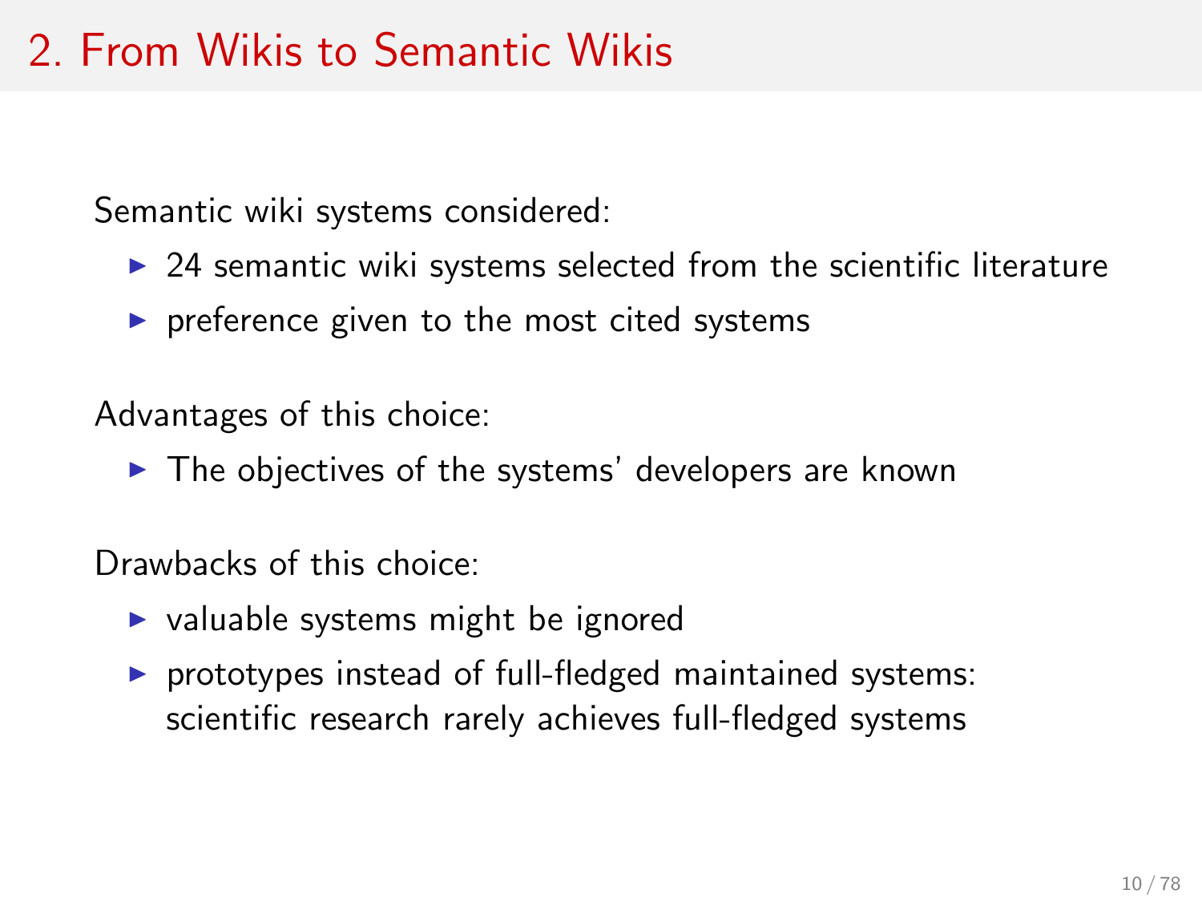# 2. From Wikis to Semantic Wikis

Semantic wiki systems considered:

- 24 semantic wiki systems selected from the scientific literature
- preference given to the most cited systems

Advantages of this choice:

- The objectives of the systems' developers are known

Drawbacks of this choice:

- valuable systems might be ignored
- prototypes instead of full-fledged maintained systems: scientific research rarely achieves full-fledged systems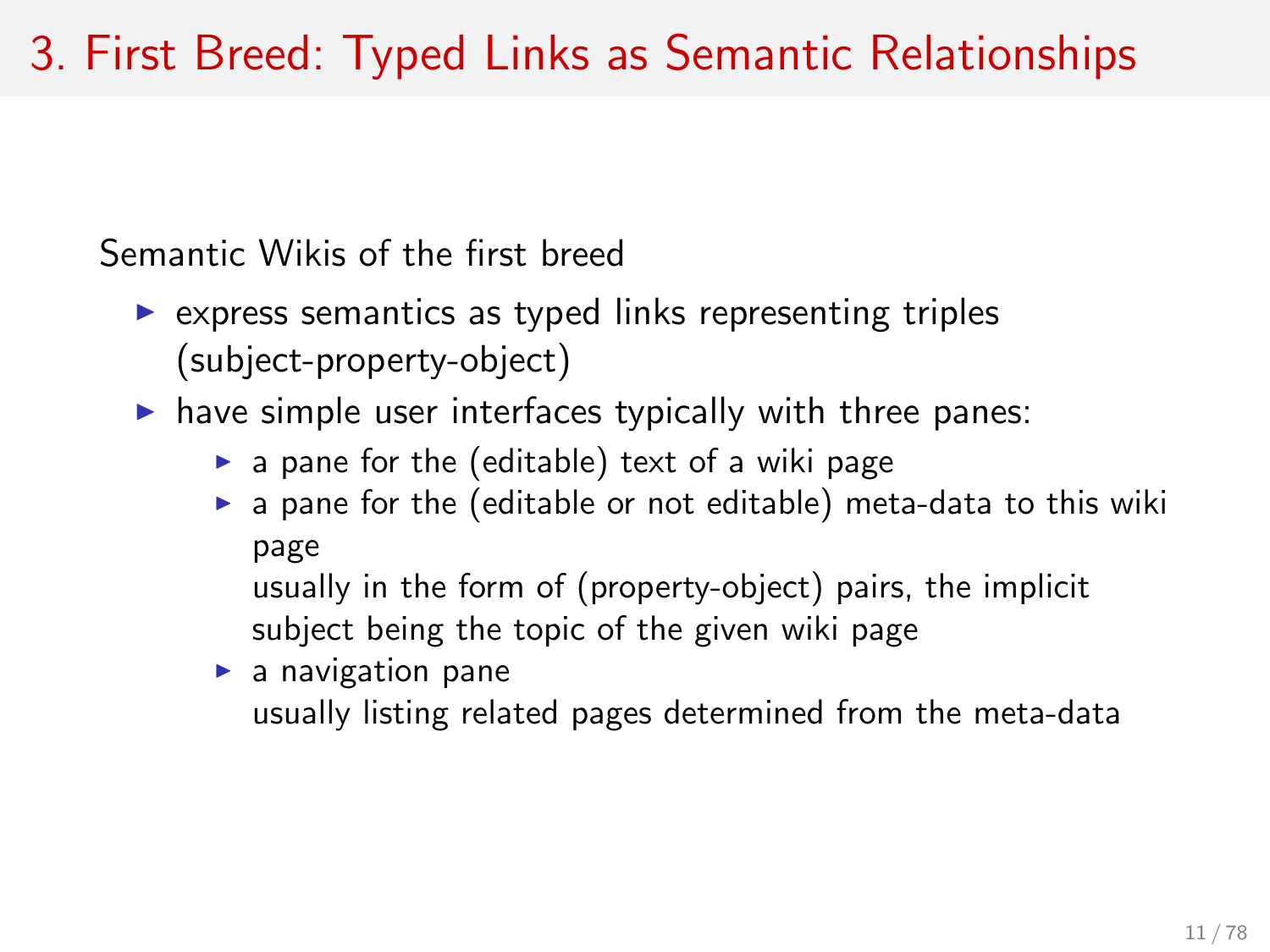# 3. First Breed: Typed Links as Semantic Relationships

Semantic Wikis of the first breed

- express semantics as typed links representing triples (subject-property-object)
- have simple user interfaces typically with three panes:
  - a pane for the (editable) text of a wiki page
  - a pane for the (editable or not editable) meta-data to this wiki page
    usually in the form of (property-object) pairs, the implicit subject being the topic of the given wiki page
  - a navigation pane
    usually listing related pages determined from the meta-data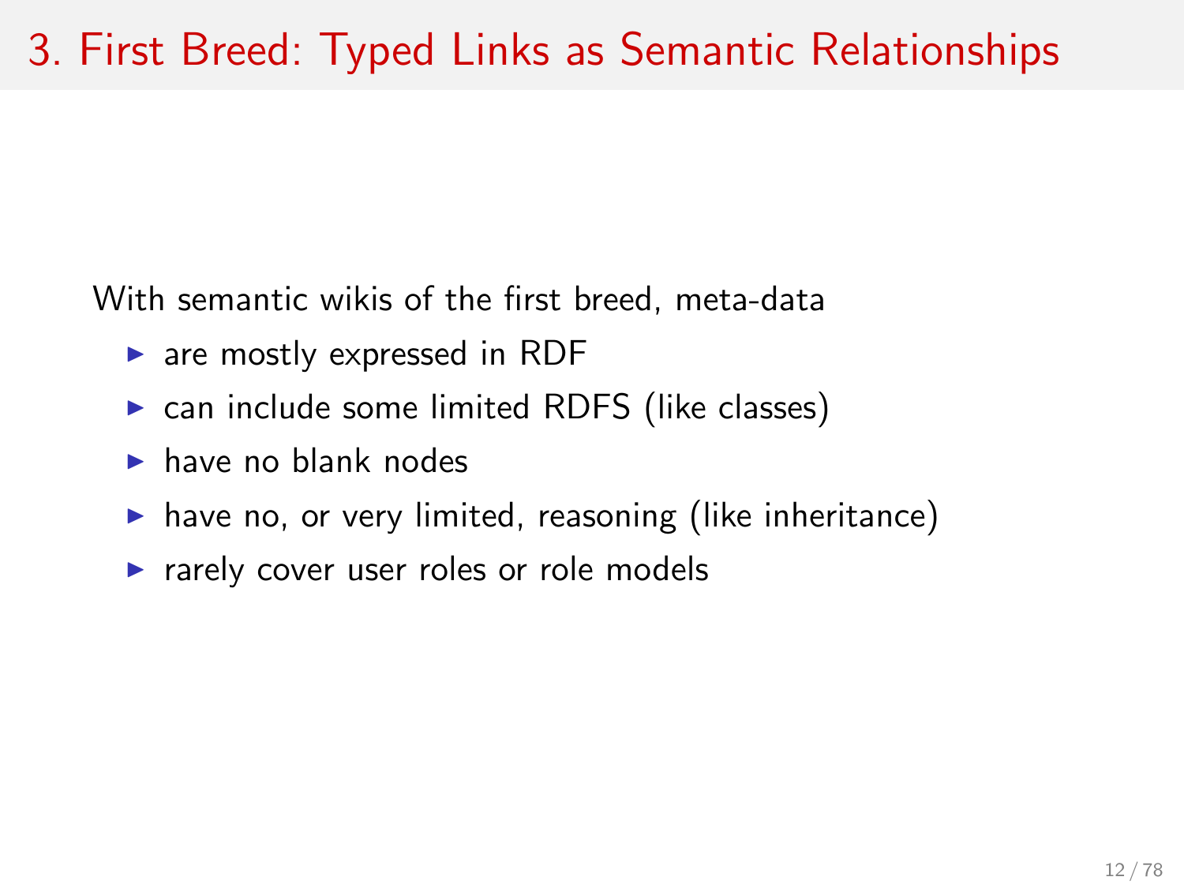# 3. First Breed: Typed Links as Semantic Relationships

With semantic wikis of the first breed, meta-data

- are mostly expressed in RDF
- can include some limited RDFS (like classes)
- have no blank nodes
- have no, or very limited, reasoning (like inheritance)
- rarely cover user roles or role models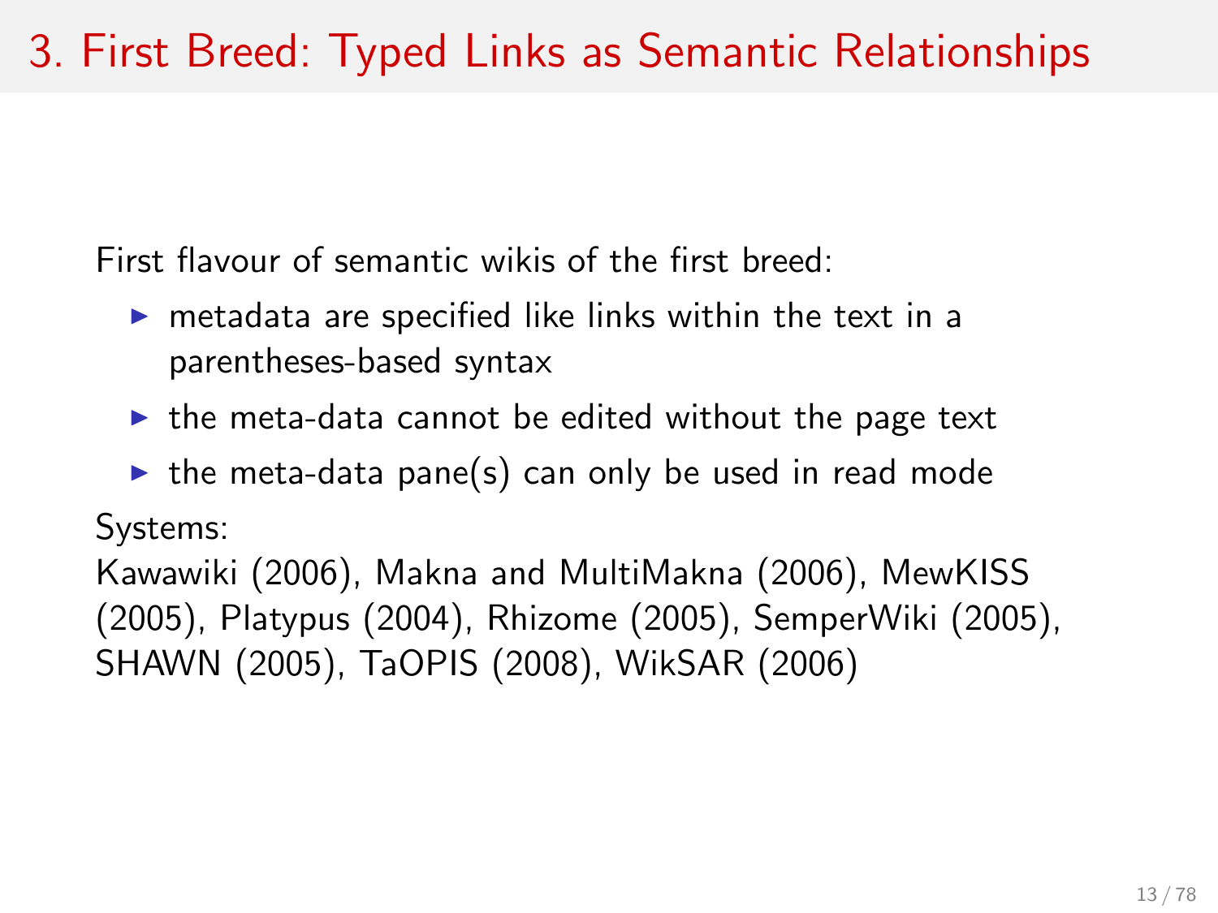# 3. First Breed: Typed Links as Semantic Relationships

First flavour of semantic wikis of the first breed:

- metadata are specified like links within the text in a parentheses-based syntax
- the meta-data cannot be edited without the page text
- the meta-data pane(s) can only be used in read mode

Systems:
Kawawiki (2006), Makna and MultiMakna (2006), MewKISS (2005), Platypus (2004), Rhizome (2005), SemperWiki (2005), SHAWN (2005), TaOPIS (2008), WikSAR (2006)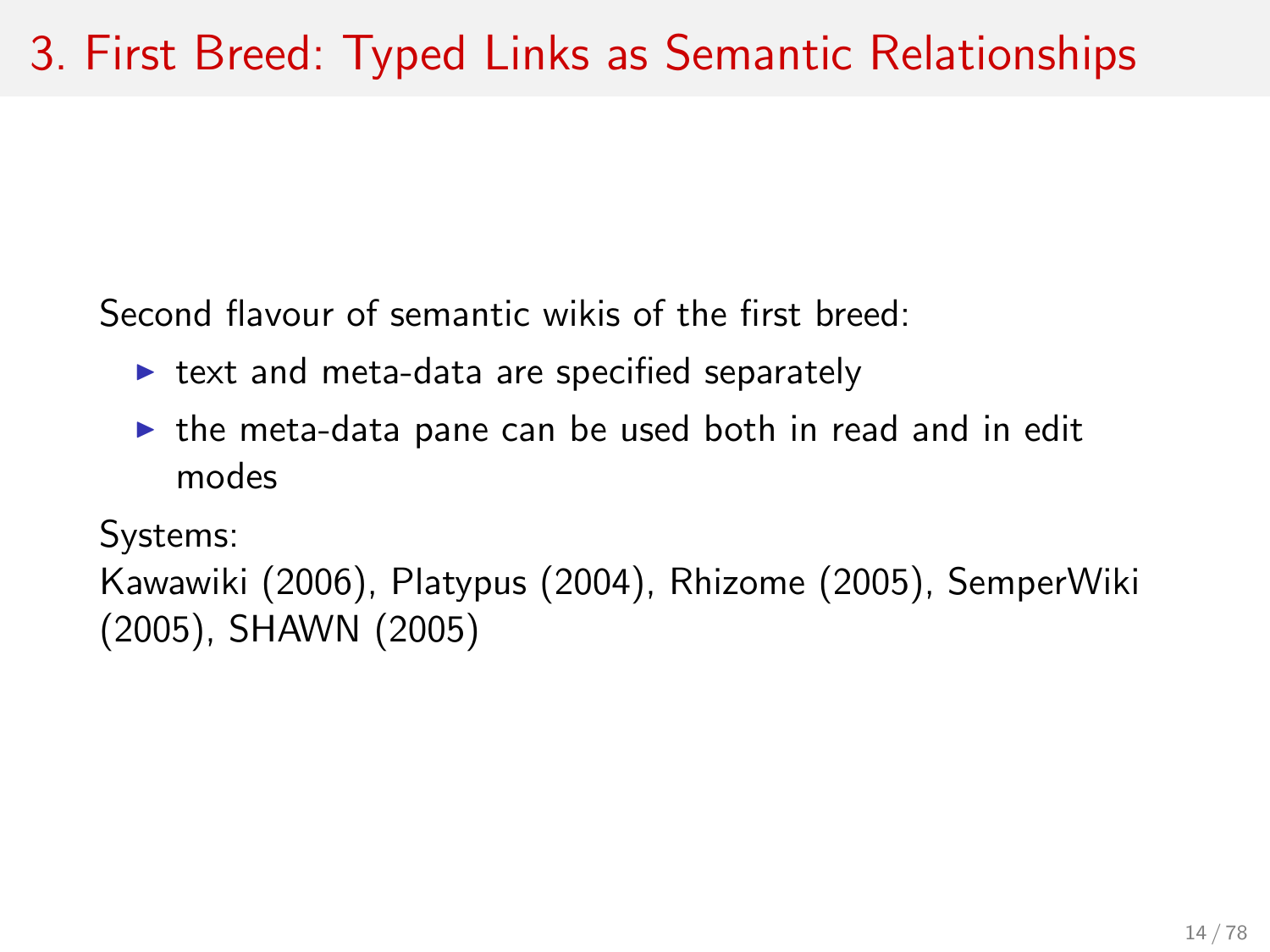# 3. First Breed: Typed Links as Semantic Relationships

Second flavour of semantic wikis of the first breed:

- text and meta-data are specified separately
- the meta-data pane can be used both in read and in edit modes

Systems:
Kawawiki (2006), Platypus (2004), Rhizome (2005), SemperWiki (2005), SHAWN (2005)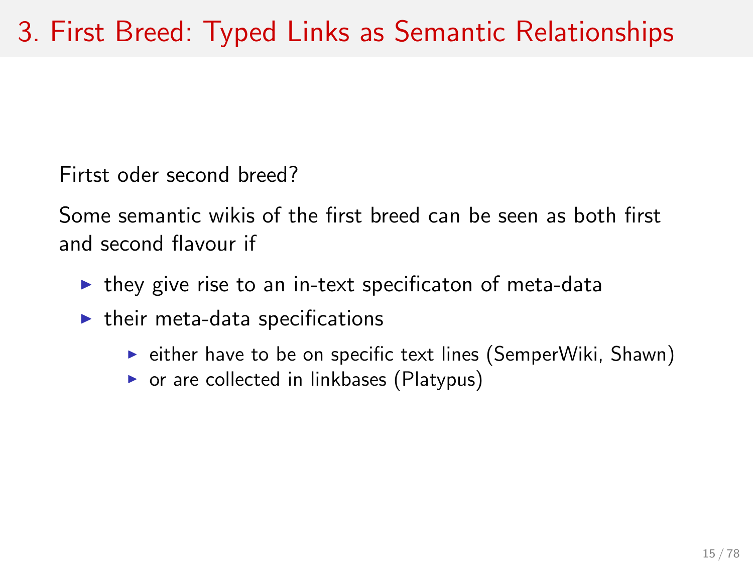# 3. First Breed: Typed Links as Semantic Relationships

Firtst oder second breed?

Some semantic wikis of the first breed can be seen as both first and second flavour if

- they give rise to an in-text specificaton of meta-data
- their meta-data specifications
  - either have to be on specific text lines (SemperWiki, Shawn)
  - or are collected in linkbases (Platypus)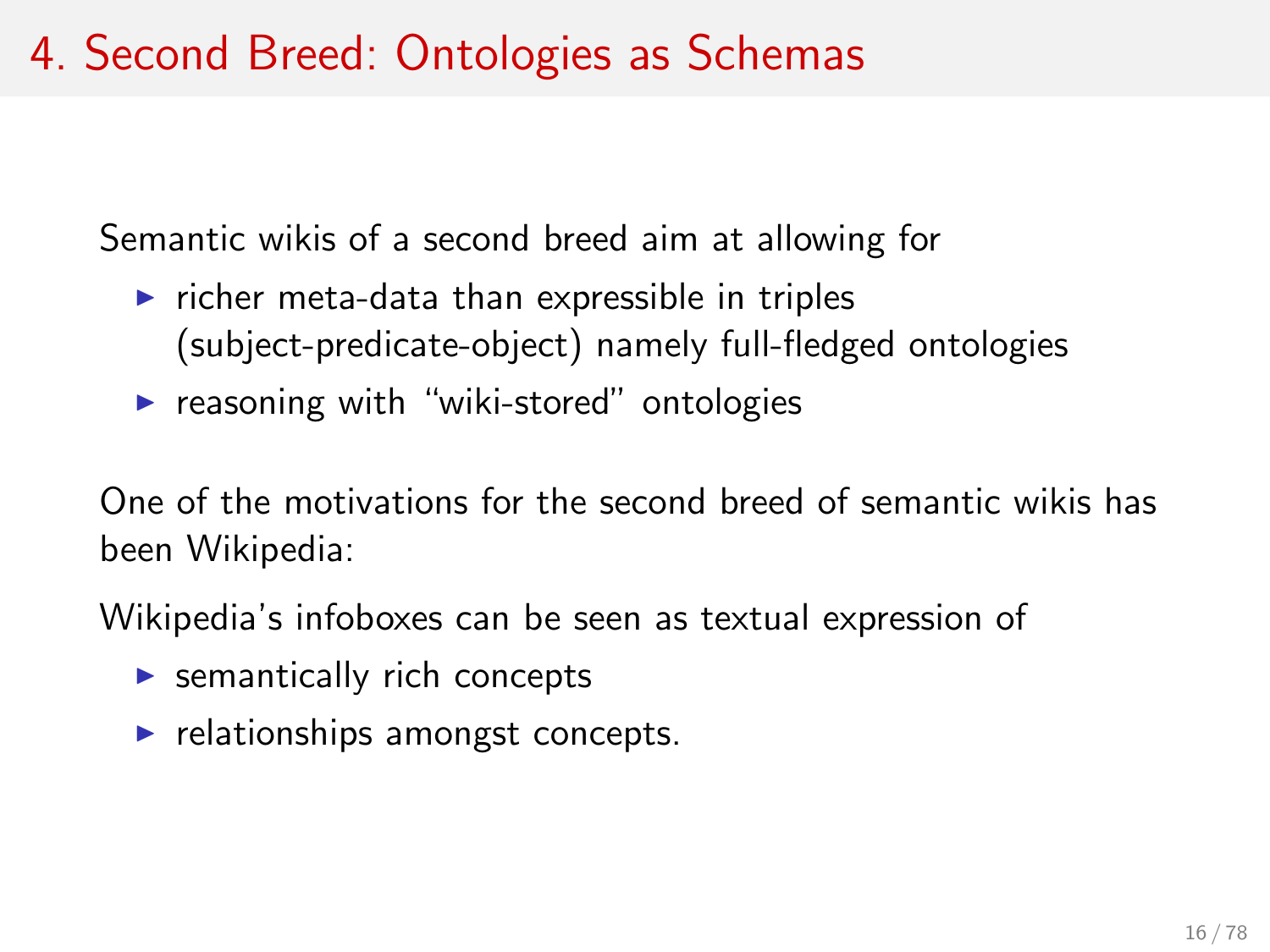# 4. Second Breed: Ontologies as Schemas

Semantic wikis of a second breed aim at allowing for

- richer meta-data than expressible in triples (subject-predicate-object) namely full-fledged ontologies
- reasoning with "wiki-stored" ontologies

One of the motivations for the second breed of semantic wikis has been Wikipedia:

Wikipedia's infoboxes can be seen as textual expression of

- semantically rich concepts
- relationships amongst concepts.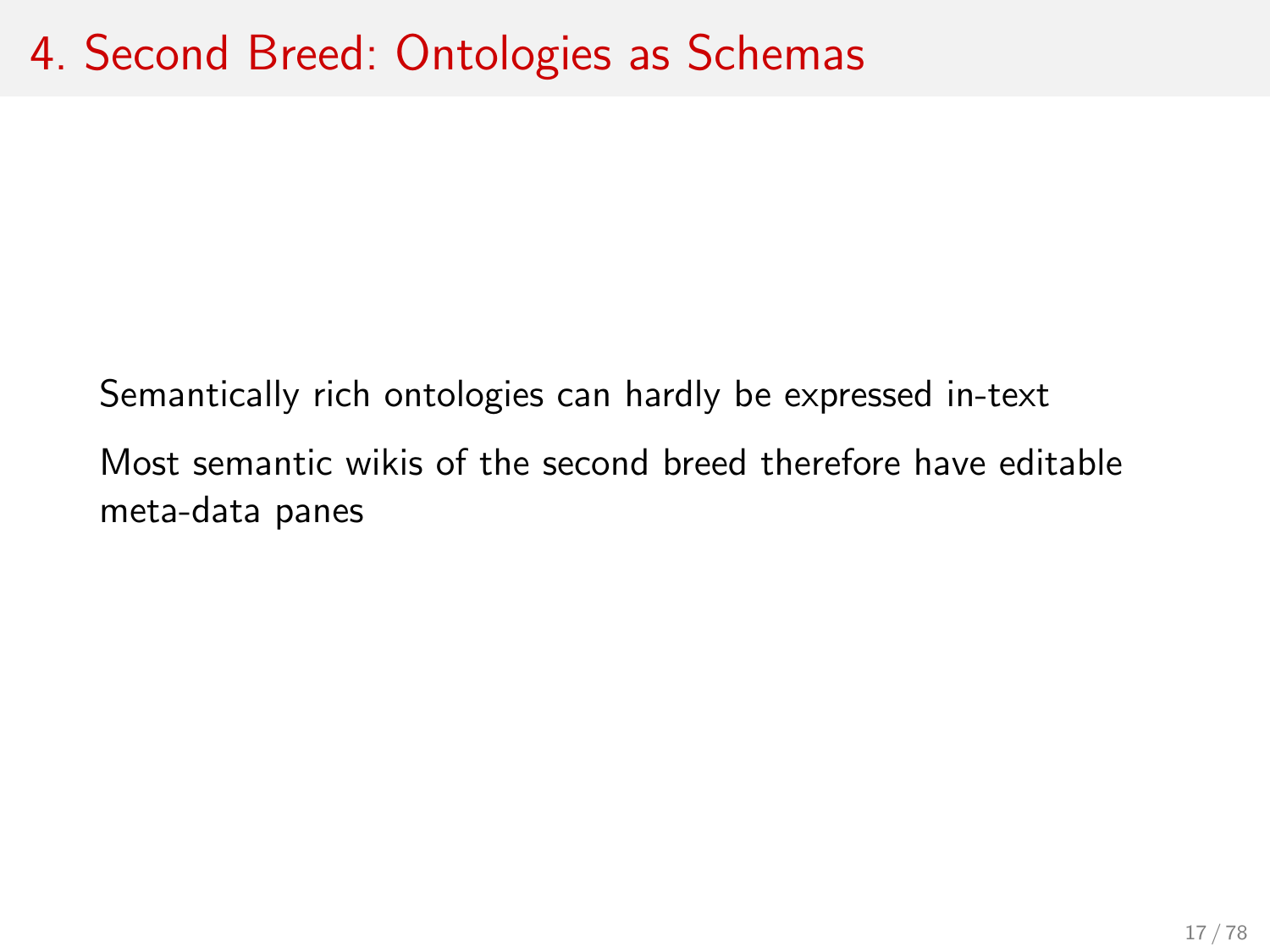# 4. Second Breed: Ontologies as Schemas

Semantically rich ontologies can hardly be expressed in-text

Most semantic wikis of the second breed therefore have editable meta-data panes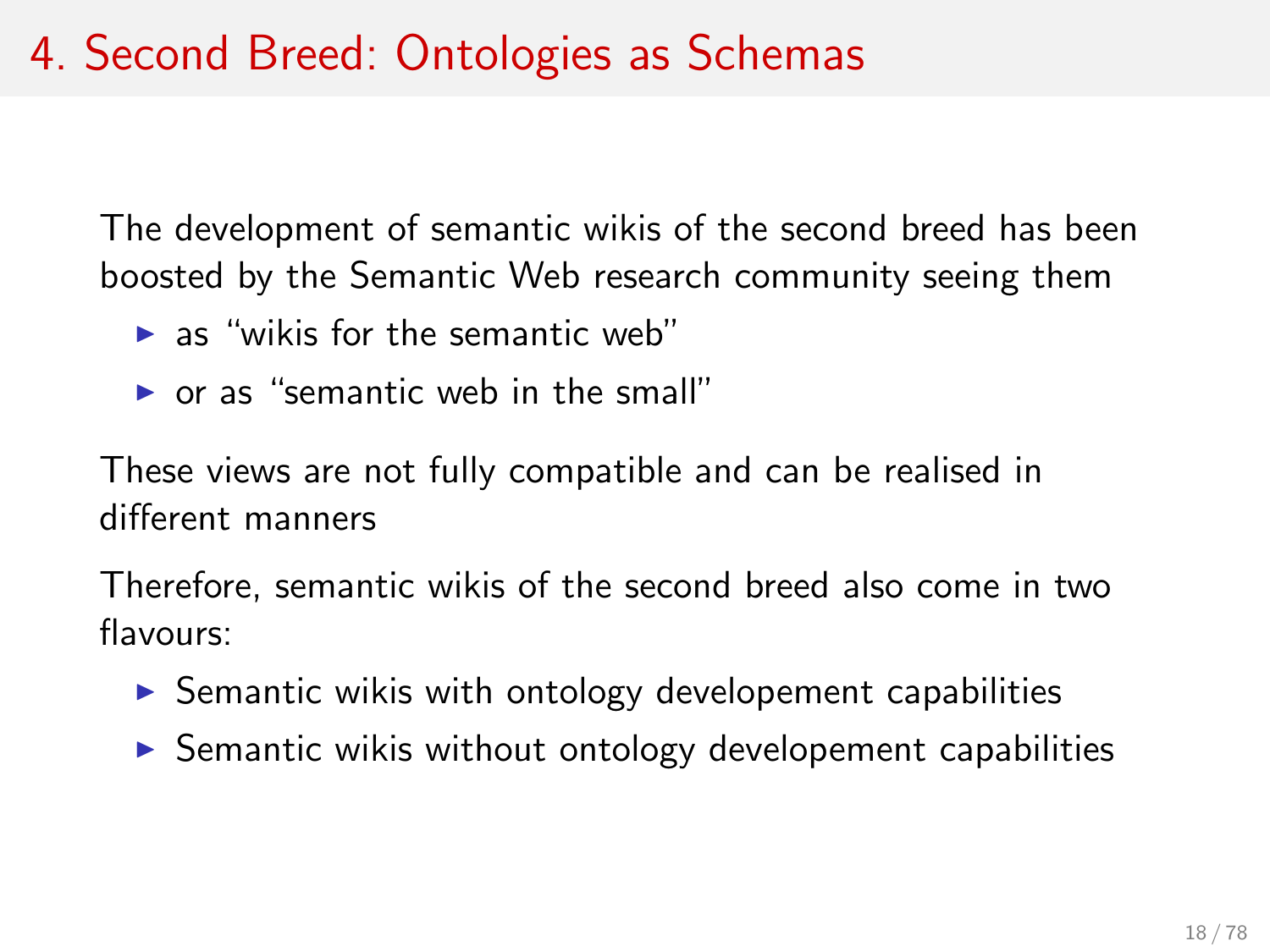# 4. Second Breed: Ontologies as Schemas

The development of semantic wikis of the second breed has been boosted by the Semantic Web research community seeing them

- as "wikis for the semantic web"
- or as "semantic web in the small"

These views are not fully compatible and can be realised in different manners

Therefore, semantic wikis of the second breed also come in two flavours:

- Semantic wikis with ontology developement capabilities
- Semantic wikis without ontology developement capabilities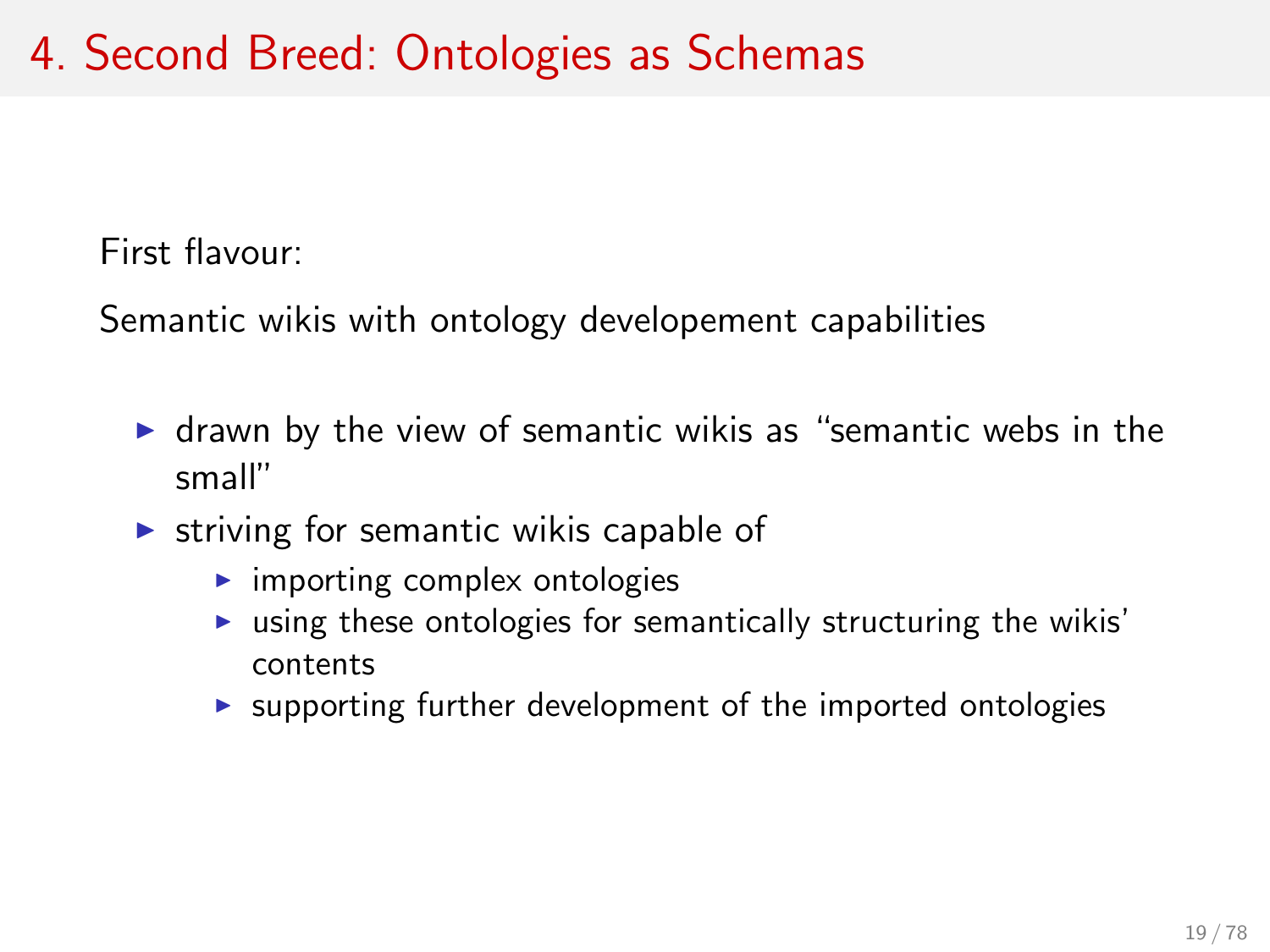# 4. Second Breed: Ontologies as Schemas

First flavour:

Semantic wikis with ontology developement capabilities

- drawn by the view of semantic wikis as "semantic webs in the small"
- striving for semantic wikis capable of
  - importing complex ontologies
  - using these ontologies for semantically structuring the wikis' contents
  - supporting further development of the imported ontologies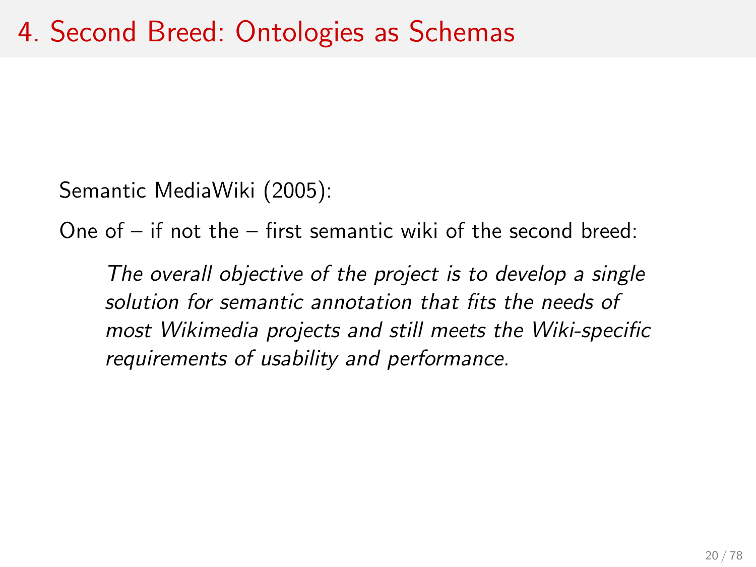# 4. Second Breed: Ontologies as Schemas

Semantic MediaWiki (2005):

One of – if not the – first semantic wiki of the second breed:

> *The overall objective of the project is to develop a single solution for semantic annotation that fits the needs of most Wikimedia projects and still meets the Wiki-specific requirements of usability and performance.*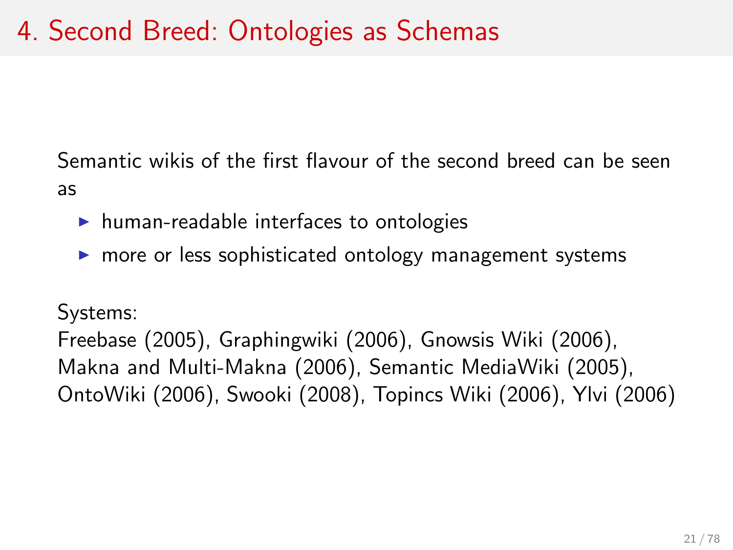# 4. Second Breed: Ontologies as Schemas

Semantic wikis of the first flavour of the second breed can be seen as

- human-readable interfaces to ontologies
- more or less sophisticated ontology management systems

Systems:
Freebase (2005), Graphingwiki (2006), Gnowsis Wiki (2006), Makna and Multi-Makna (2006), Semantic MediaWiki (2005), OntoWiki (2006), Swooki (2008), Topincs Wiki (2006), Ylvi (2006)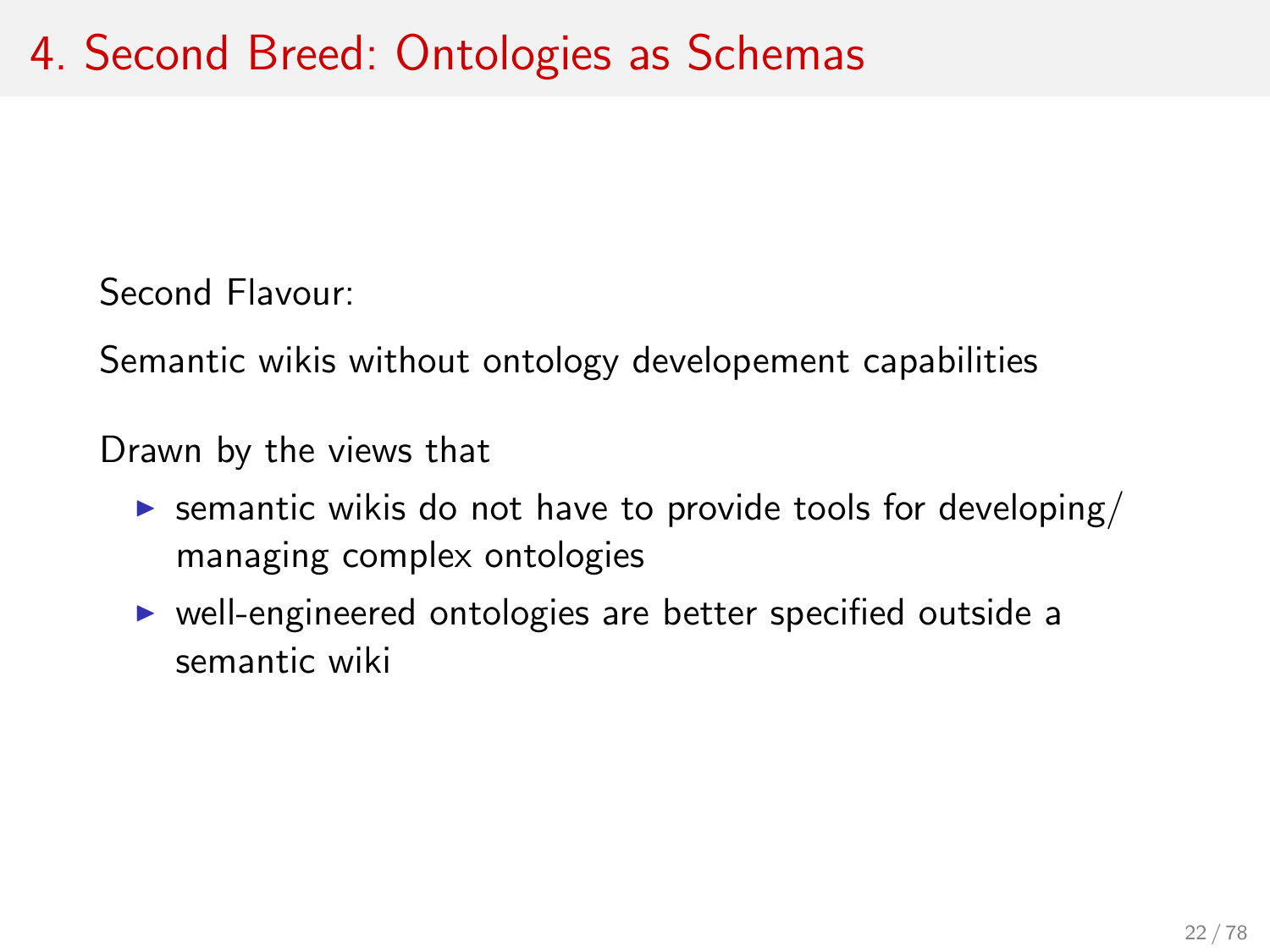# 4. Second Breed: Ontologies as Schemas

Second Flavour:

Semantic wikis without ontology developement capabilities

Drawn by the views that

- semantic wikis do not have to provide tools for developing/ managing complex ontologies
- well-engineered ontologies are better specified outside a semantic wiki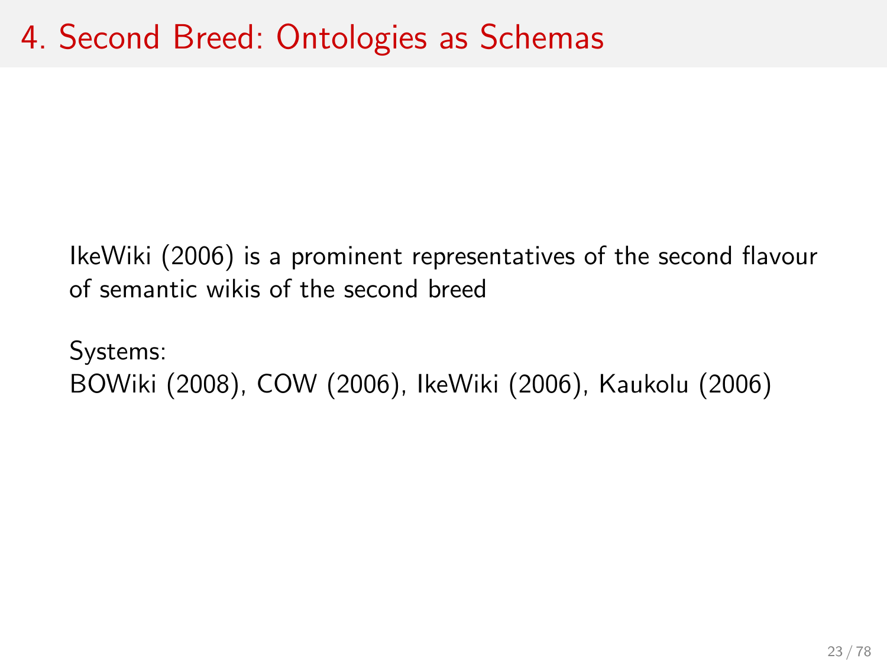# 4. Second Breed: Ontologies as Schemas

IkeWiki (2006) is a prominent representatives of the second flavour of semantic wikis of the second breed

Systems:
BOWiki (2008), COW (2006), IkeWiki (2006), Kaukolu (2006)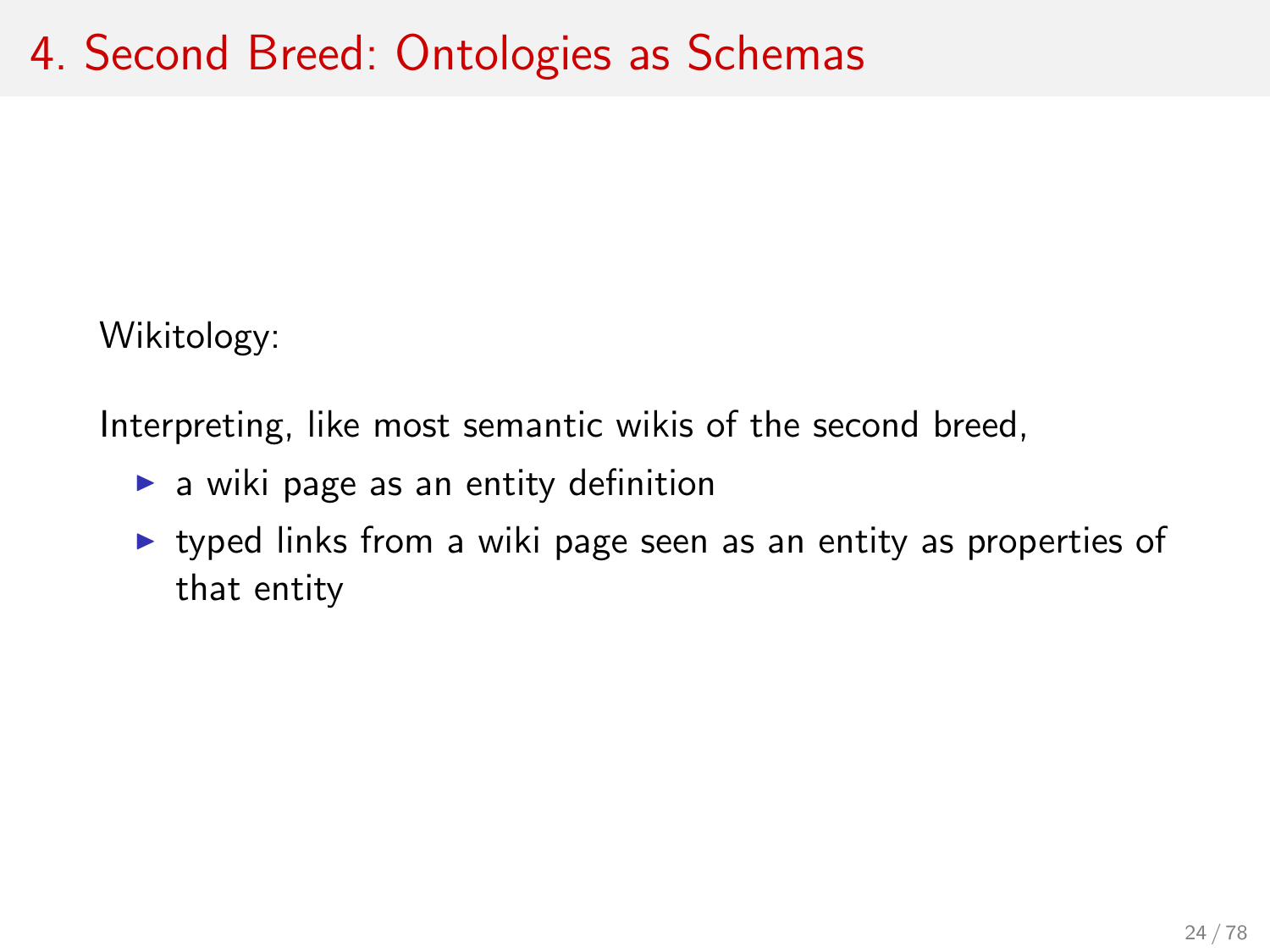# 4. Second Breed: Ontologies as Schemas

Wikitology:

Interpreting, like most semantic wikis of the second breed,

- a wiki page as an entity definition
- typed links from a wiki page seen as an entity as properties of that entity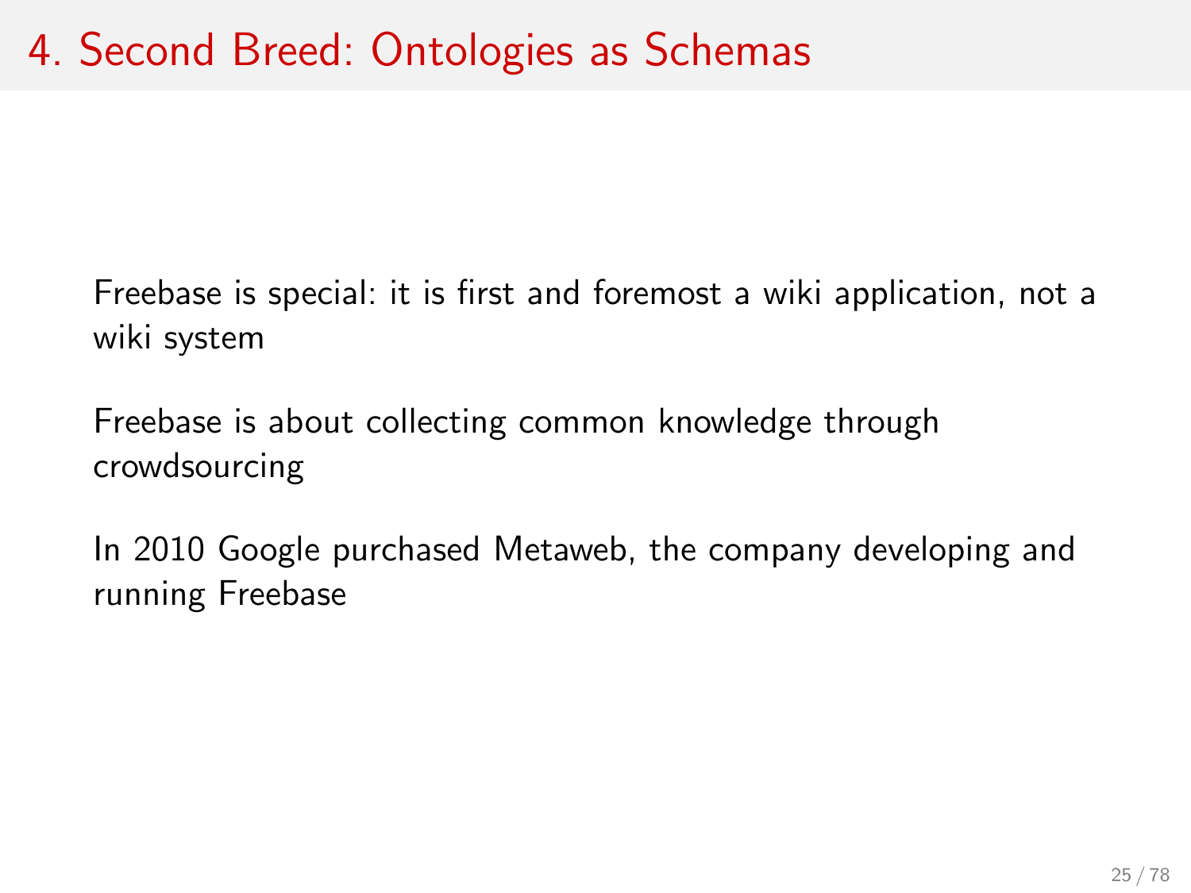# 4. Second Breed: Ontologies as Schemas

Freebase is special: it is first and foremost a wiki application, not a wiki system

Freebase is about collecting common knowledge through crowdsourcing

In 2010 Google purchased Metaweb, the company developing and running Freebase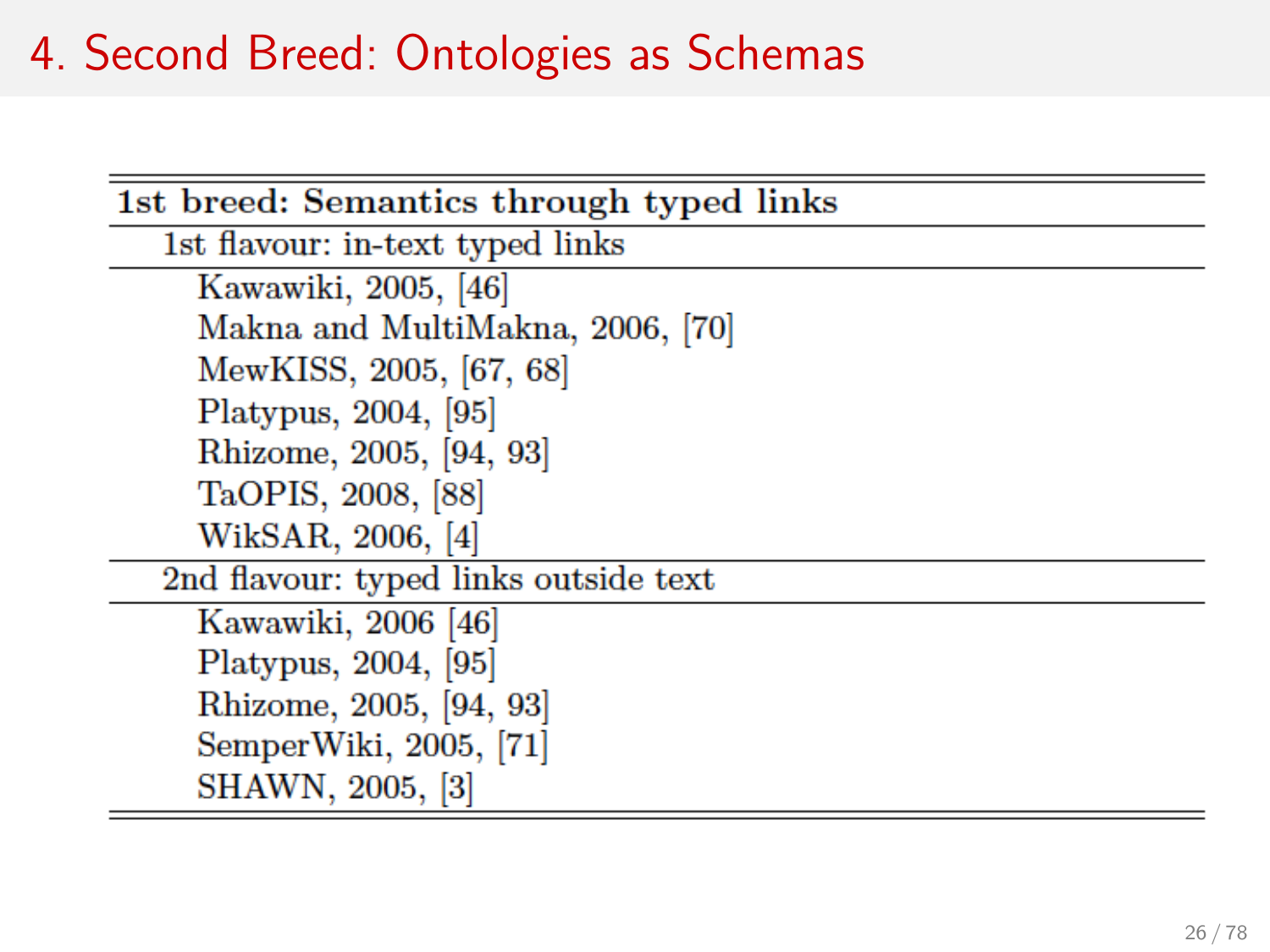# 4. Second Breed: Ontologies as Schemas

| 1st breed: Semantics through typed links |
|---|
| 1st flavour: in-text typed links |
| Kawawiki, 2005, [46] |
| Makna and MultiMakna, 2006, [70] |
| MewKISS, 2005, [67, 68] |
| Platypus, 2004, [95] |
| Rhizome, 2005, [94, 93] |
| TaOPIS, 2008, [88] |
| WikSAR, 2006, [4] |
| 2nd flavour: typed links outside text |
| Kawawiki, 2006 [46] |
| Platypus, 2004, [95] |
| Rhizome, 2005, [94, 93] |
| SemperWiki, 2005, [71] |
| SHAWN, 2005, [3] |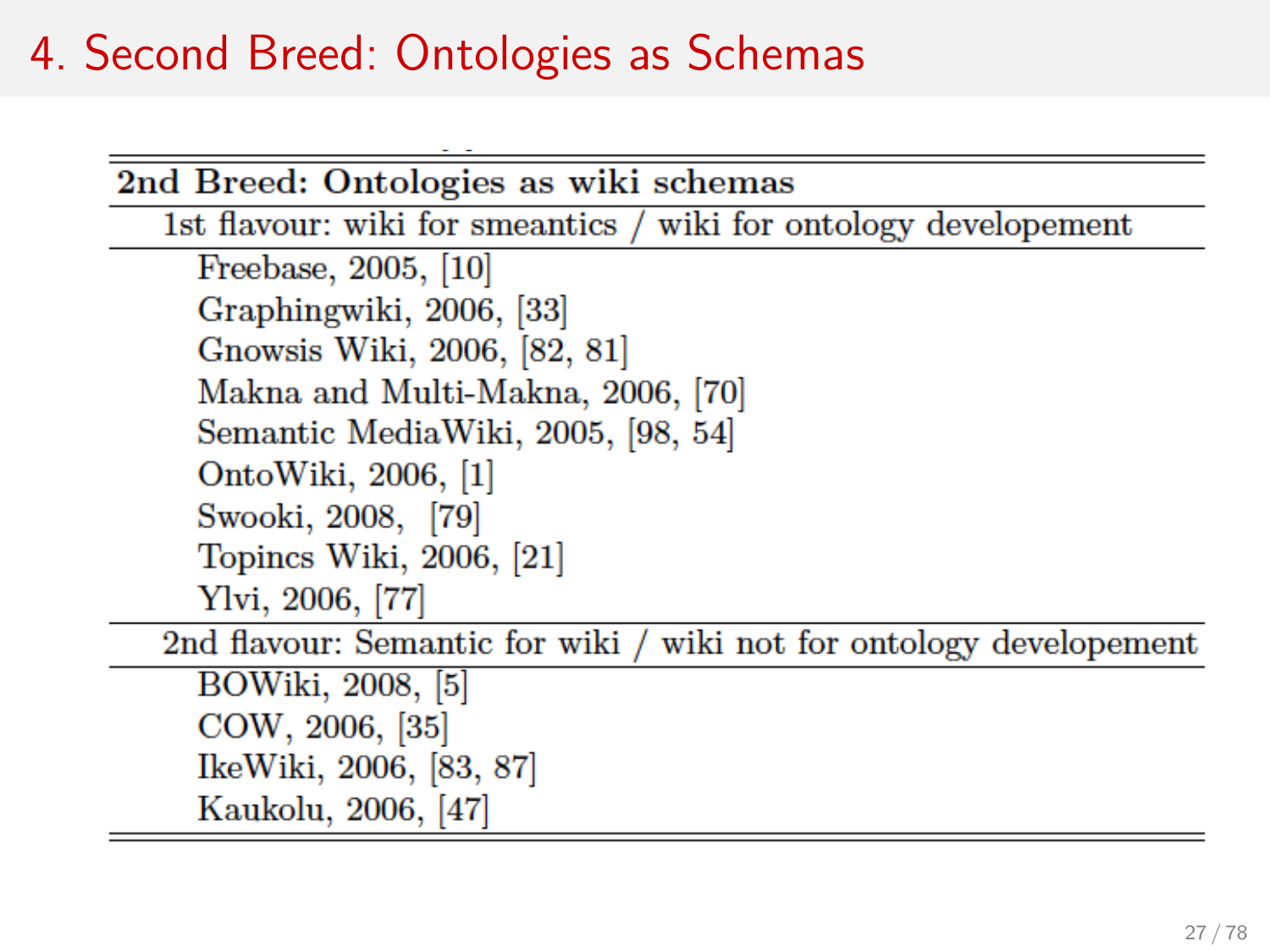# 4. Second Breed: Ontologies as Schemas

| 2nd Breed: Ontologies as wiki schemas |
|---|
| 1st flavour: wiki for smeantics / wiki for ontology developement |
| Freebase, 2005, [10] |
| Graphingwiki, 2006, [33] |
| Gnowsis Wiki, 2006, [82, 81] |
| Makna and Multi-Makna, 2006, [70] |
| Semantic MediaWiki, 2005, [98, 54] |
| OntoWiki, 2006, [1] |
| Swooki, 2008, [79] |
| Topincs Wiki, 2006, [21] |
| Ylvi, 2006, [77] |
| 2nd flavour: Semantic for wiki / wiki not for ontology developement |
| BOWiki, 2008, [5] |
| COW, 2006, [35] |
| IkeWiki, 2006, [83, 87] |
| Kaukolu, 2006, [47] |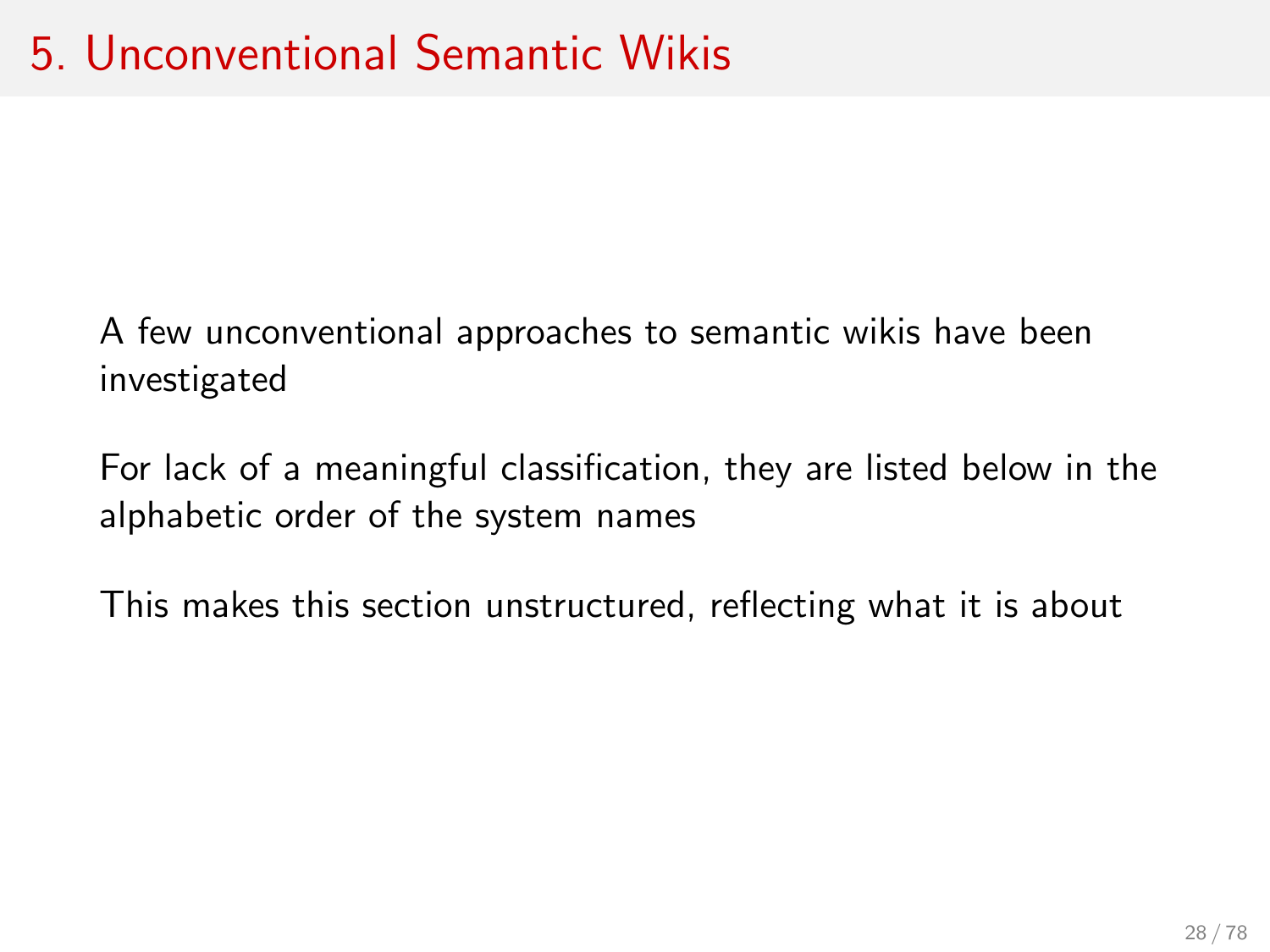# 5. Unconventional Semantic Wikis

A few unconventional approaches to semantic wikis have been investigated

For lack of a meaningful classification, they are listed below in the alphabetic order of the system names

This makes this section unstructured, reflecting what it is about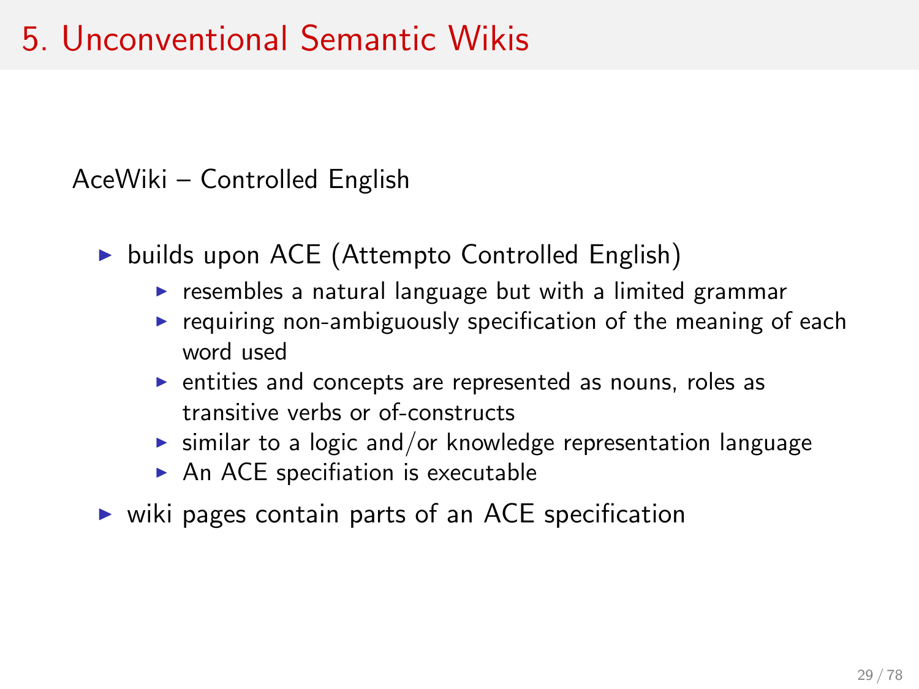# 5. Unconventional Semantic Wikis

AceWiki – Controlled English

- builds upon ACE (Attempto Controlled English)
  - resembles a natural language but with a limited grammar
  - requiring non-ambiguously specification of the meaning of each word used
  - entities and concepts are represented as nouns, roles as transitive verbs or of-constructs
  - similar to a logic and/or knowledge representation language
  - An ACE specifiation is executable
- wiki pages contain parts of an ACE specification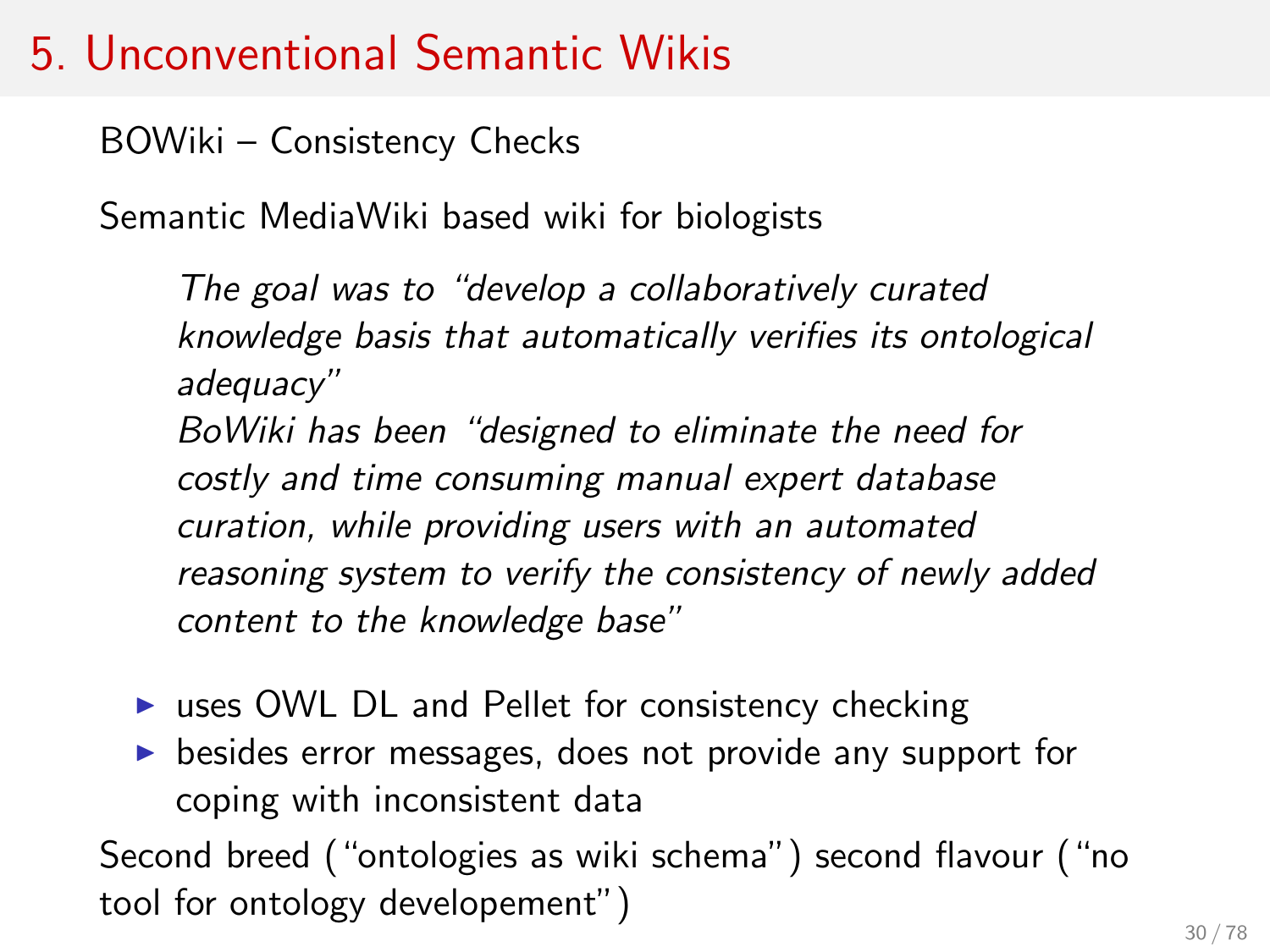# 5. Unconventional Semantic Wikis

BOWiki – Consistency Checks

Semantic MediaWiki based wiki for biologists

> *The goal was to "develop a collaboratively curated knowledge basis that automatically verifies its ontological adequacy"*
> *BoWiki has been "designed to eliminate the need for costly and time consuming manual expert database curation, while providing users with an automated reasoning system to verify the consistency of newly added content to the knowledge base"*

- uses OWL DL and Pellet for consistency checking
- besides error messages, does not provide any support for coping with inconsistent data

Second breed ("ontologies as wiki schema") second flavour ("no tool for ontology developement")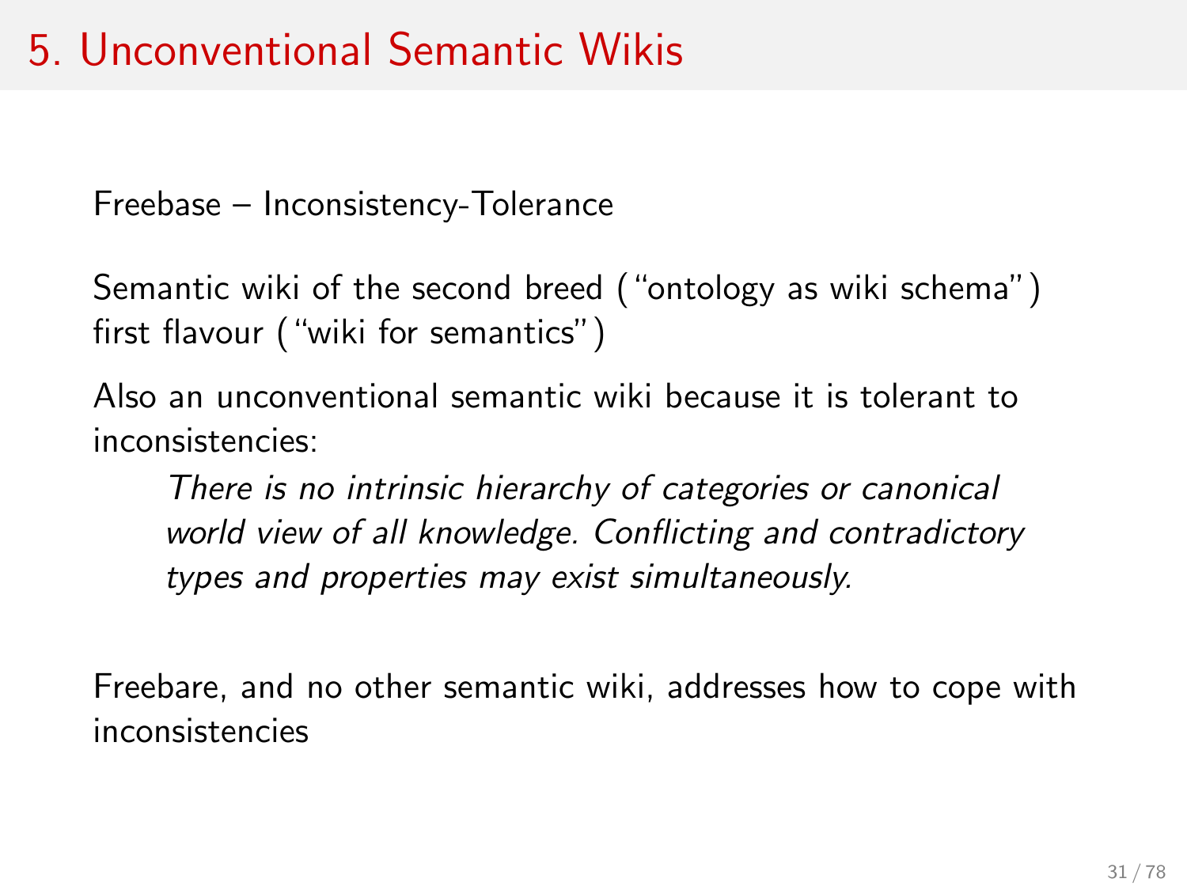# 5. Unconventional Semantic Wikis

Freebase – Inconsistency-Tolerance

Semantic wiki of the second breed ("ontology as wiki schema") first flavour ("wiki for semantics")

Also an unconventional semantic wiki because it is tolerant to inconsistencies:

> *There is no intrinsic hierarchy of categories or canonical world view of all knowledge. Conflicting and contradictory types and properties may exist simultaneously.*

Freebare, and no other semantic wiki, addresses how to cope with inconsistencies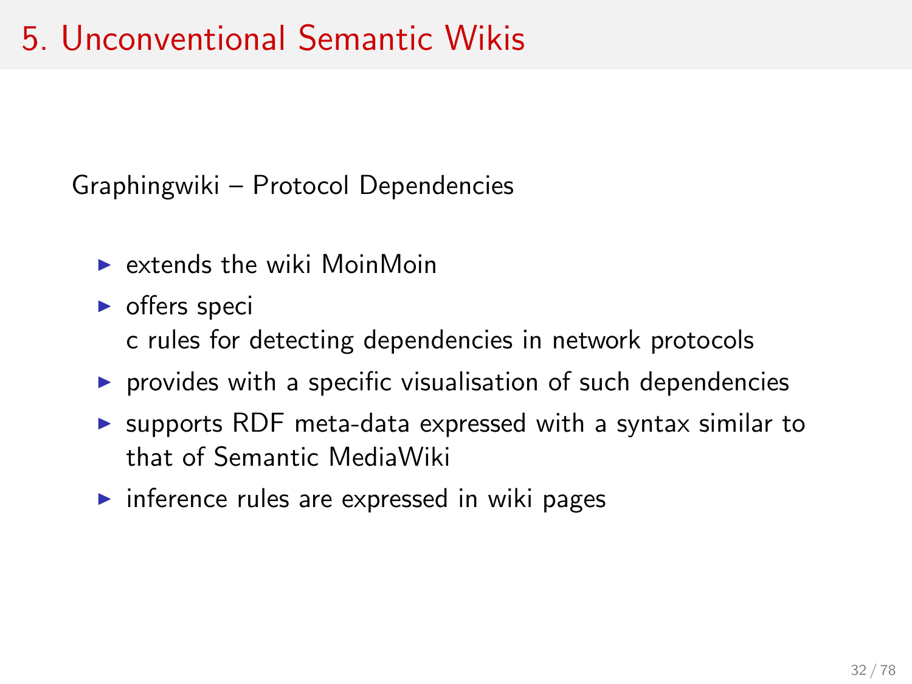# 5. Unconventional Semantic Wikis

Graphingwiki – Protocol Dependencies

- extends the wiki MoinMoin
- offers speci
  c rules for detecting dependencies in network protocols
- provides with a specific visualisation of such dependencies
- supports RDF meta-data expressed with a syntax similar to that of Semantic MediaWiki
- inference rules are expressed in wiki pages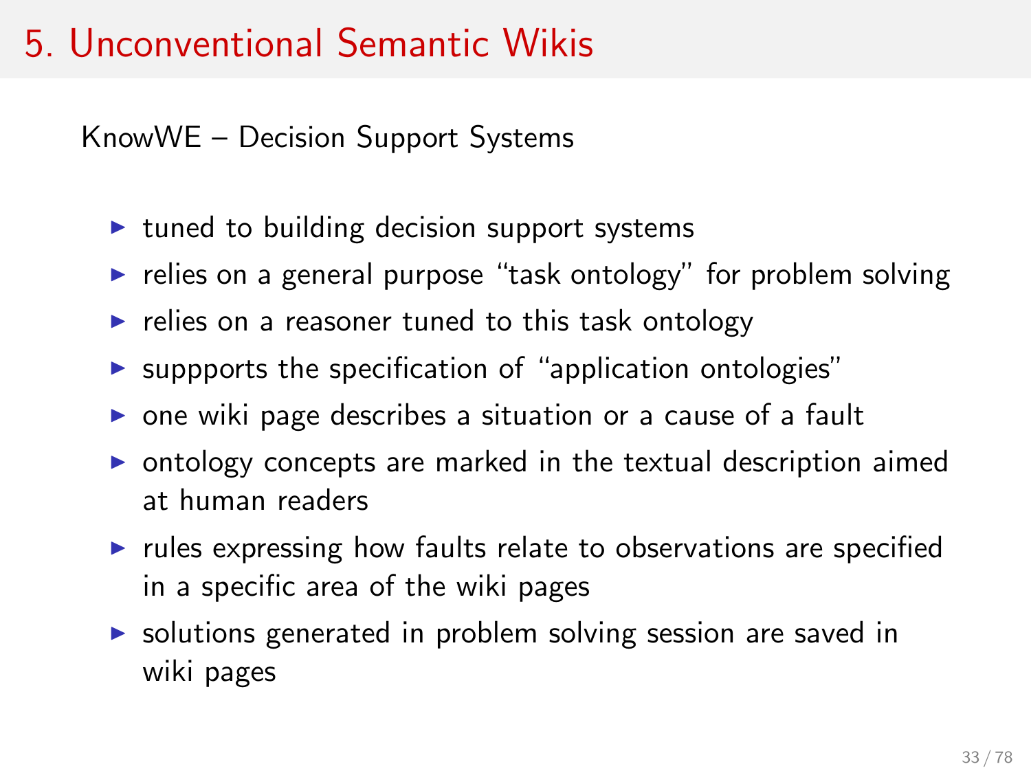# 5. Unconventional Semantic Wikis

KnowWE – Decision Support Systems

- tuned to building decision support systems
- relies on a general purpose "task ontology" for problem solving
- relies on a reasoner tuned to this task ontology
- suppports the specification of "application ontologies"
- one wiki page describes a situation or a cause of a fault
- ontology concepts are marked in the textual description aimed at human readers
- rules expressing how faults relate to observations are specified in a specific area of the wiki pages
- solutions generated in problem solving session are saved in wiki pages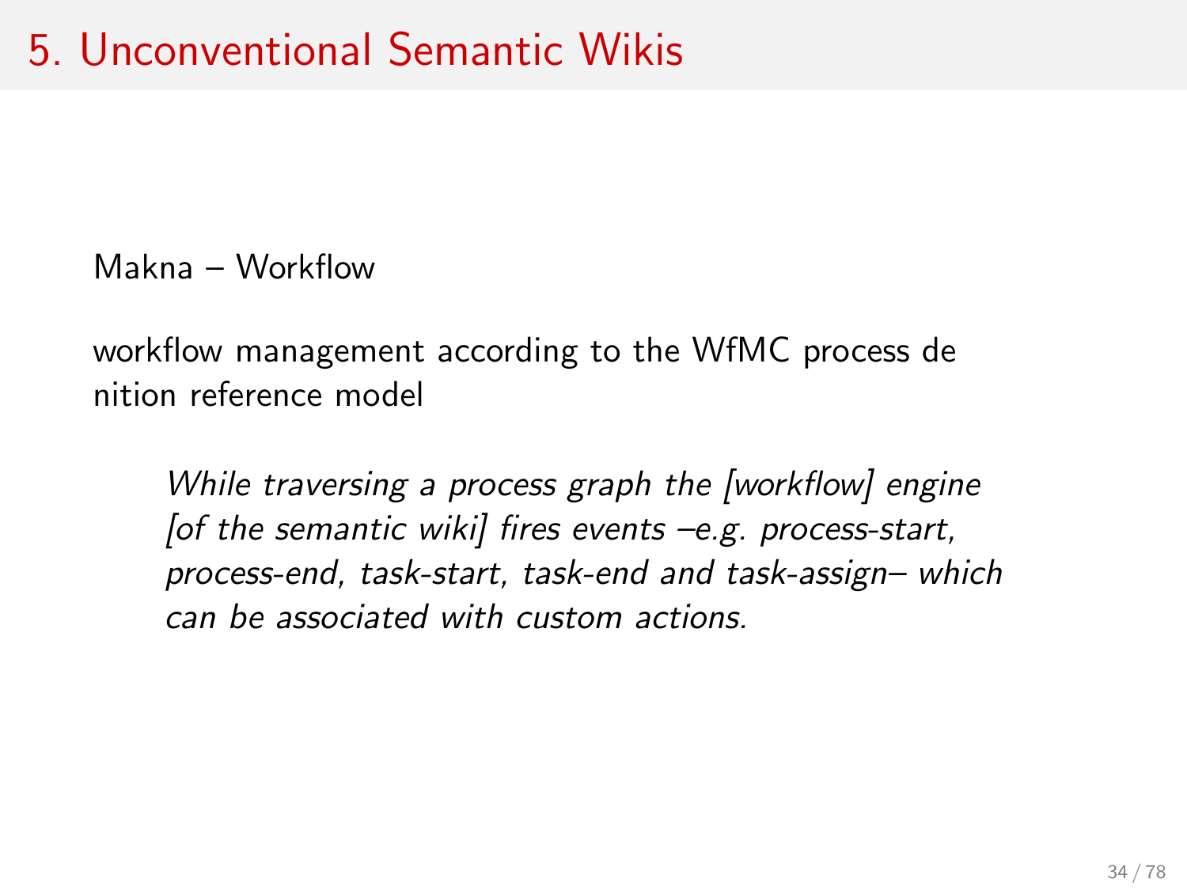# 5. Unconventional Semantic Wikis

Makna – Workflow

workflow management according to the WfMC process de nition reference model

> *While traversing a process graph the [workflow] engine [of the semantic wiki] fires events –e.g. process-start, process-end, task-start, task-end and task-assign– which can be associated with custom actions.*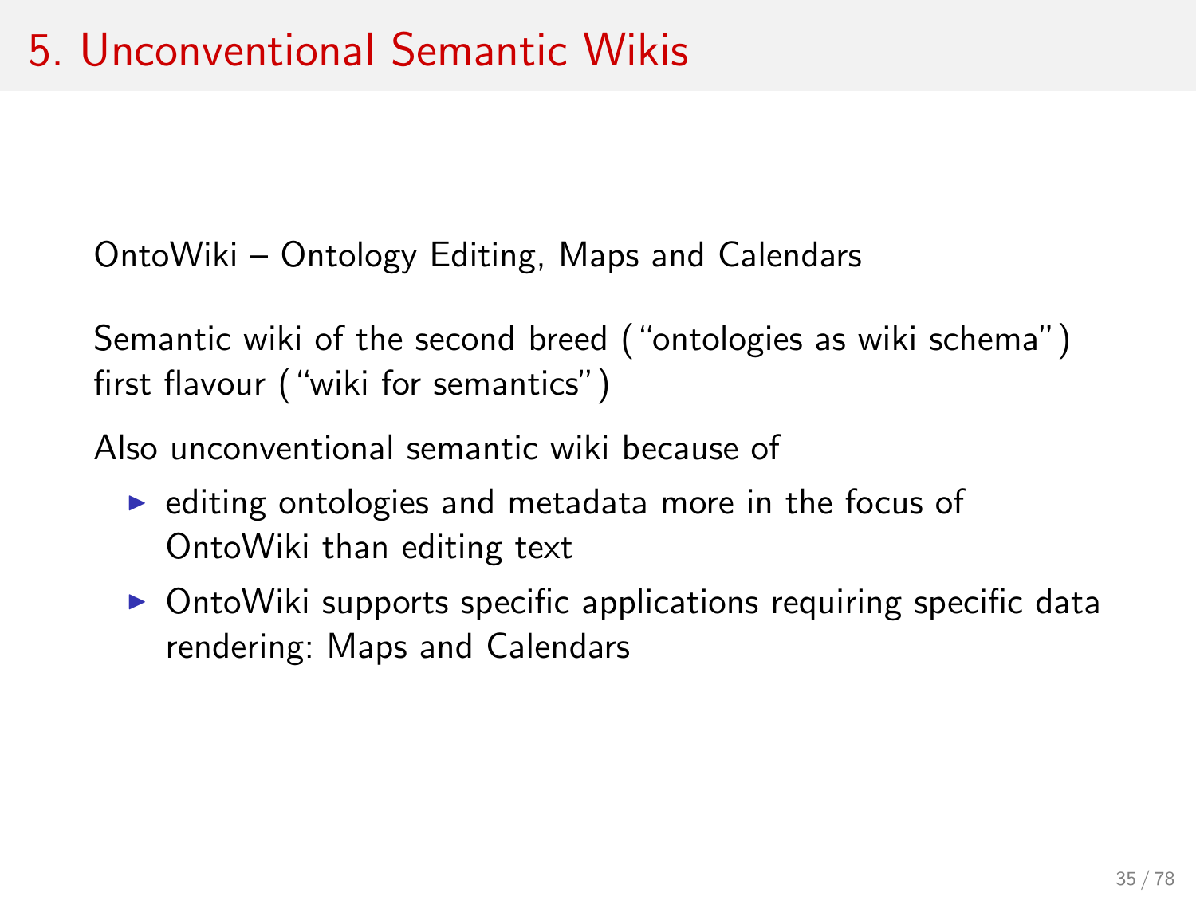# 5. Unconventional Semantic Wikis

OntoWiki – Ontology Editing, Maps and Calendars

Semantic wiki of the second breed ("ontologies as wiki schema")
first flavour ("wiki for semantics")

Also unconventional semantic wiki because of

- editing ontologies and metadata more in the focus of OntoWiki than editing text
- OntoWiki supports specific applications requiring specific data rendering: Maps and Calendars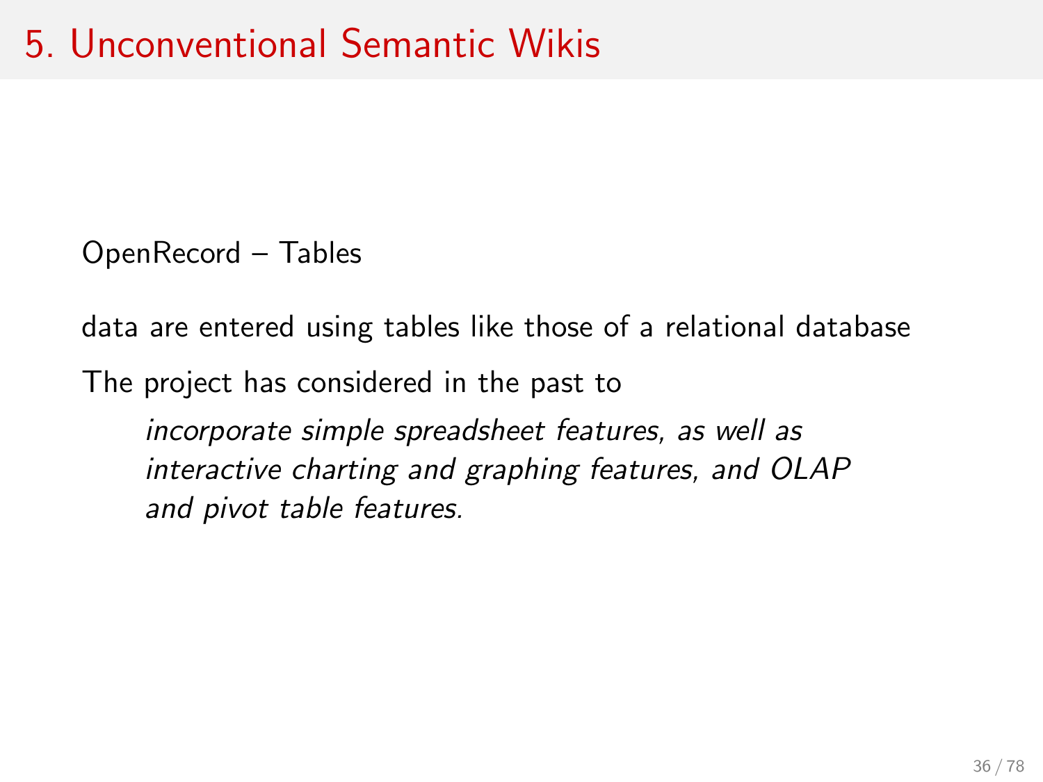# 5. Unconventional Semantic Wikis

OpenRecord – Tables

data are entered using tables like those of a relational database

The project has considered in the past to

> *incorporate simple spreadsheet features, as well as interactive charting and graphing features, and OLAP and pivot table features.*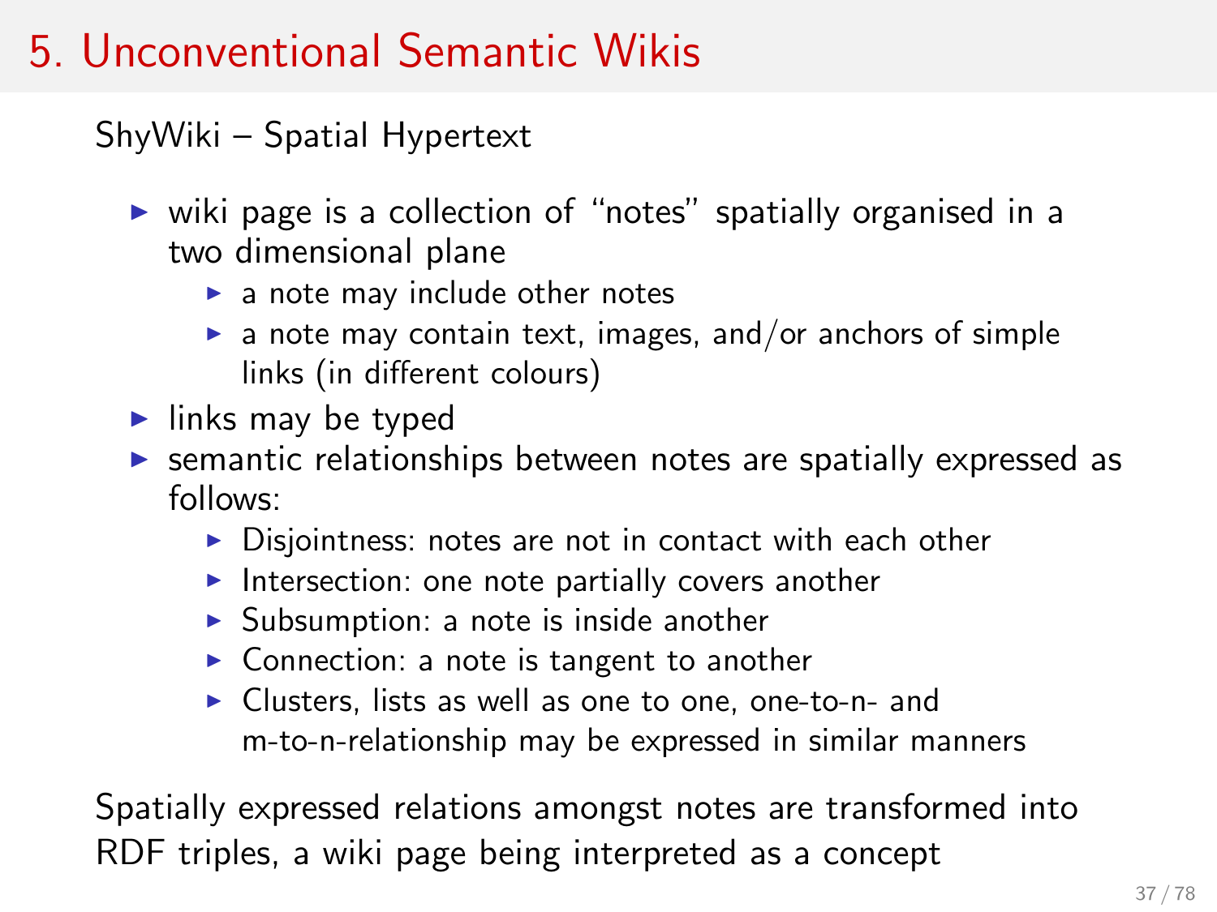# 5. Unconventional Semantic Wikis

ShyWiki – Spatial Hypertext

- wiki page is a collection of “notes” spatially organised in a two dimensional plane
  - a note may include other notes
  - a note may contain text, images, and/or anchors of simple links (in different colours)
- links may be typed
- semantic relationships between notes are spatially expressed as follows:
  - Disjointness: notes are not in contact with each other
  - Intersection: one note partially covers another
  - Subsumption: a note is inside another
  - Connection: a note is tangent to another
  - Clusters, lists as well as one to one, one-to-n- and m-to-n-relationship may be expressed in similar manners

Spatially expressed relations amongst notes are transformed into RDF triples, a wiki page being interpreted as a concept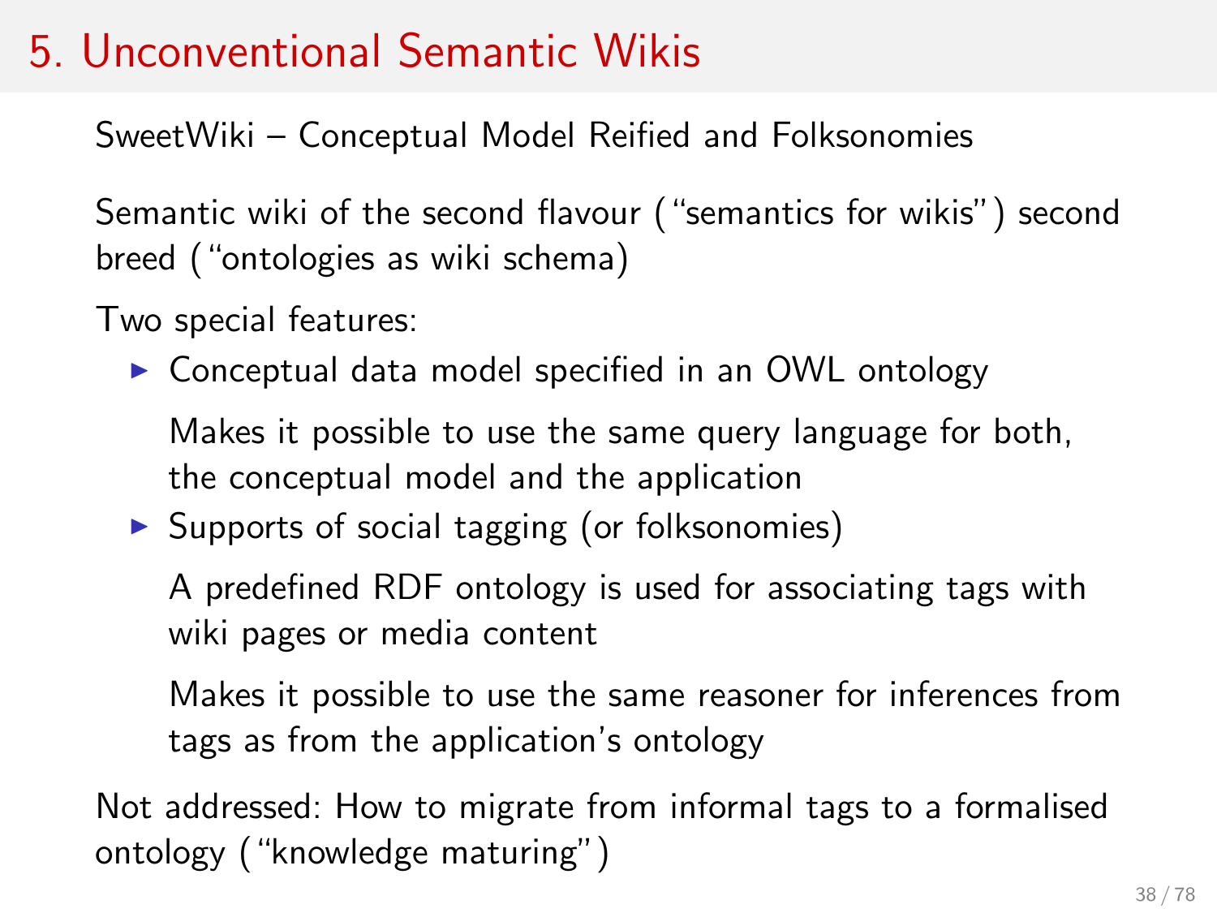# 5. Unconventional Semantic Wikis

SweetWiki – Conceptual Model Reified and Folksonomies

Semantic wiki of the second flavour ("semantics for wikis") second breed ("ontologies as wiki schema)

Two special features:

- Conceptual data model specified in an OWL ontology

  Makes it possible to use the same query language for both, the conceptual model and the application

- Supports of social tagging (or folksonomies)

  A predefined RDF ontology is used for associating tags with wiki pages or media content

  Makes it possible to use the same reasoner for inferences from tags as from the application's ontology

Not addressed: How to migrate from informal tags to a formalised ontology ("knowledge maturing")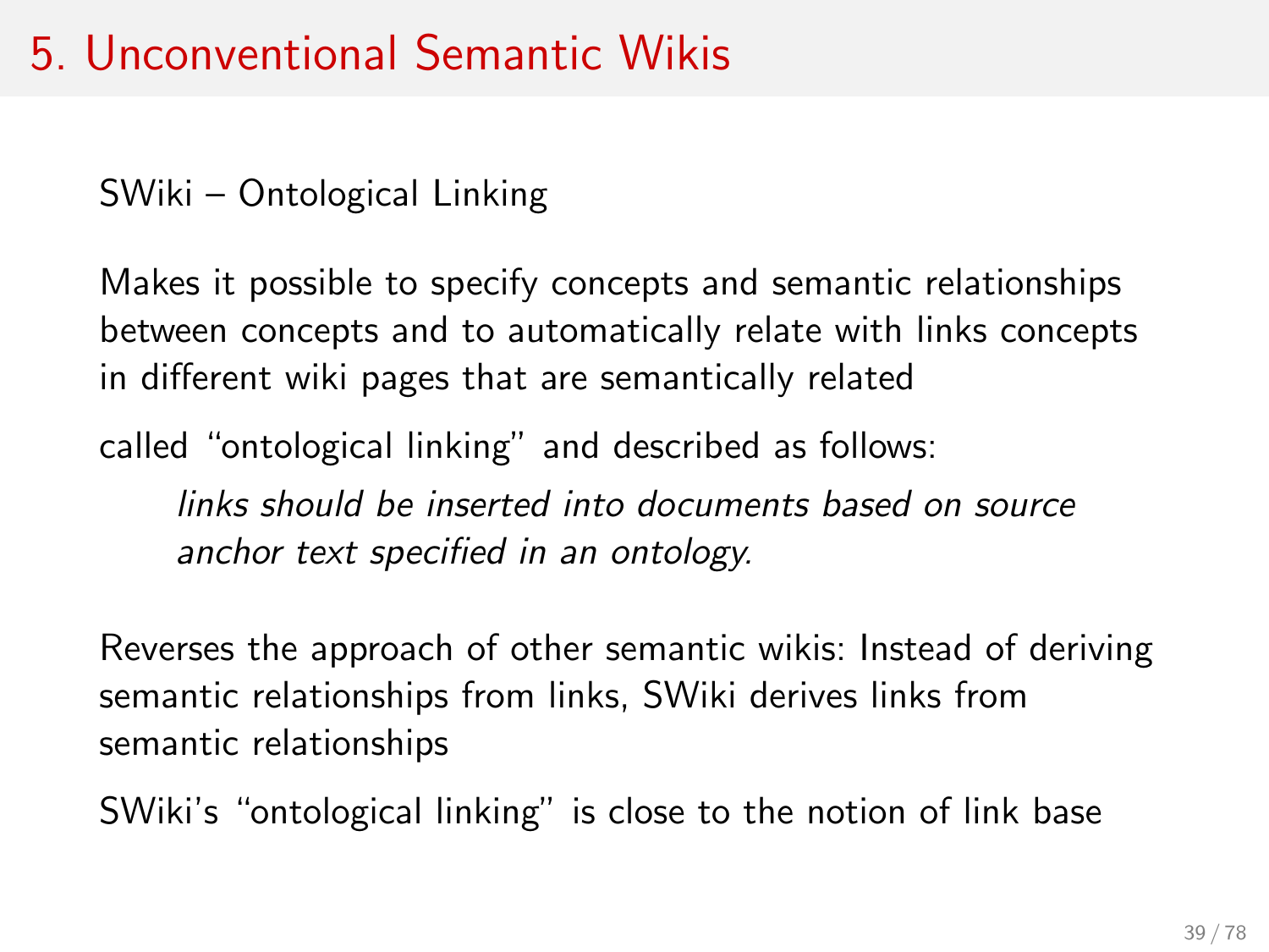# 5. Unconventional Semantic Wikis

SWiki – Ontological Linking

Makes it possible to specify concepts and semantic relationships between concepts and to automatically relate with links concepts in different wiki pages that are semantically related

called "ontological linking" and described as follows:

> *links should be inserted into documents based on source anchor text specified in an ontology.*

Reverses the approach of other semantic wikis: Instead of deriving semantic relationships from links, SWiki derives links from semantic relationships

SWiki's "ontological linking" is close to the notion of link base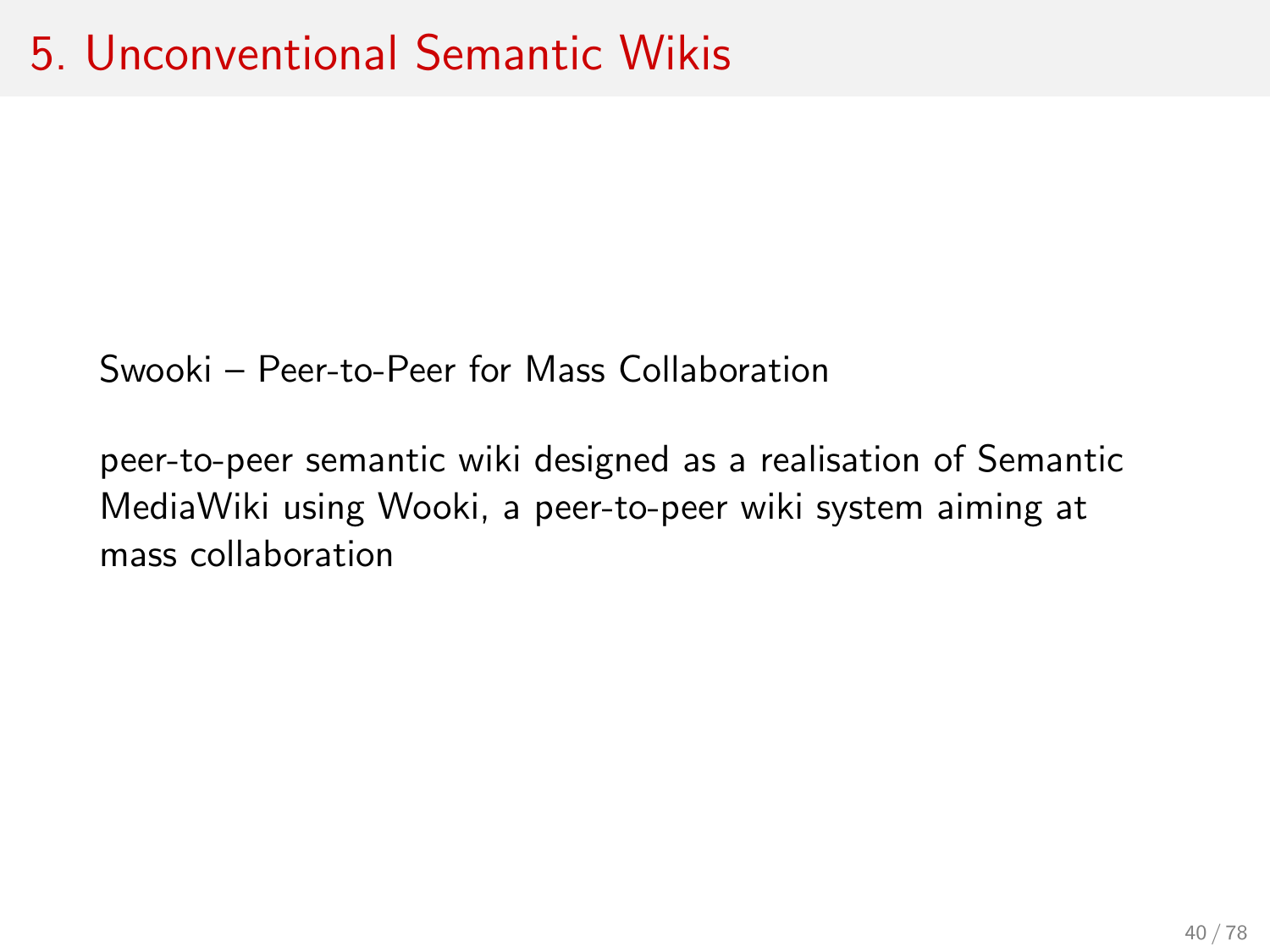# 5. Unconventional Semantic Wikis

Swooki – Peer-to-Peer for Mass Collaboration

peer-to-peer semantic wiki designed as a realisation of Semantic MediaWiki using Wooki, a peer-to-peer wiki system aiming at mass collaboration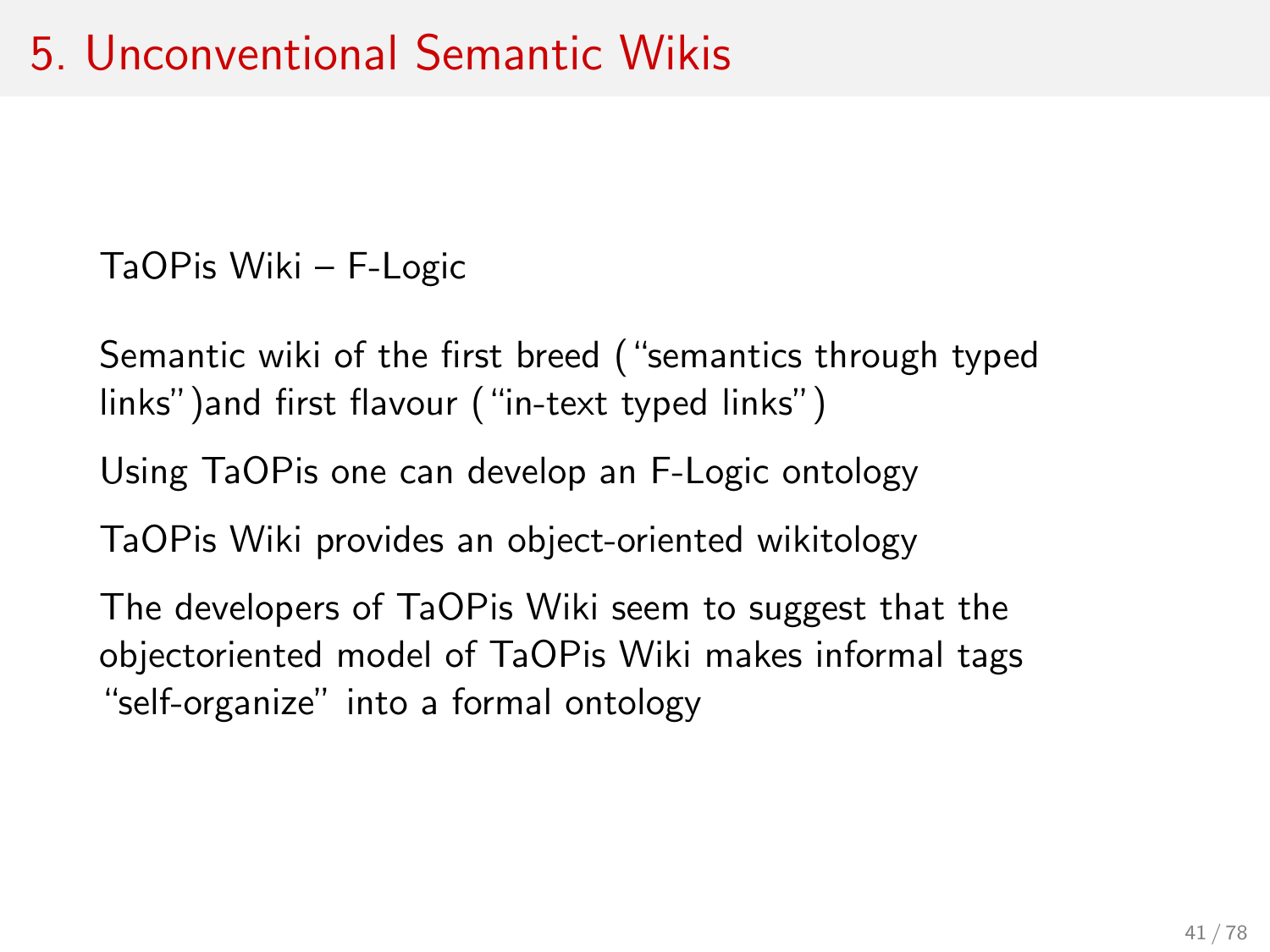# 5. Unconventional Semantic Wikis

TaOPis Wiki – F-Logic

Semantic wiki of the first breed ("semantics through typed links")and first flavour ("in-text typed links")

Using TaOPis one can develop an F-Logic ontology

TaOPis Wiki provides an object-oriented wikitology

The developers of TaOPis Wiki seem to suggest that the objectoriented model of TaOPis Wiki makes informal tags "self-organize" into a formal ontology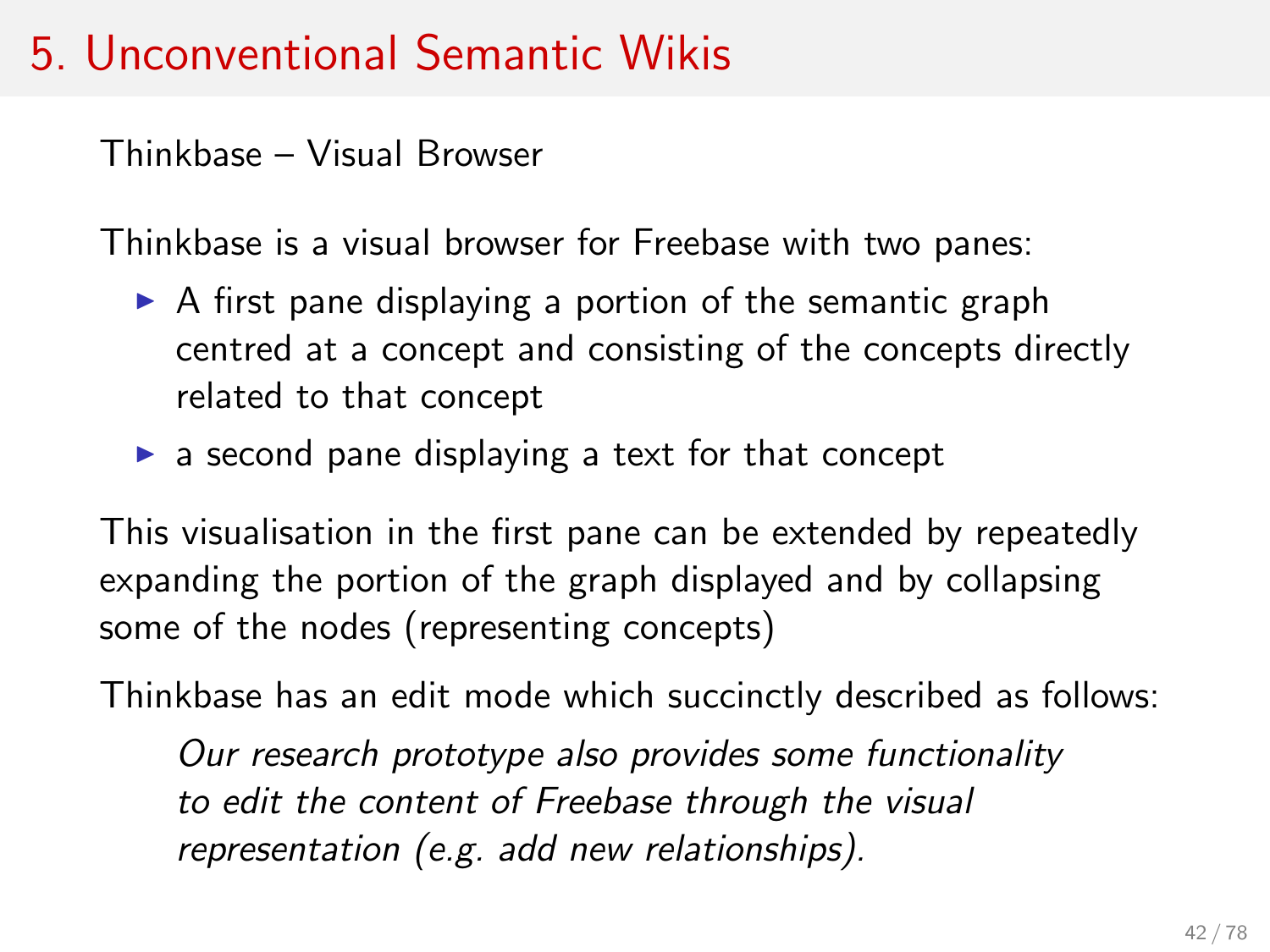# 5. Unconventional Semantic Wikis

Thinkbase – Visual Browser

Thinkbase is a visual browser for Freebase with two panes:

- A first pane displaying a portion of the semantic graph centred at a concept and consisting of the concepts directly related to that concept
- a second pane displaying a text for that concept

This visualisation in the first pane can be extended by repeatedly expanding the portion of the graph displayed and by collapsing some of the nodes (representing concepts)

Thinkbase has an edit mode which succinctly described as follows:

> *Our research prototype also provides some functionality to edit the content of Freebase through the visual representation (e.g. add new relationships).*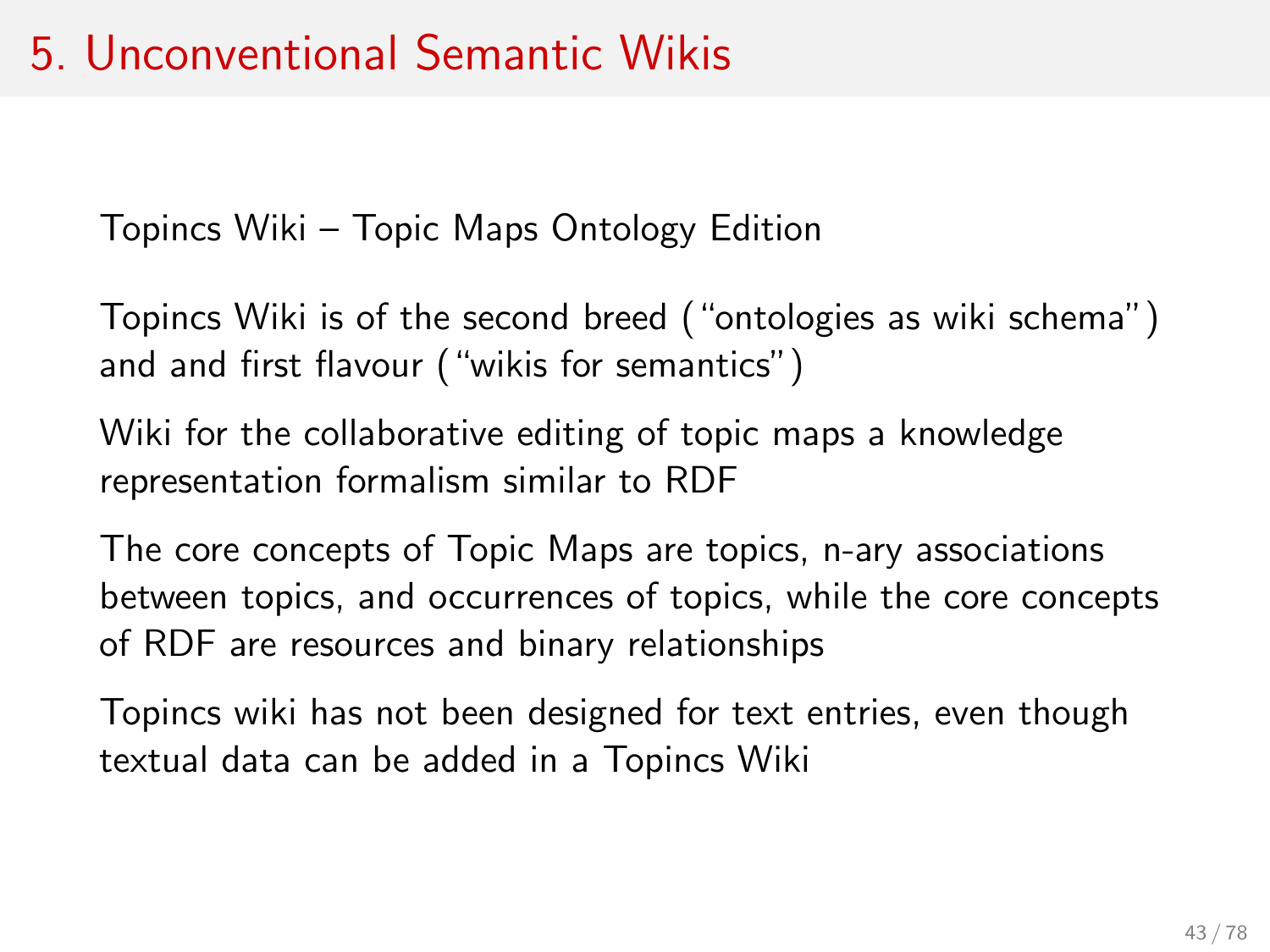# 5. Unconventional Semantic Wikis

Topincs Wiki – Topic Maps Ontology Edition

Topincs Wiki is of the second breed ("ontologies as wiki schema") and and first flavour ("wikis for semantics")

Wiki for the collaborative editing of topic maps a knowledge representation formalism similar to RDF

The core concepts of Topic Maps are topics, n-ary associations between topics, and occurrences of topics, while the core concepts of RDF are resources and binary relationships

Topincs wiki has not been designed for text entries, even though textual data can be added in a Topincs Wiki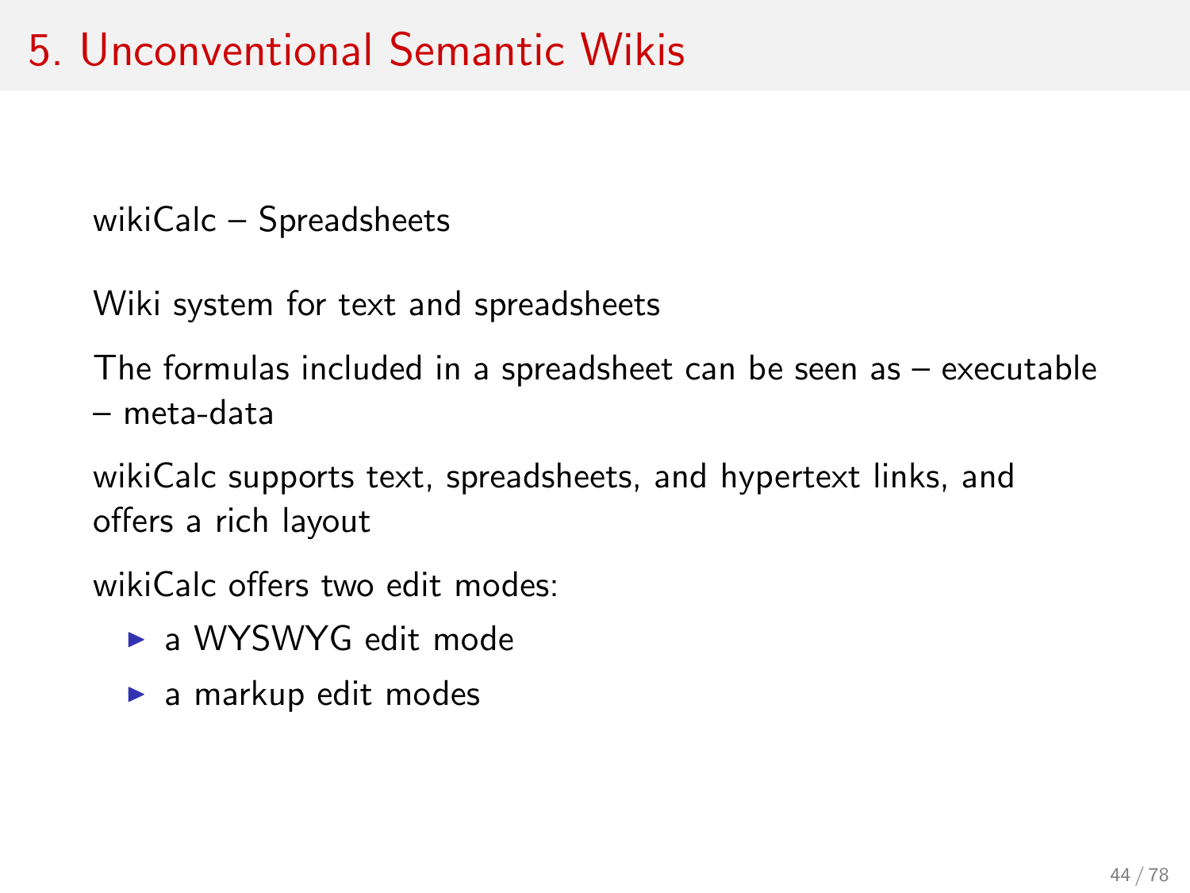# 5. Unconventional Semantic Wikis

wikiCalc – Spreadsheets

Wiki system for text and spreadsheets

The formulas included in a spreadsheet can be seen as – executable – meta-data

wikiCalc supports text, spreadsheets, and hypertext links, and offers a rich layout

wikiCalc offers two edit modes:

- a WYSWYG edit mode
- a markup edit modes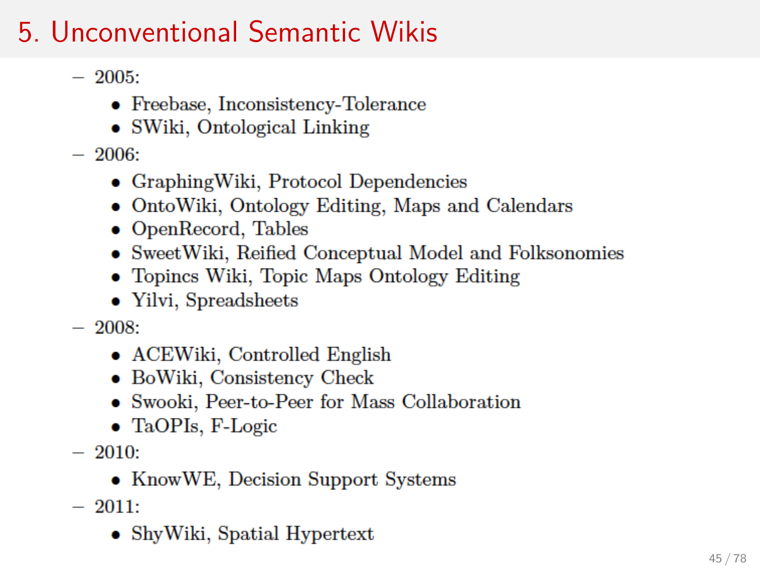# 5. Unconventional Semantic Wikis

- 2005:
  - Freebase, Inconsistency-Tolerance
  - SWiki, Ontological Linking
- 2006:
  - GraphingWiki, Protocol Dependencies
  - OntoWiki, Ontology Editing, Maps and Calendars
  - OpenRecord, Tables
  - SweetWiki, Reified Conceptual Model and Folksonomies
  - Topincs Wiki, Topic Maps Ontology Editing
  - Yilvi, Spreadsheets
- 2008:
  - ACEWiki, Controlled English
  - BoWiki, Consistency Check
  - Swooki, Peer-to-Peer for Mass Collaboration
  - TaOPIs, F-Logic
- 2010:
  - KnowWE, Decision Support Systems
- 2011:
  - ShyWiki, Spatial Hypertext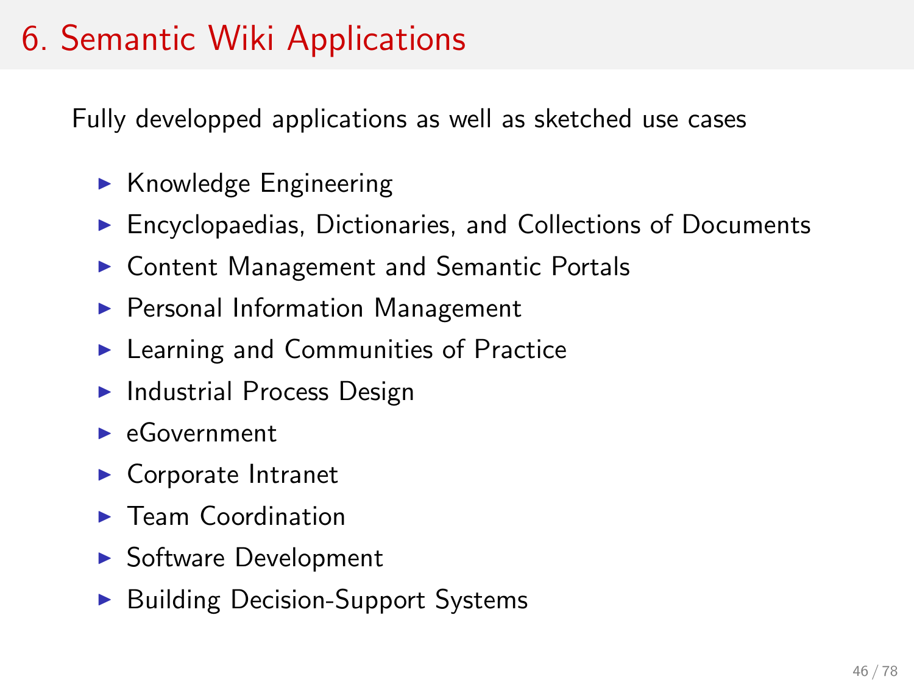# 6. Semantic Wiki Applications

Fully developped applications as well as sketched use cases

- Knowledge Engineering
- Encyclopaedias, Dictionaries, and Collections of Documents
- Content Management and Semantic Portals
- Personal Information Management
- Learning and Communities of Practice
- Industrial Process Design
- eGovernment
- Corporate Intranet
- Team Coordination
- Software Development
- Building Decision-Support Systems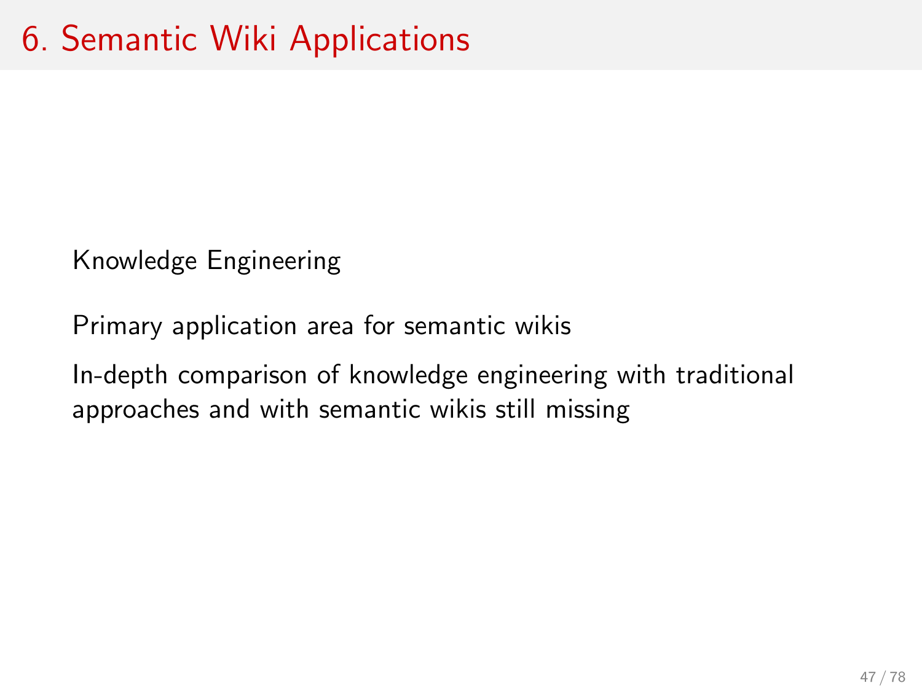# 6. Semantic Wiki Applications

Knowledge Engineering

Primary application area for semantic wikis

In-depth comparison of knowledge engineering with traditional approaches and with semantic wikis still missing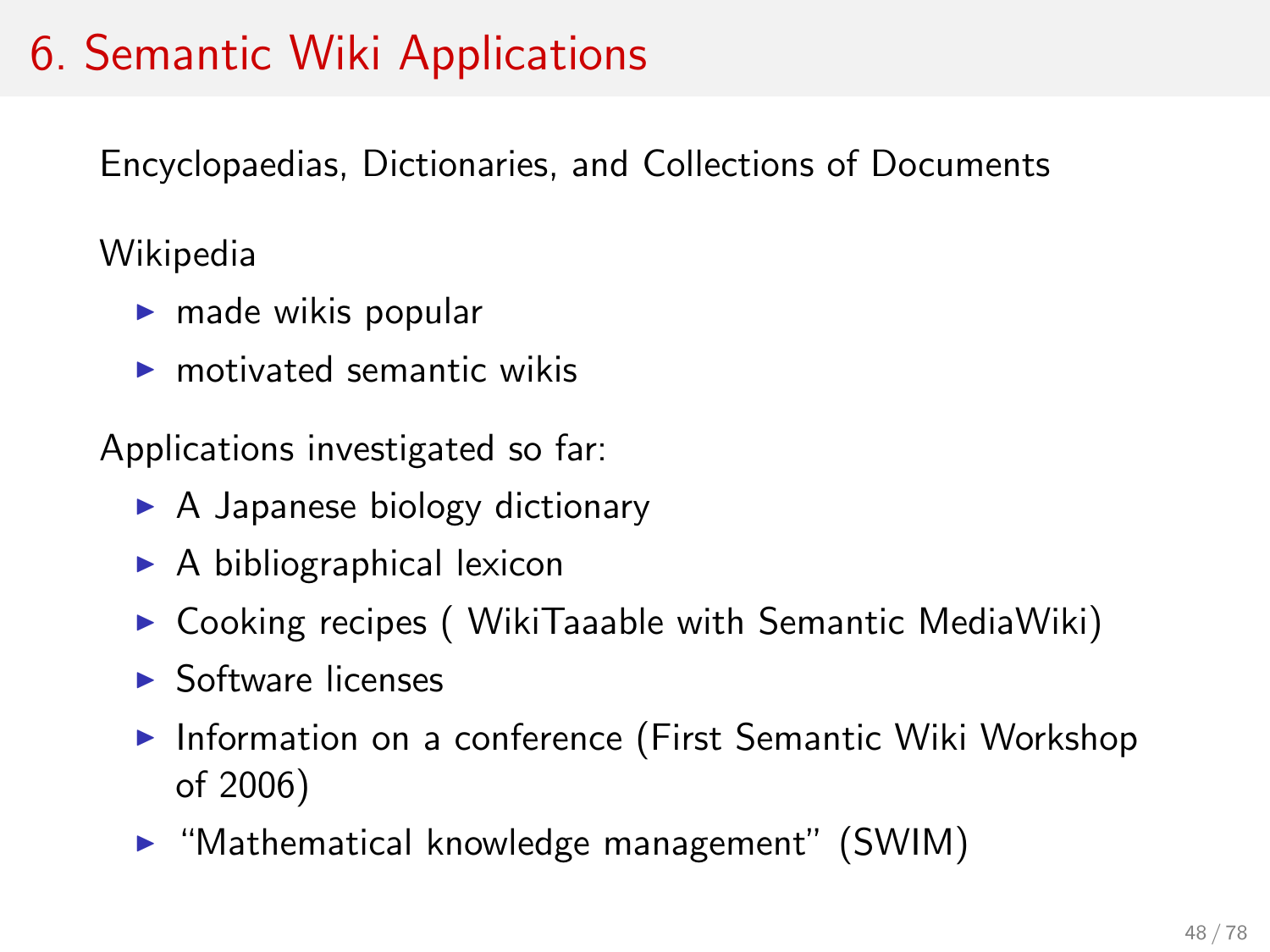# 6. Semantic Wiki Applications

Encyclopaedias, Dictionaries, and Collections of Documents

Wikipedia

- made wikis popular
- motivated semantic wikis

Applications investigated so far:

- A Japanese biology dictionary
- A bibliographical lexicon
- Cooking recipes ( WikiTaaable with Semantic MediaWiki)
- Software licenses
- Information on a conference (First Semantic Wiki Workshop of 2006)
- "Mathematical knowledge management" (SWIM)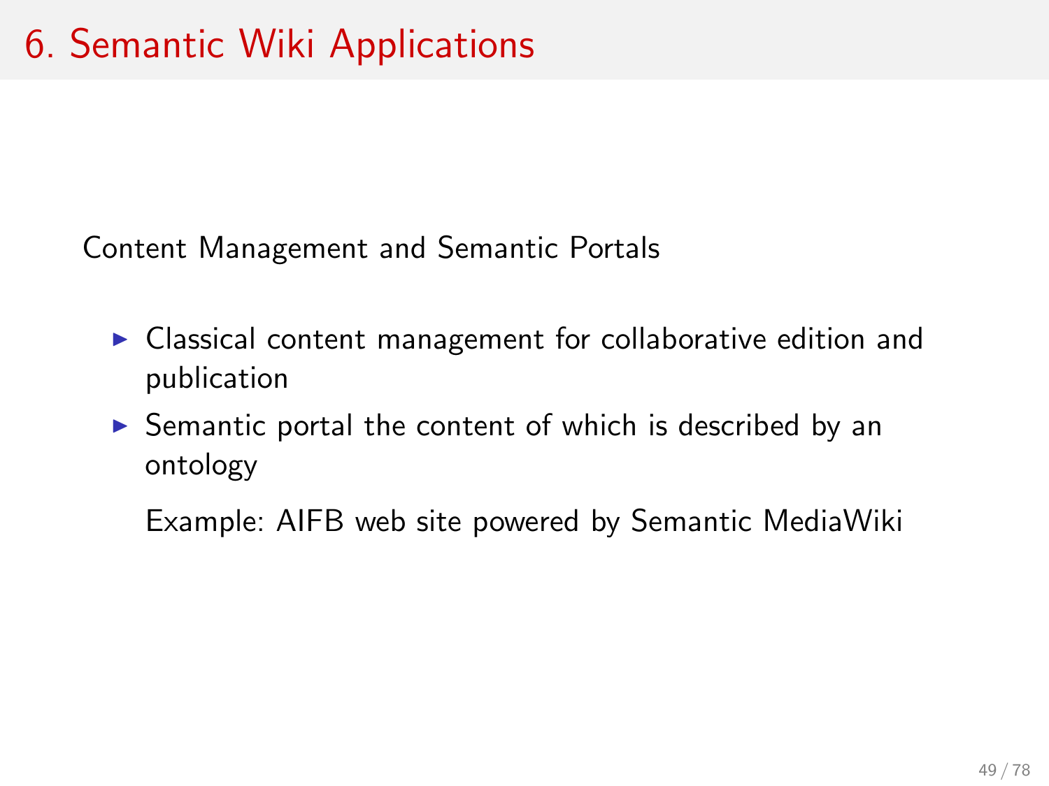# 6. Semantic Wiki Applications

Content Management and Semantic Portals

- Classical content management for collaborative edition and publication
- Semantic portal the content of which is described by an ontology

  Example: AIFB web site powered by Semantic MediaWiki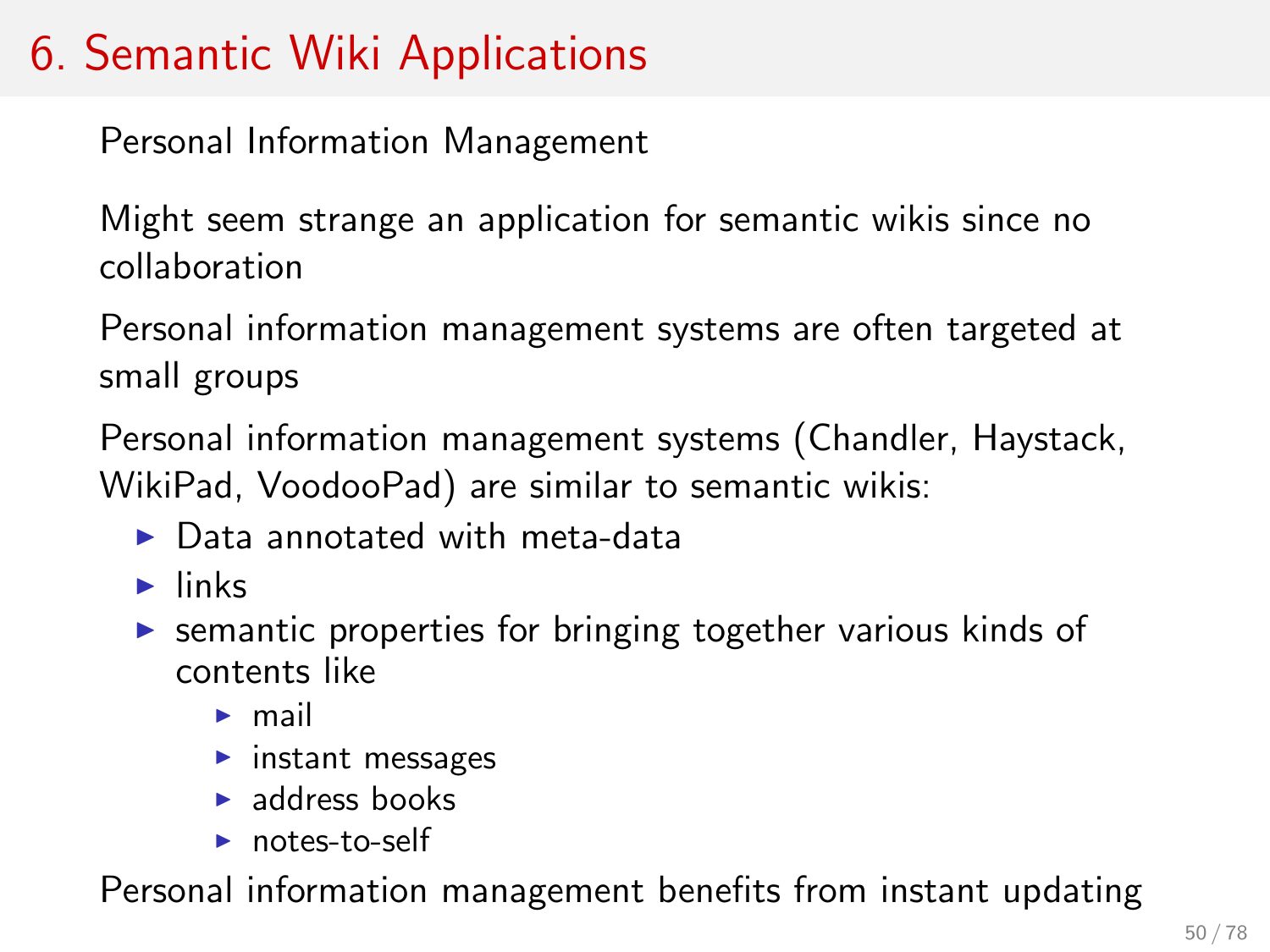# 6. Semantic Wiki Applications

Personal Information Management

Might seem strange an application for semantic wikis since no collaboration

Personal information management systems are often targeted at small groups

Personal information management systems (Chandler, Haystack, WikiPad, VoodooPad) are similar to semantic wikis:

- Data annotated with meta-data
- links
- semantic properties for bringing together various kinds of contents like
  - mail
  - instant messages
  - address books
  - notes-to-self

Personal information management benefits from instant updating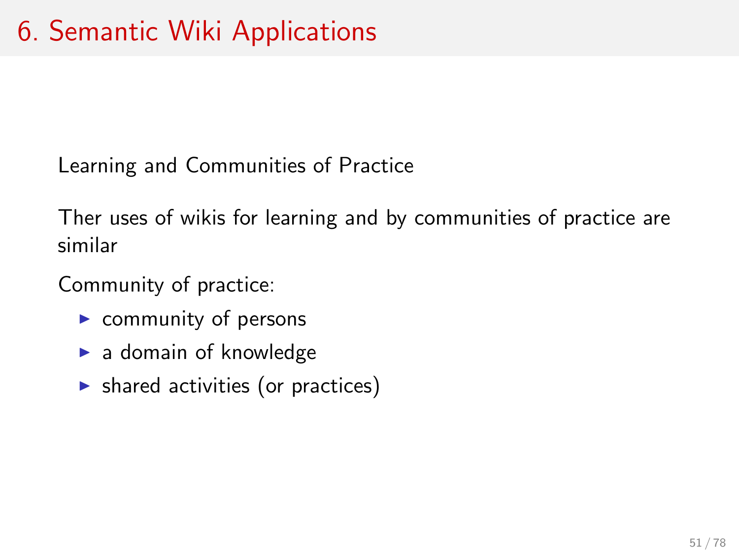# 6. Semantic Wiki Applications

Learning and Communities of Practice

Ther uses of wikis for learning and by communities of practice are similar

Community of practice:

- community of persons
- a domain of knowledge
- shared activities (or practices)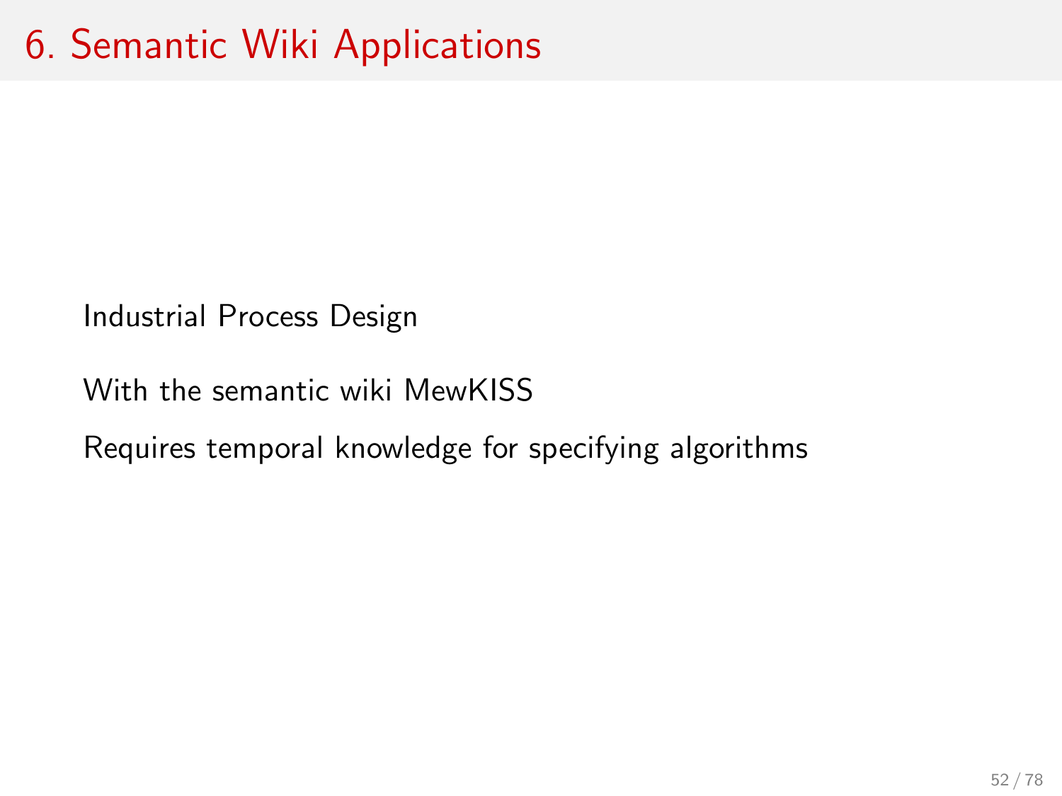# 6. Semantic Wiki Applications

Industrial Process Design

With the semantic wiki MewKISS

Requires temporal knowledge for specifying algorithms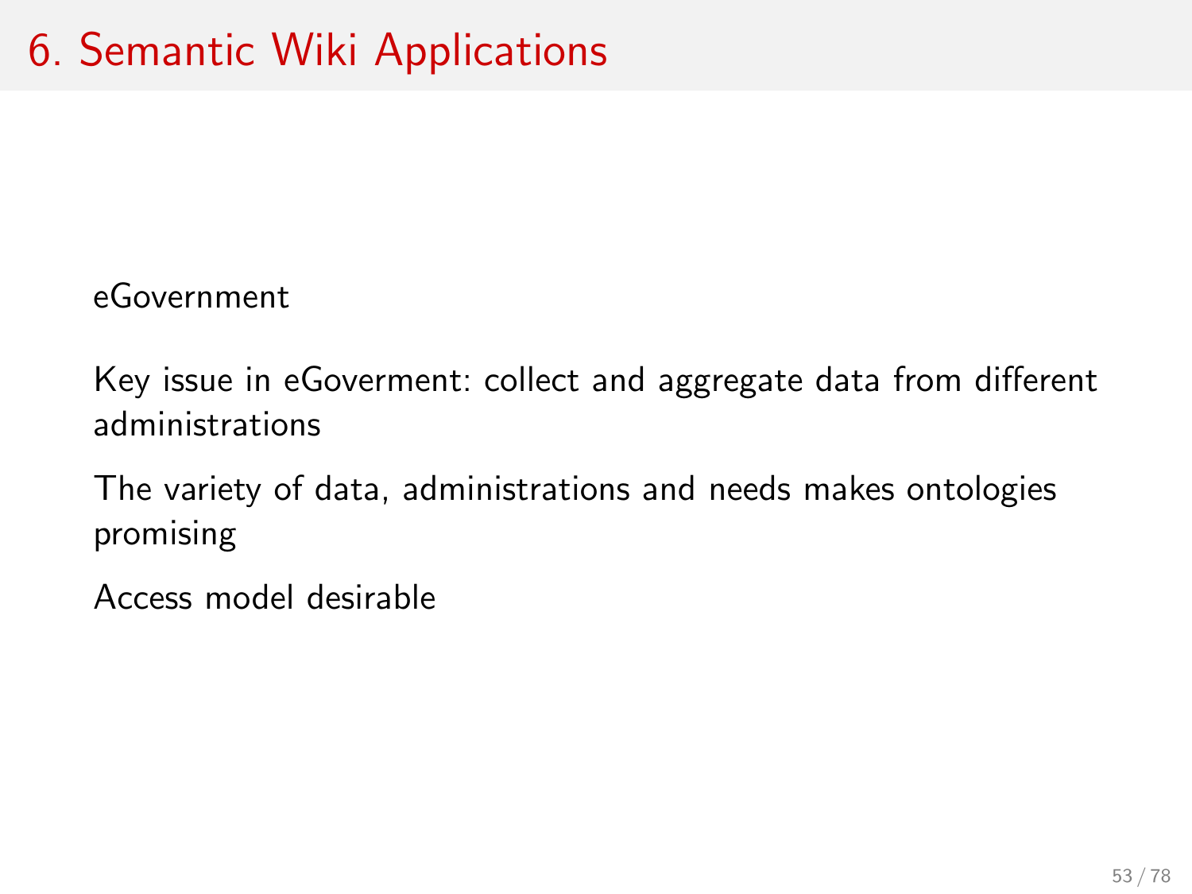# 6. Semantic Wiki Applications

eGovernment

Key issue in eGoverment: collect and aggregate data from different administrations

The variety of data, administrations and needs makes ontologies promising

Access model desirable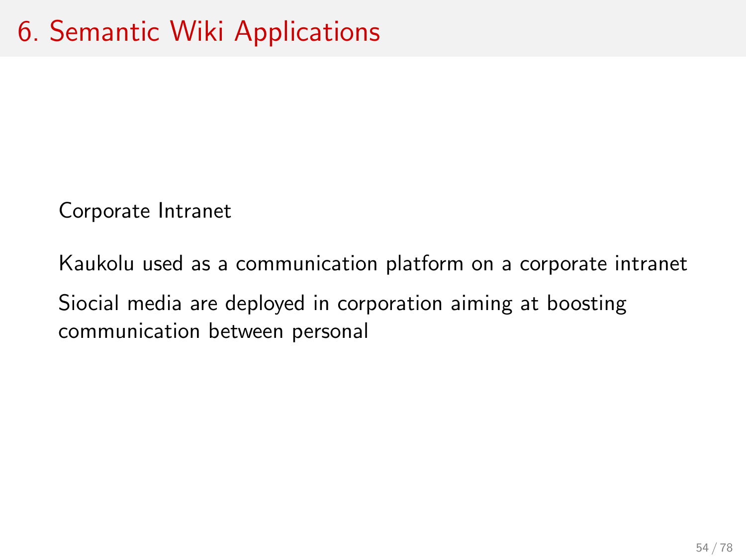# 6. Semantic Wiki Applications

Corporate Intranet

Kaukolu used as a communication platform on a corporate intranet

Siocial media are deployed in corporation aiming at boosting communication between personal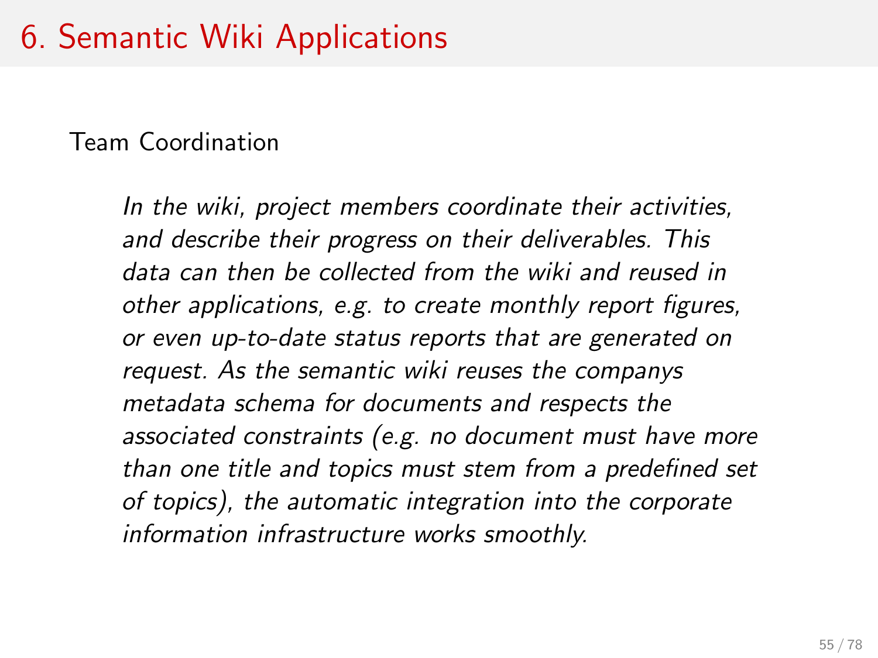# 6. Semantic Wiki Applications

Team Coordination

> *In the wiki, project members coordinate their activities, and describe their progress on their deliverables. This data can then be collected from the wiki and reused in other applications, e.g. to create monthly report figures, or even up-to-date status reports that are generated on request. As the semantic wiki reuses the companys metadata schema for documents and respects the associated constraints (e.g. no document must have more than one title and topics must stem from a predefined set of topics), the automatic integration into the corporate information infrastructure works smoothly.*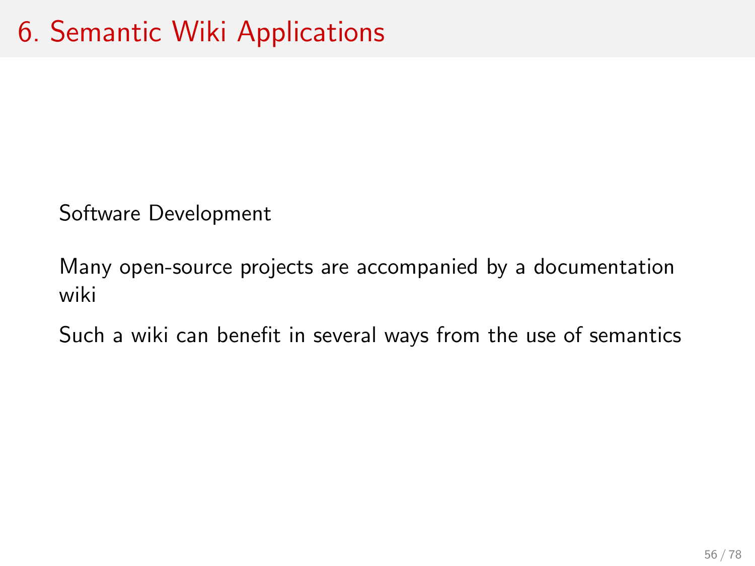# 6. Semantic Wiki Applications

Software Development

Many open-source projects are accompanied by a documentation wiki

Such a wiki can benefit in several ways from the use of semantics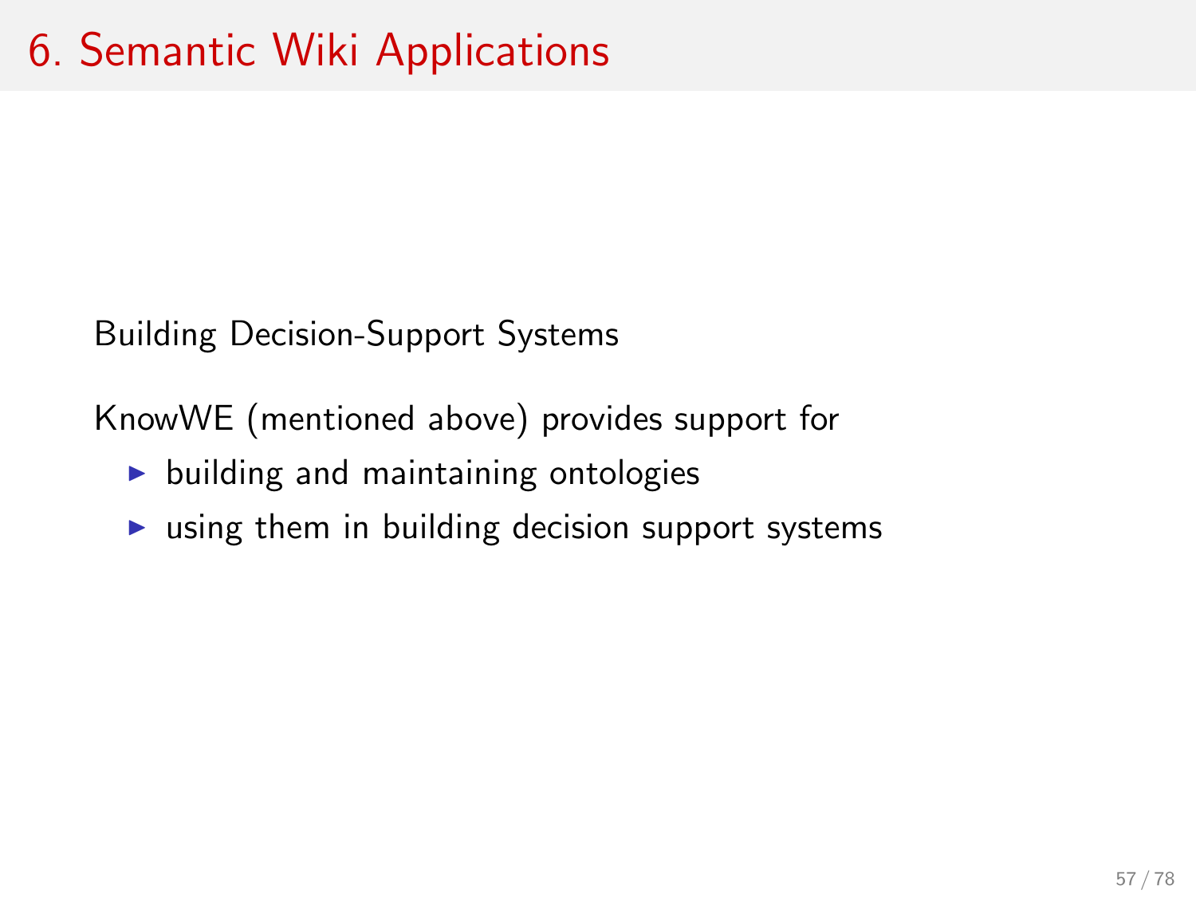# 6. Semantic Wiki Applications

Building Decision-Support Systems

KnowWE (mentioned above) provides support for

- building and maintaining ontologies
- using them in building decision support systems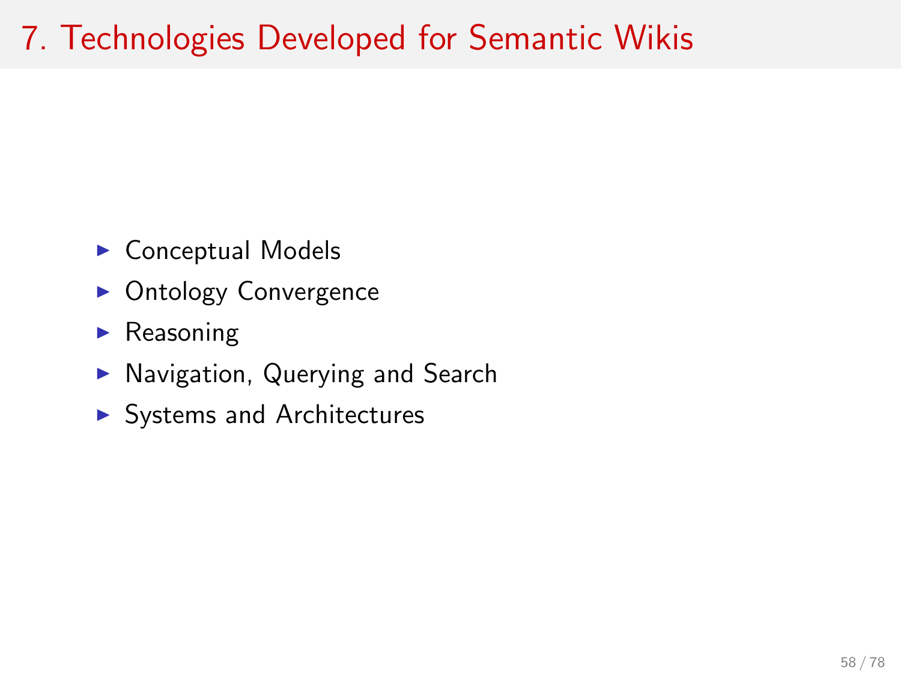# 7. Technologies Developed for Semantic Wikis

- Conceptual Models
- Ontology Convergence
- Reasoning
- Navigation, Querying and Search
- Systems and Architectures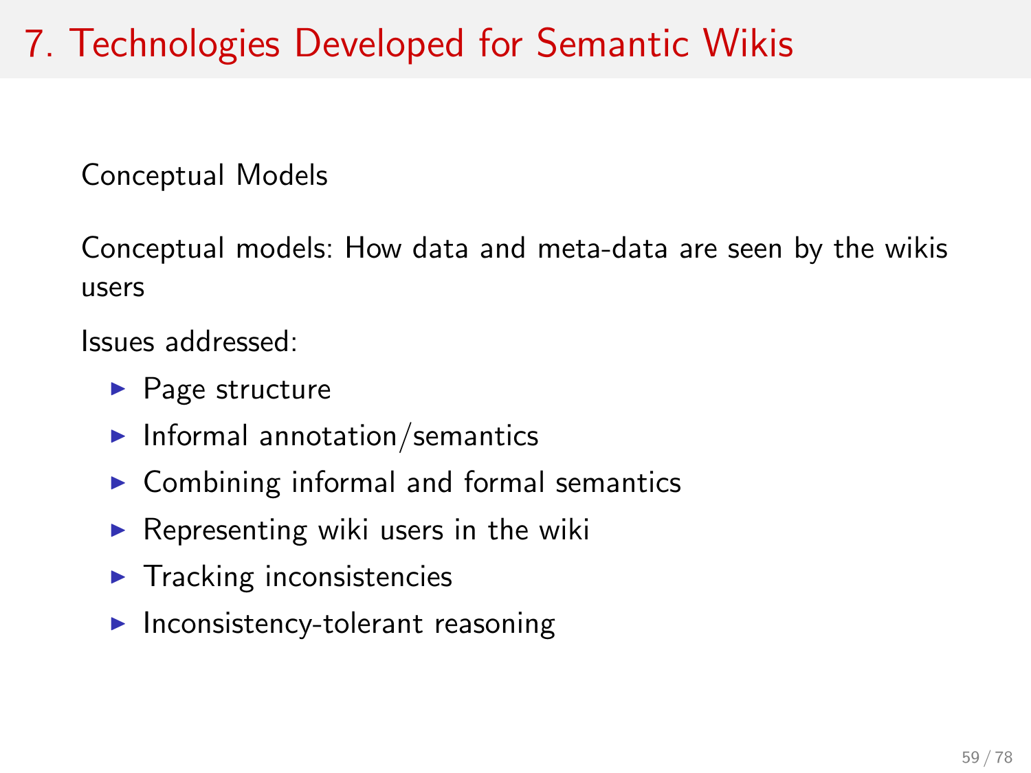# 7. Technologies Developed for Semantic Wikis

Conceptual Models

Conceptual models: How data and meta-data are seen by the wikis users

Issues addressed:

- Page structure
- Informal annotation/semantics
- Combining informal and formal semantics
- Representing wiki users in the wiki
- Tracking inconsistencies
- Inconsistency-tolerant reasoning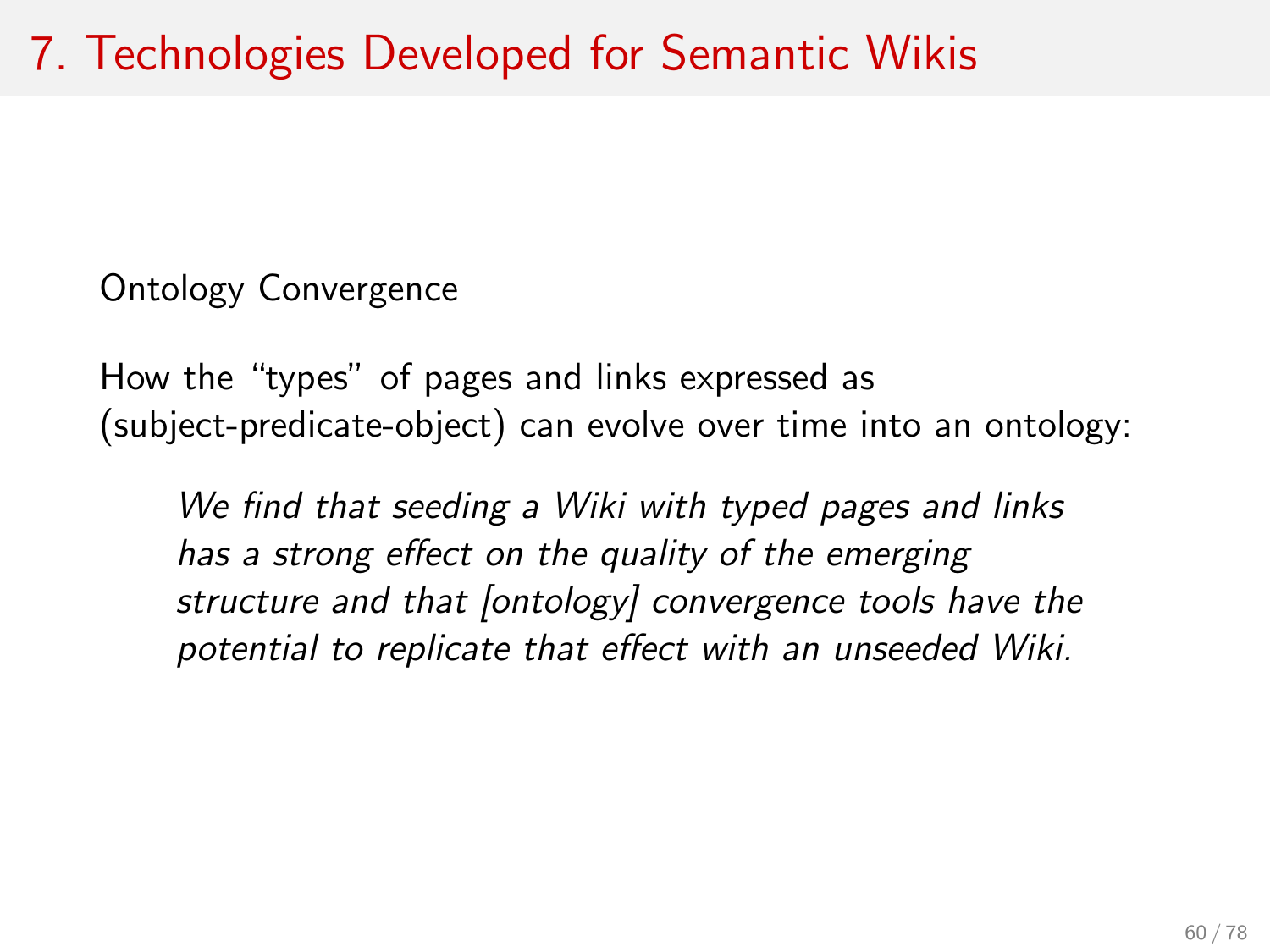# 7. Technologies Developed for Semantic Wikis

Ontology Convergence

How the “types” of pages and links expressed as (subject-predicate-object) can evolve over time into an ontology:

> *We find that seeding a Wiki with typed pages and links has a strong effect on the quality of the emerging structure and that [ontology] convergence tools have the potential to replicate that effect with an unseeded Wiki.*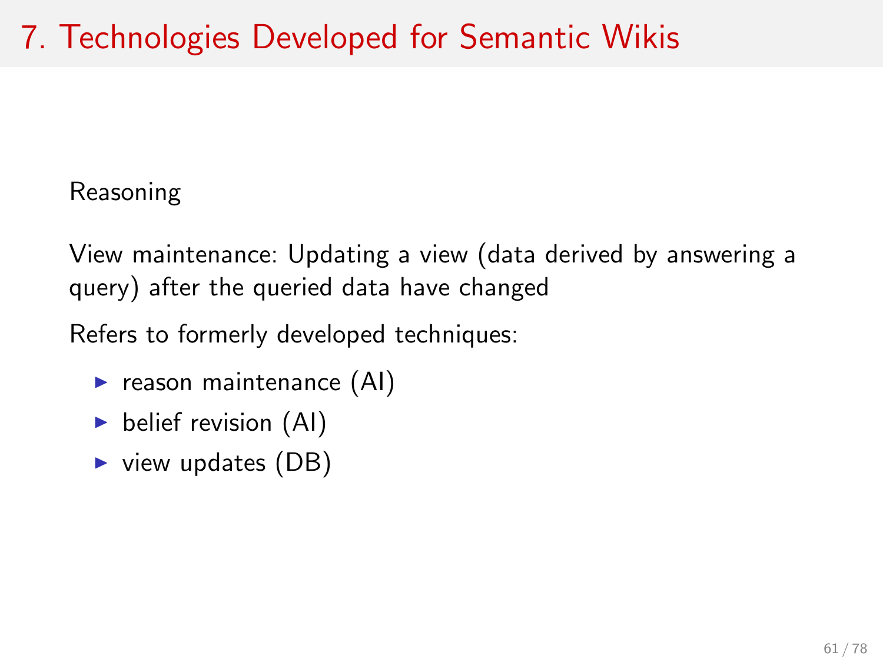# 7. Technologies Developed for Semantic Wikis

Reasoning

View maintenance: Updating a view (data derived by answering a query) after the queried data have changed

Refers to formerly developed techniques:

- reason maintenance (AI)
- belief revision (AI)
- view updates (DB)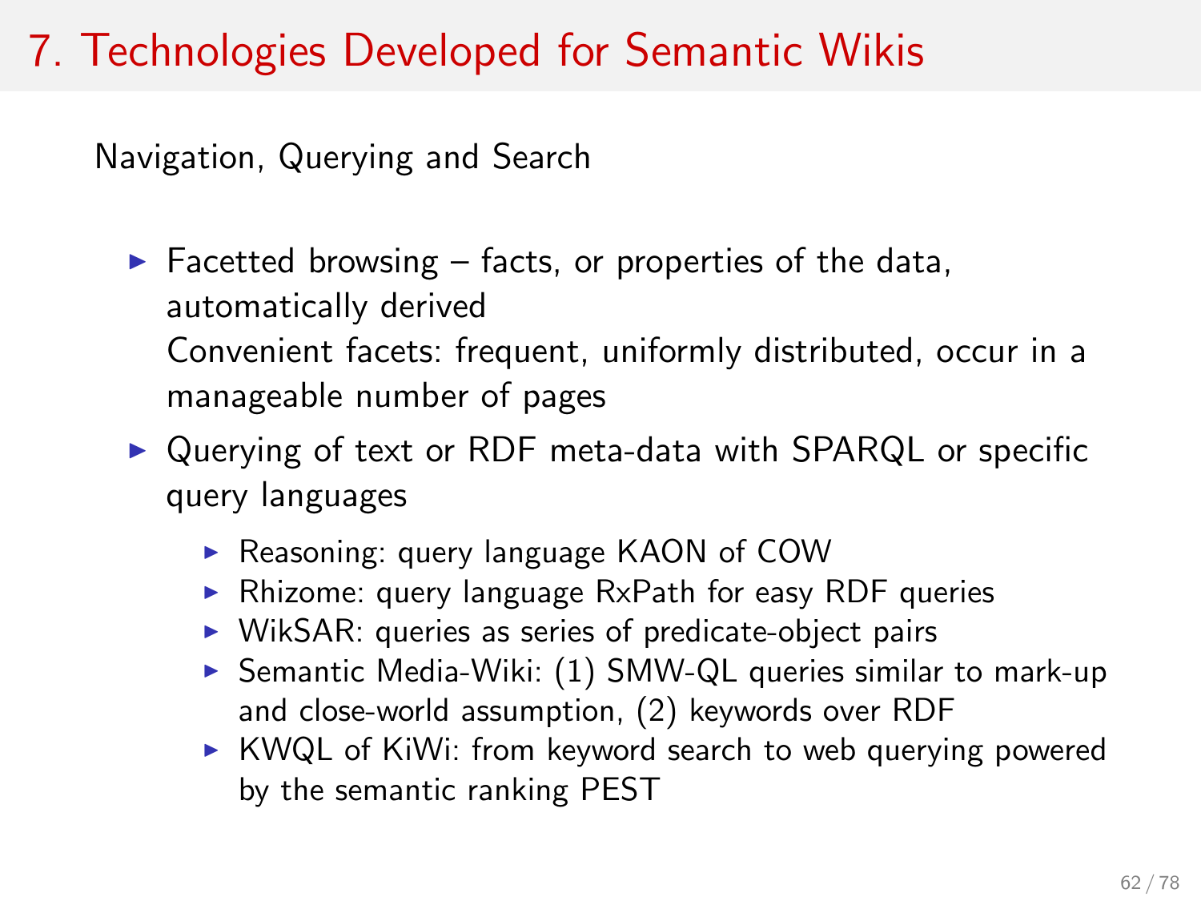# 7. Technologies Developed for Semantic Wikis

Navigation, Querying and Search

- Facetted browsing – facts, or properties of the data, automatically derived
  Convenient facets: frequent, uniformly distributed, occur in a manageable number of pages
- Querying of text or RDF meta-data with SPARQL or specific query languages
  - Reasoning: query language KAON of COW
  - Rhizome: query language RxPath for easy RDF queries
  - WikSAR: queries as series of predicate-object pairs
  - Semantic Media-Wiki: (1) SMW-QL queries similar to mark-up and close-world assumption, (2) keywords over RDF
  - KWQL of KiWi: from keyword search to web querying powered by the semantic ranking PEST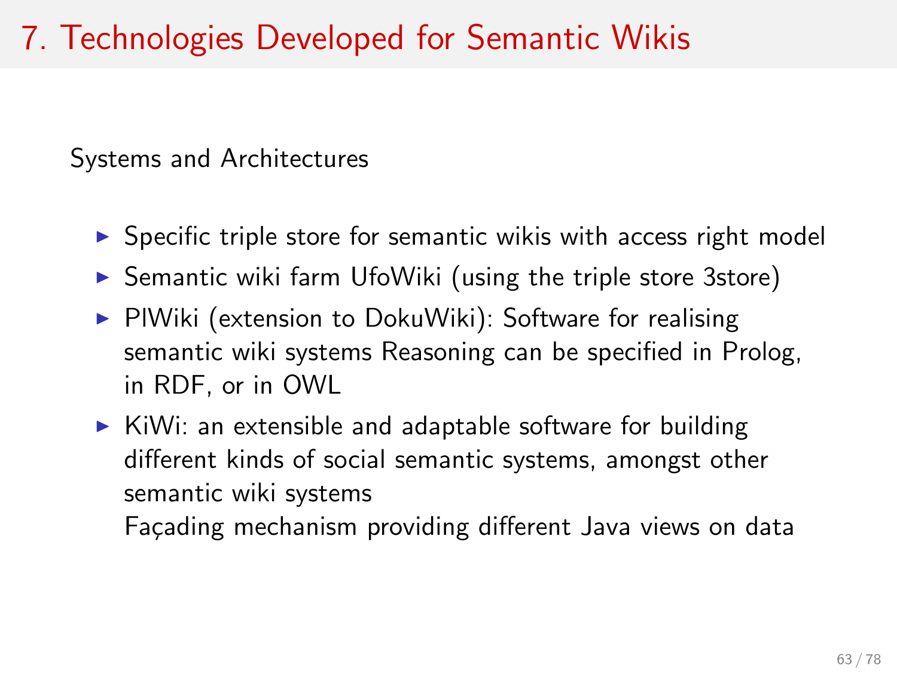# 7. Technologies Developed for Semantic Wikis

Systems and Architectures

- Specific triple store for semantic wikis with access right model
- Semantic wiki farm UfoWiki (using the triple store 3store)
- PlWiki (extension to DokuWiki): Software for realising semantic wiki systems Reasoning can be specified in Prolog, in RDF, or in OWL
- KiWi: an extensible and adaptable software for building different kinds of social semantic systems, amongst other semantic wiki systems
  Façading mechanism providing different Java views on data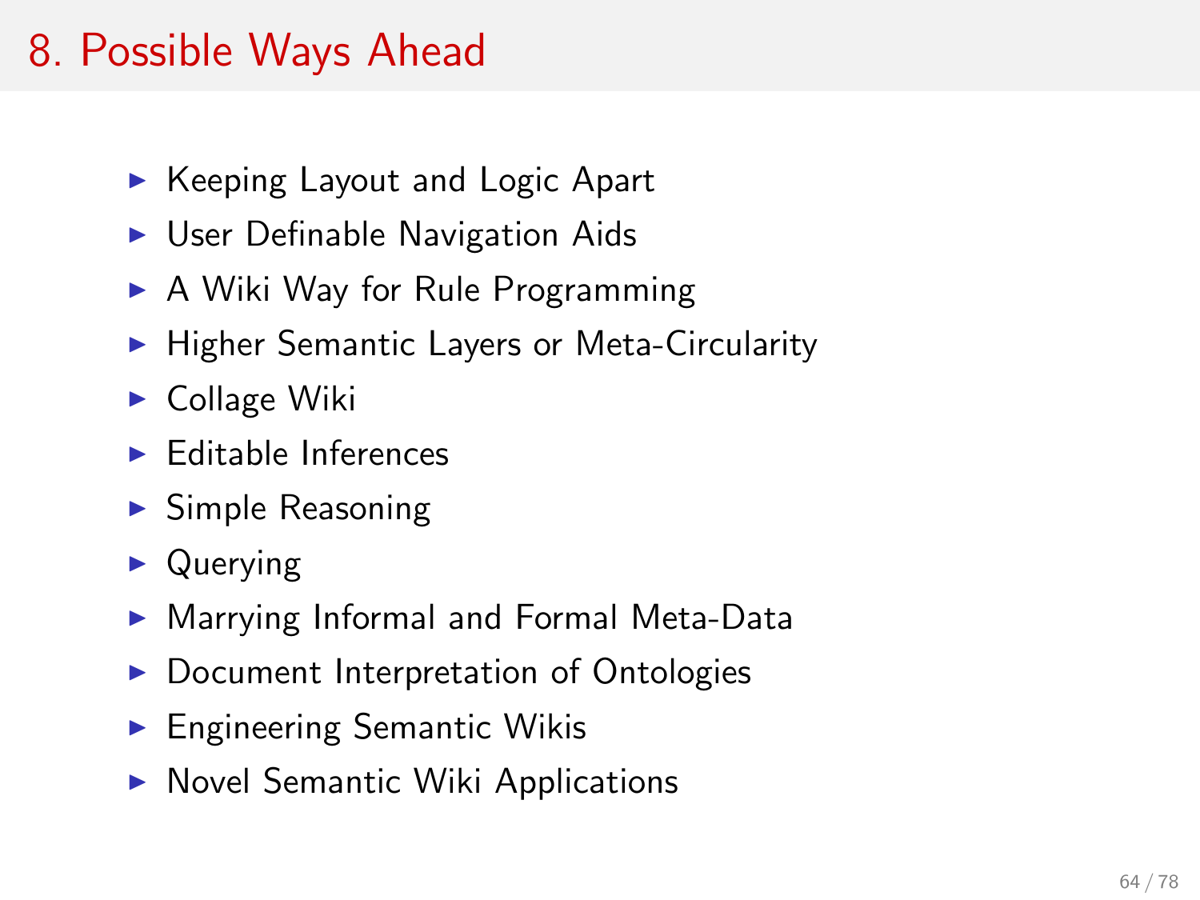# 8. Possible Ways Ahead

- Keeping Layout and Logic Apart
- User Definable Navigation Aids
- A Wiki Way for Rule Programming
- Higher Semantic Layers or Meta-Circularity
- Collage Wiki
- Editable Inferences
- Simple Reasoning
- Querying
- Marrying Informal and Formal Meta-Data
- Document Interpretation of Ontologies
- Engineering Semantic Wikis
- Novel Semantic Wiki Applications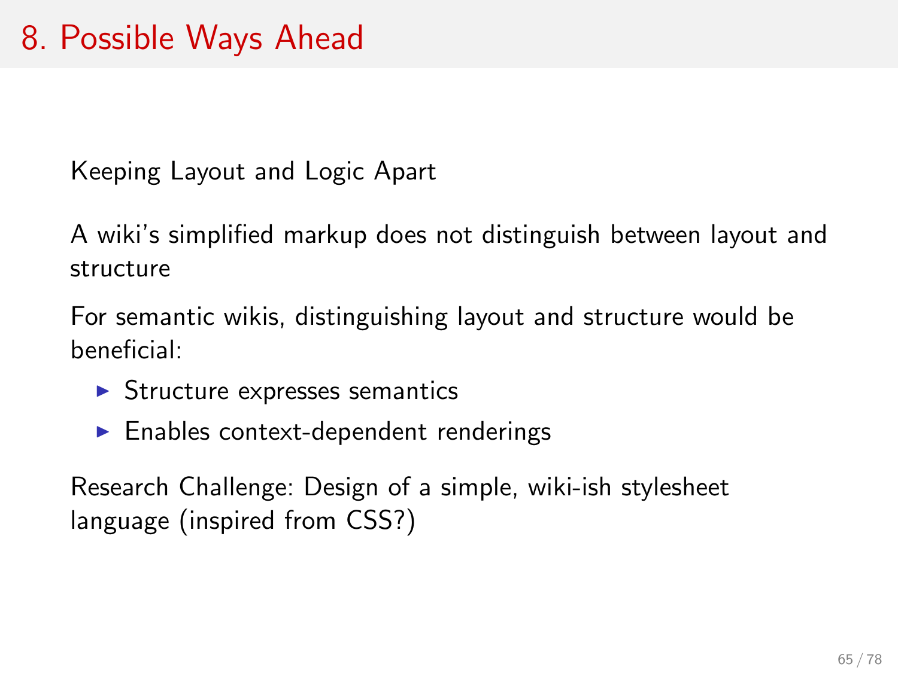# 8. Possible Ways Ahead

Keeping Layout and Logic Apart

A wiki's simplified markup does not distinguish between layout and structure

For semantic wikis, distinguishing layout and structure would be beneficial:

- Structure expresses semantics
- Enables context-dependent renderings

Research Challenge: Design of a simple, wiki-ish stylesheet language (inspired from CSS?)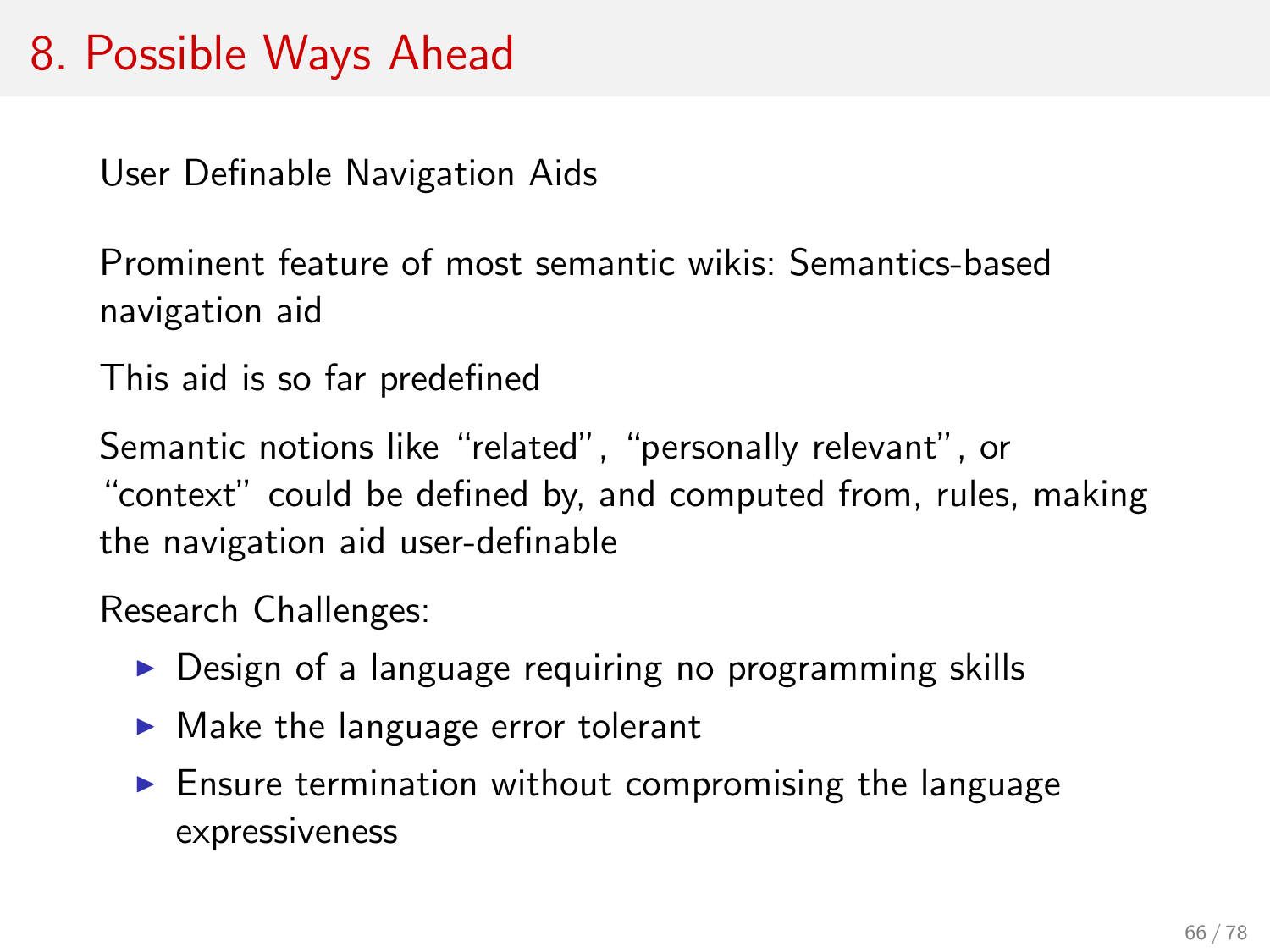# 8. Possible Ways Ahead

User Definable Navigation Aids

Prominent feature of most semantic wikis: Semantics-based navigation aid

This aid is so far predefined

Semantic notions like "related", "personally relevant", or "context" could be defined by, and computed from, rules, making the navigation aid user-definable

Research Challenges:

- Design of a language requiring no programming skills
- Make the language error tolerant
- Ensure termination without compromising the language expressiveness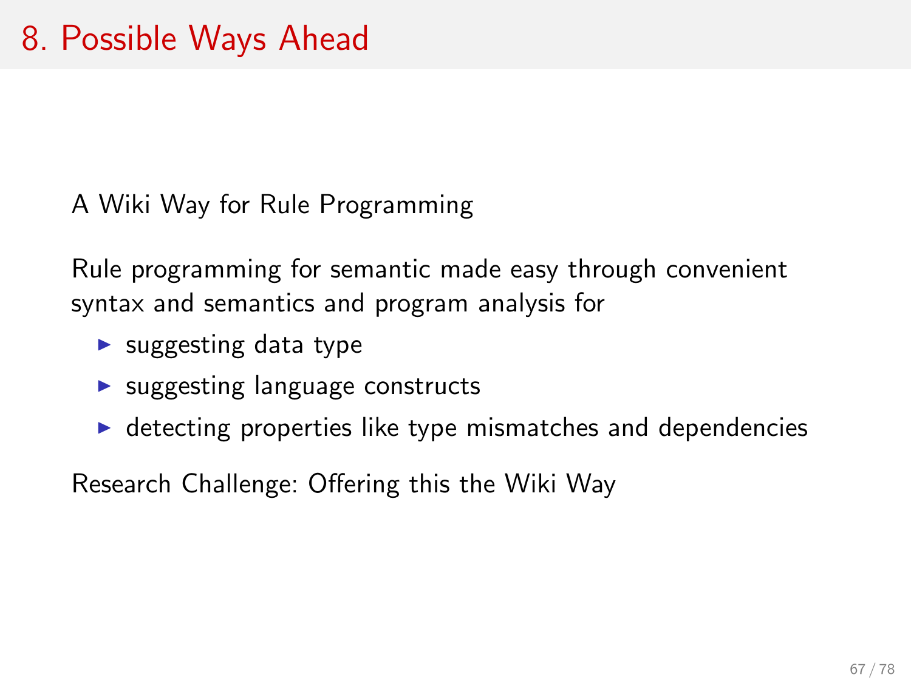# 8. Possible Ways Ahead

A Wiki Way for Rule Programming

Rule programming for semantic made easy through convenient syntax and semantics and program analysis for

- suggesting data type
- suggesting language constructs
- detecting properties like type mismatches and dependencies

Research Challenge: Offering this the Wiki Way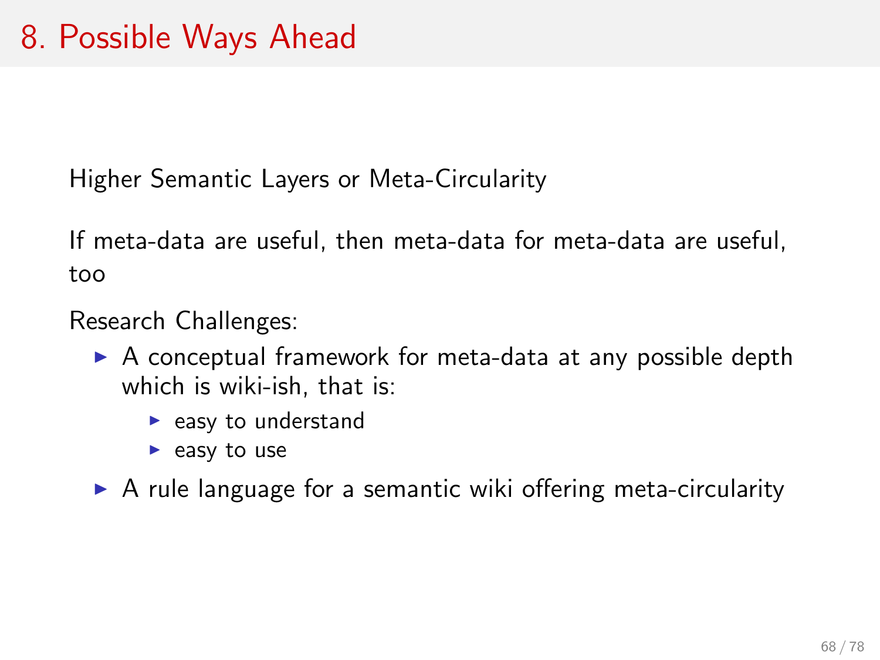# 8. Possible Ways Ahead

Higher Semantic Layers or Meta-Circularity

If meta-data are useful, then meta-data for meta-data are useful, too

Research Challenges:

- A conceptual framework for meta-data at any possible depth which is wiki-ish, that is:
  - easy to understand
  - easy to use
- A rule language for a semantic wiki offering meta-circularity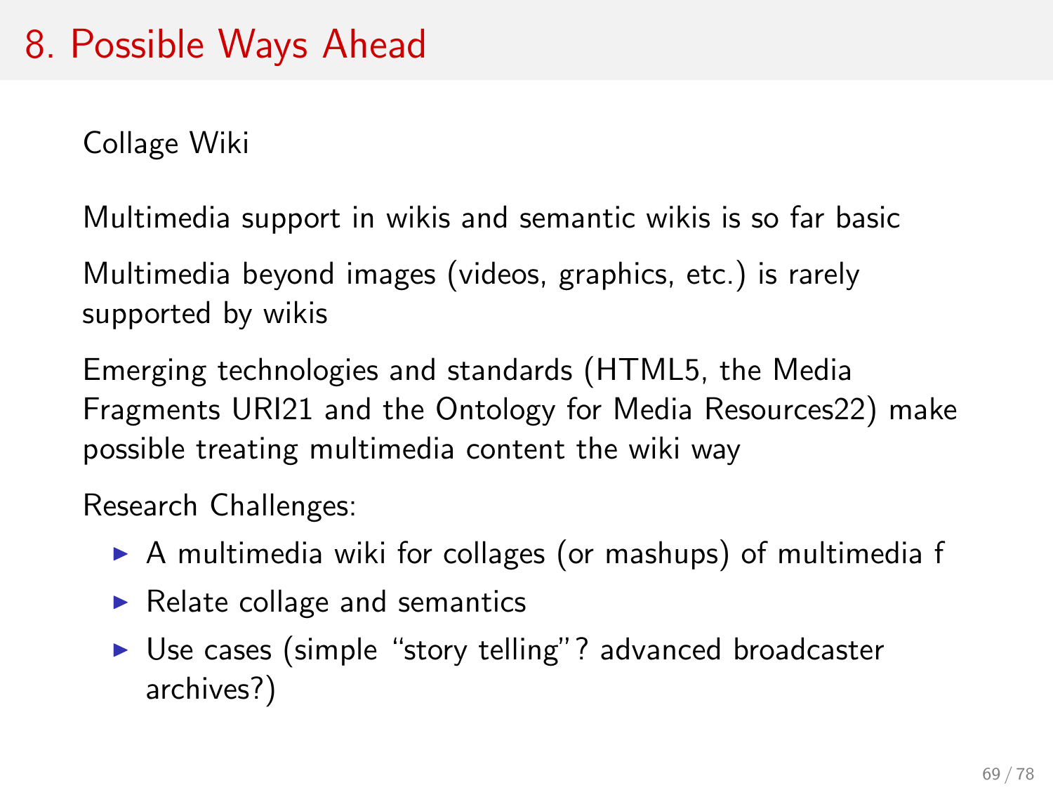# 8. Possible Ways Ahead

Collage Wiki

Multimedia support in wikis and semantic wikis is so far basic

Multimedia beyond images (videos, graphics, etc.) is rarely supported by wikis

Emerging technologies and standards (HTML5, the Media Fragments URI21 and the Ontology for Media Resources22) make possible treating multimedia content the wiki way

Research Challenges:

- A multimedia wiki for collages (or mashups) of multimedia f
- Relate collage and semantics
- Use cases (simple "story telling"? advanced broadcaster archives?)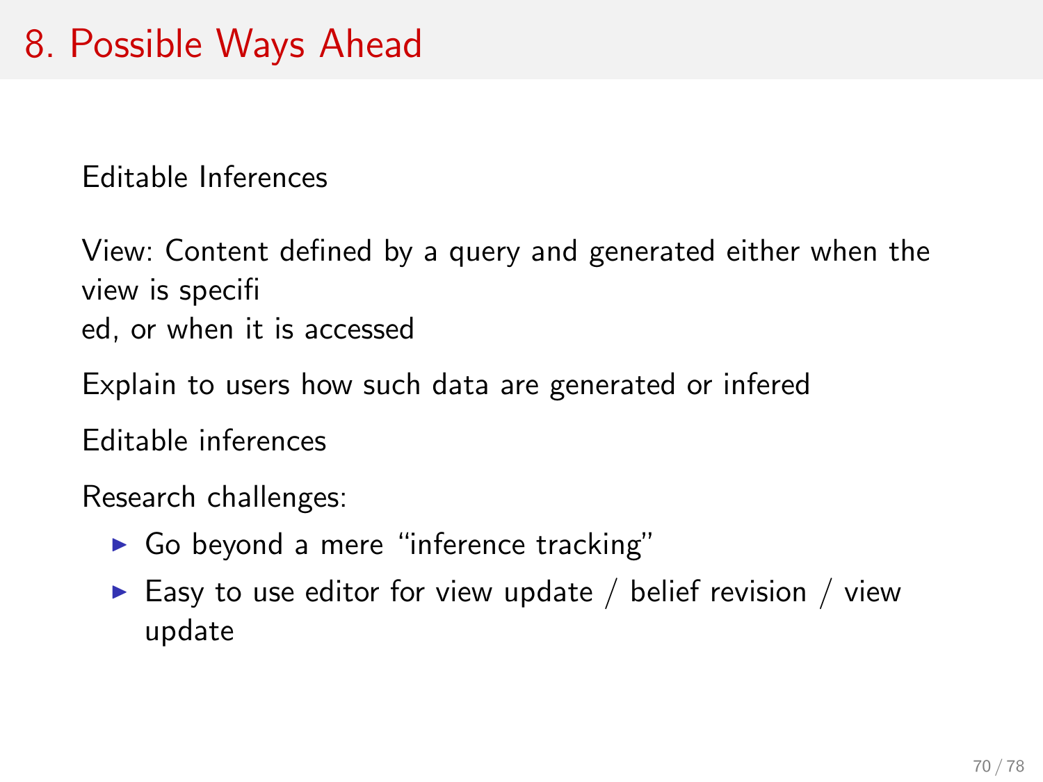# 8. Possible Ways Ahead

Editable Inferences

View: Content defined by a query and generated either when the view is specifi
ed, or when it is accessed

Explain to users how such data are generated or infered

Editable inferences

Research challenges:

- Go beyond a mere "inference tracking"
- Easy to use editor for view update / belief revision / view update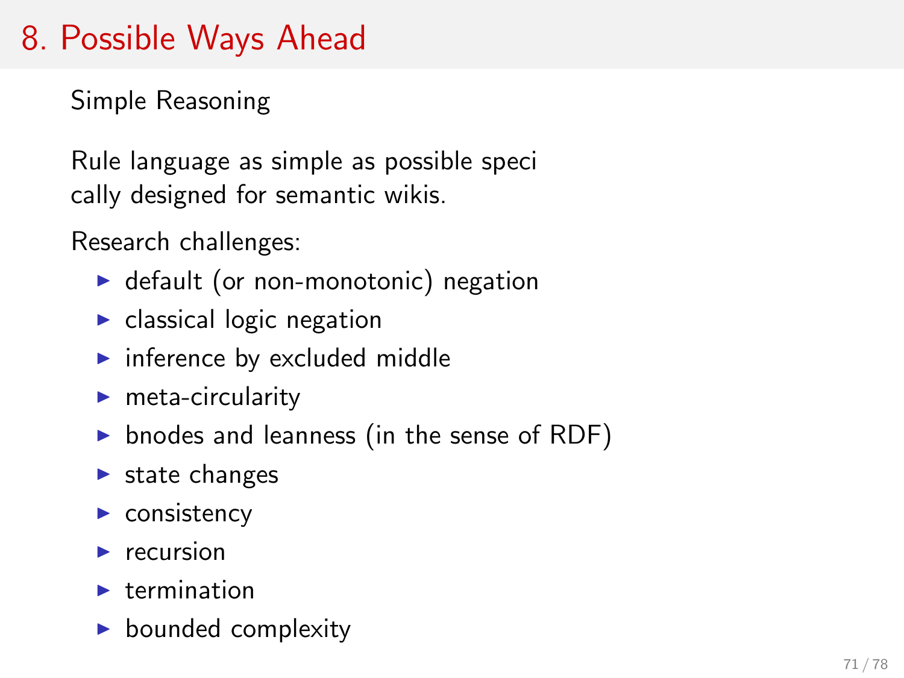# 8. Possible Ways Ahead

Simple Reasoning

Rule language as simple as possible speci
cally designed for semantic wikis.

Research challenges:

- default (or non-monotonic) negation
- classical logic negation
- inference by excluded middle
- meta-circularity
- bnodes and leanness (in the sense of RDF)
- state changes
- consistency
- recursion
- termination
- bounded complexity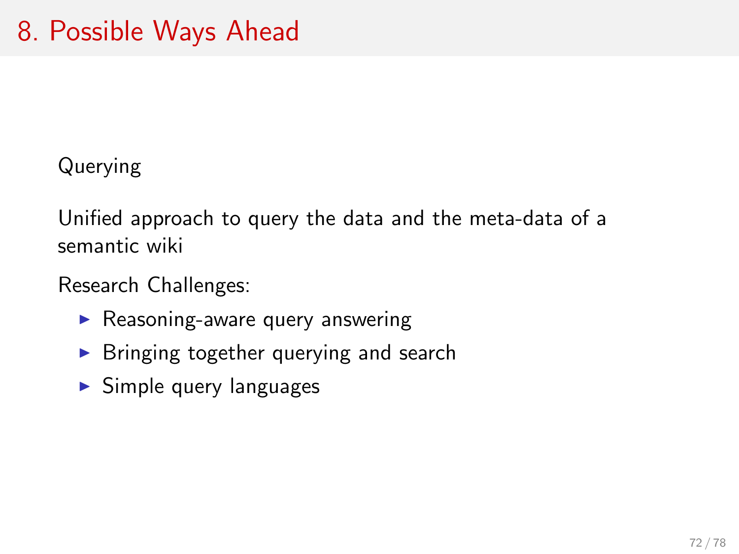# 8. Possible Ways Ahead

Querying

Unified approach to query the data and the meta-data of a semantic wiki

Research Challenges:

- Reasoning-aware query answering
- Bringing together querying and search
- Simple query languages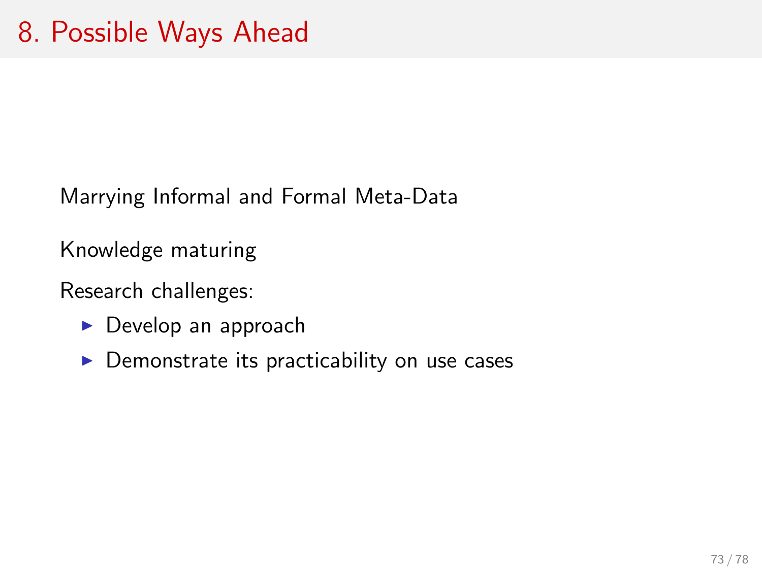# 8. Possible Ways Ahead

Marrying Informal and Formal Meta-Data

Knowledge maturing

Research challenges:

- Develop an approach
- Demonstrate its practicability on use cases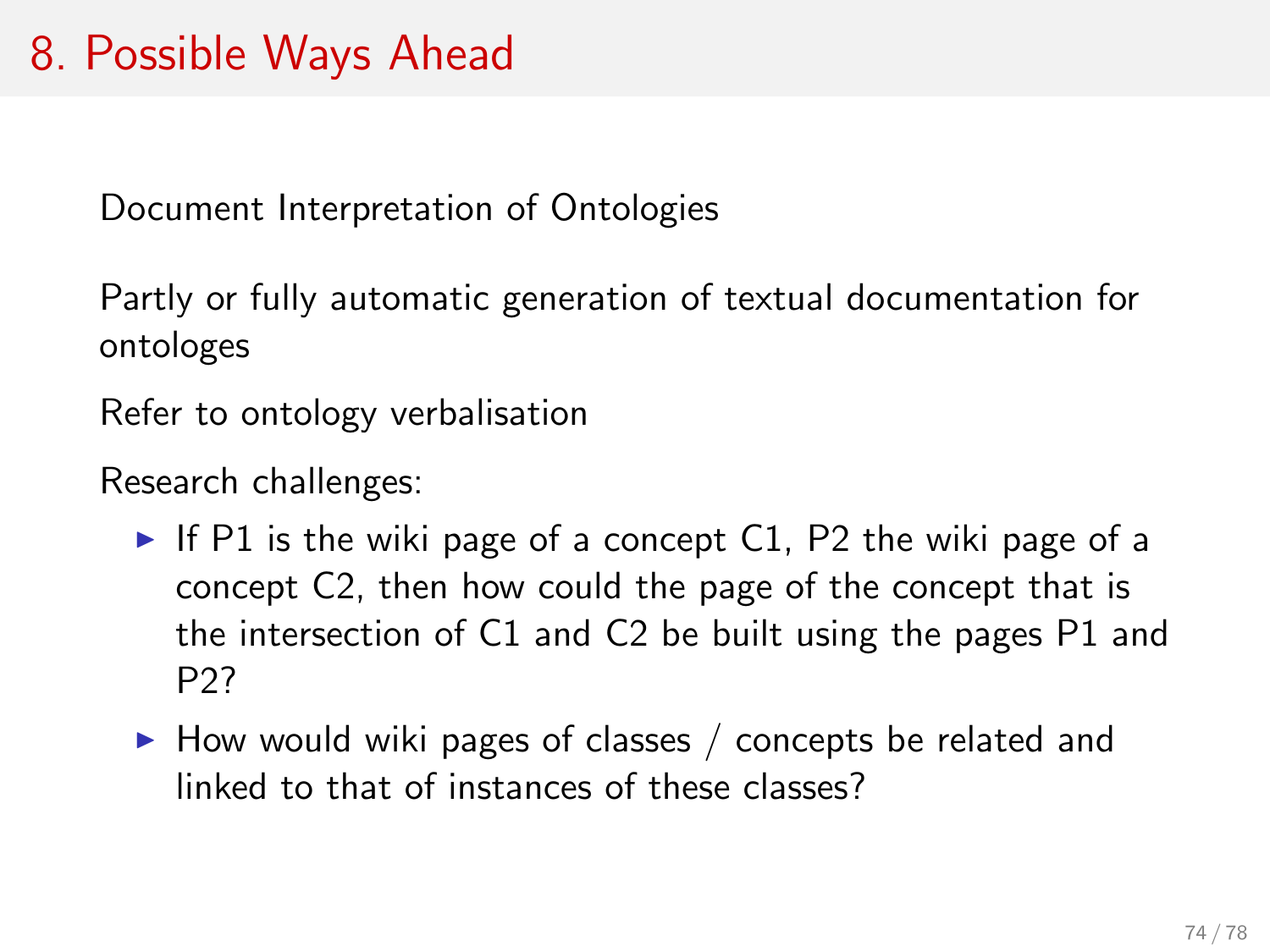# 8. Possible Ways Ahead

Document Interpretation of Ontologies

Partly or fully automatic generation of textual documentation for ontologes

Refer to ontology verbalisation

Research challenges:

- If P1 is the wiki page of a concept C1, P2 the wiki page of a concept C2, then how could the page of the concept that is the intersection of C1 and C2 be built using the pages P1 and P2?
- How would wiki pages of classes / concepts be related and linked to that of instances of these classes?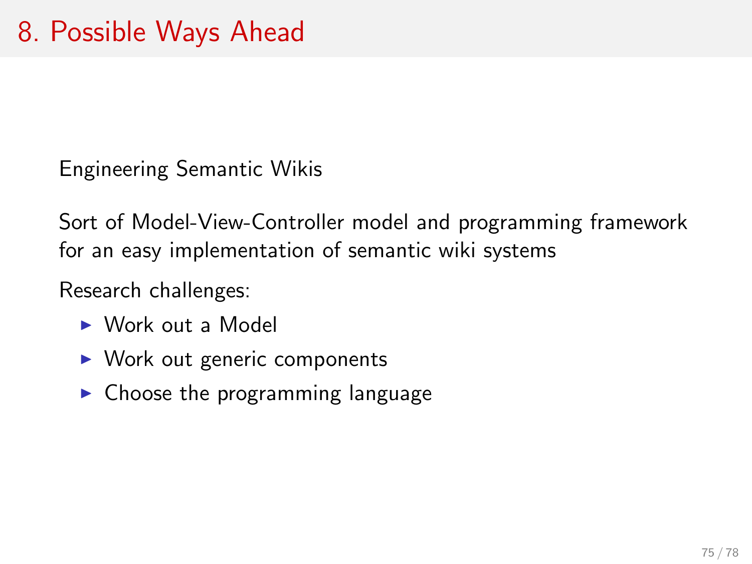# 8. Possible Ways Ahead

Engineering Semantic Wikis

Sort of Model-View-Controller model and programming framework for an easy implementation of semantic wiki systems

Research challenges:

- Work out a Model
- Work out generic components
- Choose the programming language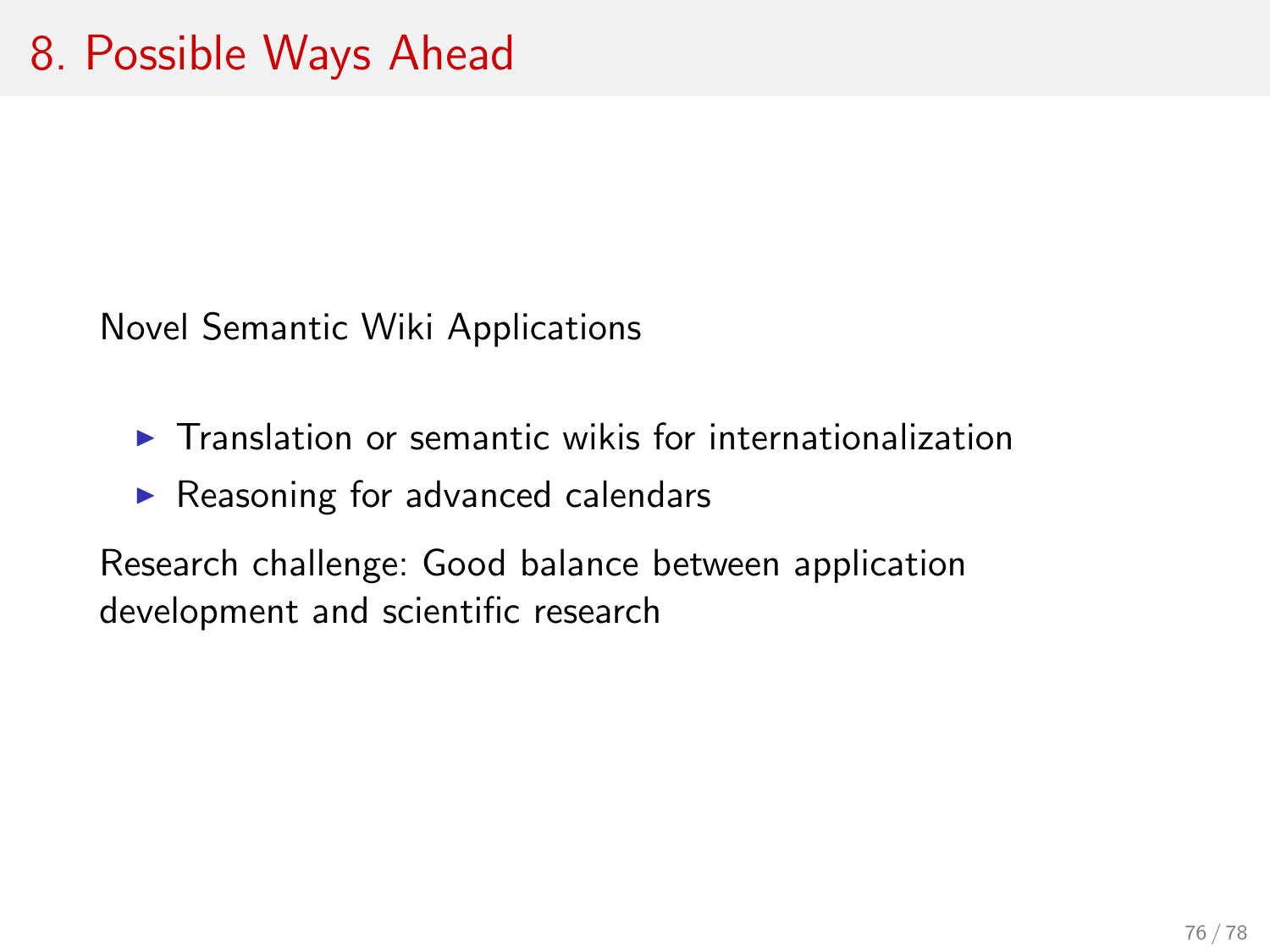# 8. Possible Ways Ahead

Novel Semantic Wiki Applications

- Translation or semantic wikis for internationalization
- Reasoning for advanced calendars

Research challenge: Good balance between application development and scientific research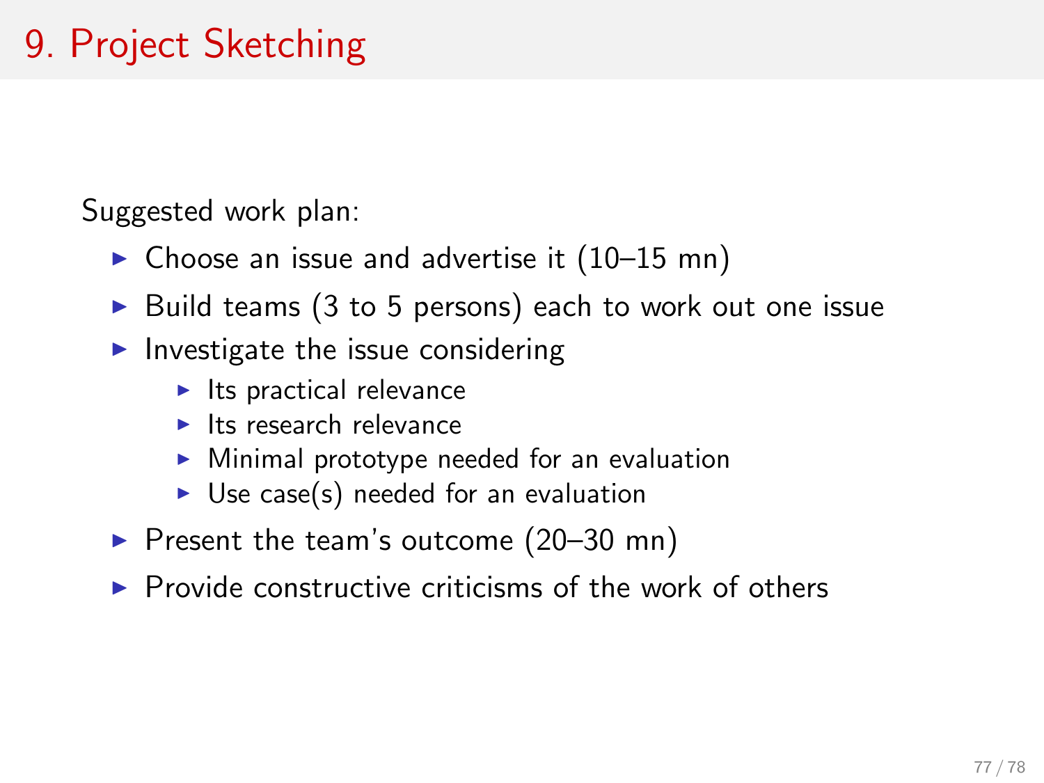# 9. Project Sketching

Suggested work plan:

- Choose an issue and advertise it (10–15 mn)
- Build teams (3 to 5 persons) each to work out one issue
- Investigate the issue considering
  - Its practical relevance
  - Its research relevance
  - Minimal prototype needed for an evaluation
  - Use case(s) needed for an evaluation
- Present the team's outcome (20–30 mn)
- Provide constructive criticisms of the work of others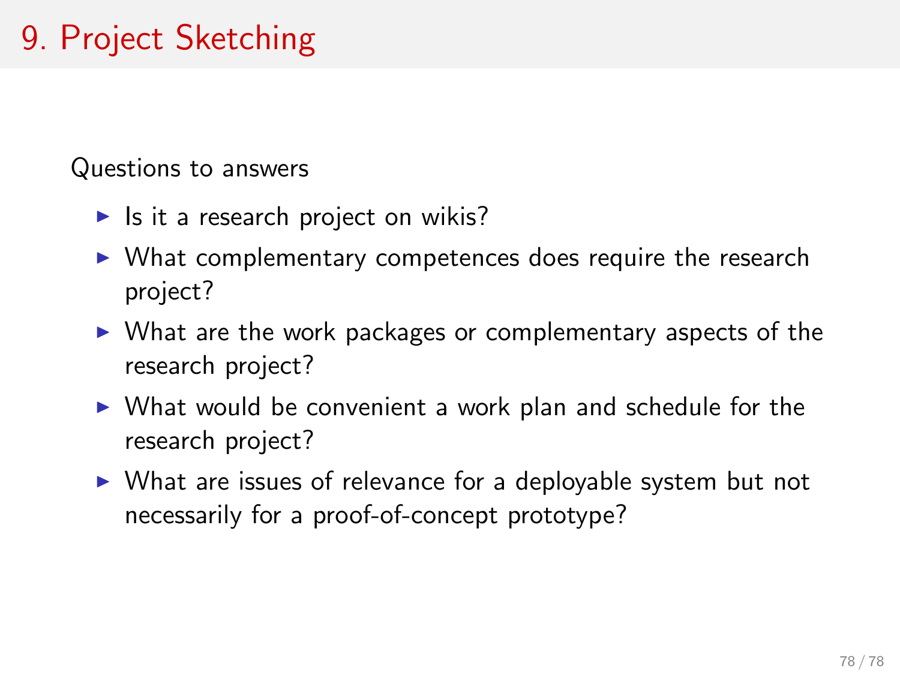# 9. Project Sketching

Questions to answers

- Is it a research project on wikis?
- What complementary competences does require the research project?
- What are the work packages or complementary aspects of the research project?
- What would be convenient a work plan and schedule for the research project?
- What are issues of relevance for a deployable system but not necessarily for a proof-of-concept prototype?